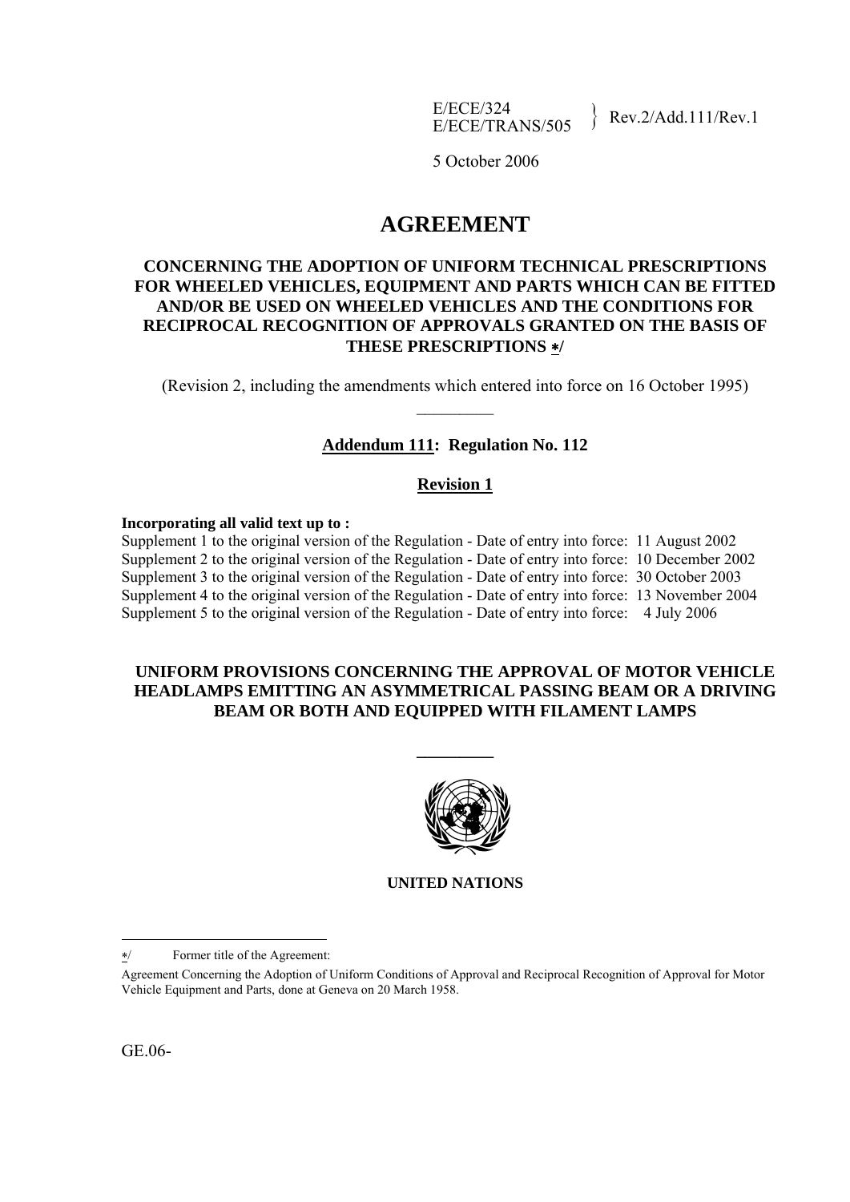E/ECE/324
E/ECE/TRANS/505 } Rev.2/Add.111/Rev.1

5 October 2006

# AGREEMENT

## CONCERNING THE ADOPTION OF UNIFORM TECHNICAL PRESCRIPTIONS FOR WHEELED VEHICLES, EQUIPMENT AND PARTS WHICH CAN BE FITTED AND/OR BE USED ON WHEELED VEHICLES AND THE CONDITIONS FOR RECIPROCAL RECOGNITION OF APPROVALS GRANTED ON THE BASIS OF THESE PRESCRIPTIONS */

(Revision 2, including the amendments which entered into force on 16 October 1995)

---

**Addendum 111: Regulation No. 112**

**Revision 1**

**Incorporating all valid text up to :**
Supplement 1 to the original version of the Regulation - Date of entry into force: 11 August 2002
Supplement 2 to the original version of the Regulation - Date of entry into force: 10 December 2002
Supplement 3 to the original version of the Regulation - Date of entry into force: 30 October 2003
Supplement 4 to the original version of the Regulation - Date of entry into force: 13 November 2004
Supplement 5 to the original version of the Regulation - Date of entry into force: 4 July 2006

## UNIFORM PROVISIONS CONCERNING THE APPROVAL OF MOTOR VEHICLE HEADLAMPS EMITTING AN ASYMMETRICAL PASSING BEAM OR A DRIVING BEAM OR BOTH AND EQUIPPED WITH FILAMENT LAMPS

---

**UNITED NATIONS**

---

*/ Former title of the Agreement:

Agreement Concerning the Adoption of Uniform Conditions of Approval and Reciprocal Recognition of Approval for Motor Vehicle Equipment and Parts, done at Geneva on 20 March 1958.

GE.06-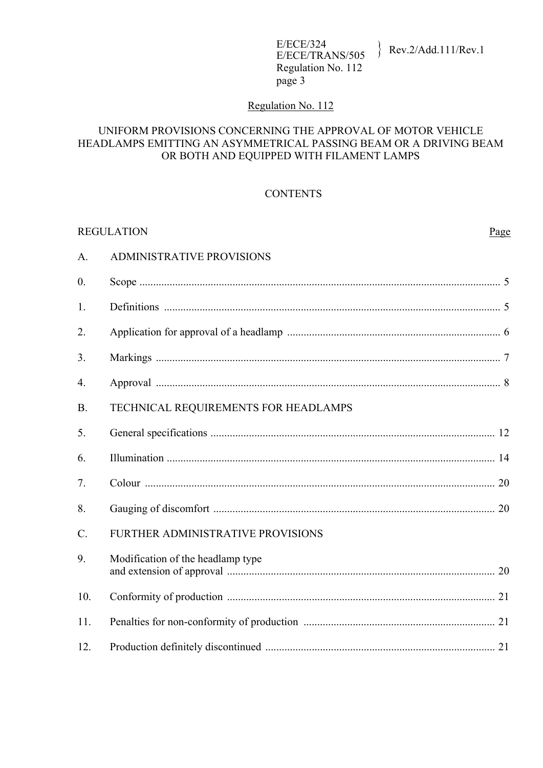## Regulation No. 112

### UNIFORM PROVISIONS CONCERNING THE APPROVAL OF MOTOR VEHICLE HEADLAMPS EMITTING AN ASYMMETRICAL PASSING BEAM OR A DRIVING BEAM OR BOTH AND EQUIPPED WITH FILAMENT LAMPS

### CONTENTS

| REGULATION | | Page |
|---|---|---|
| A. | ADMINISTRATIVE PROVISIONS | |
| 0. | Scope | 5 |
| 1. | Definitions | 5 |
| 2. | Application for approval of a headlamp | 6 |
| 3. | Markings | 7 |
| 4. | Approval | 8 |
| B. | TECHNICAL REQUIREMENTS FOR HEADLAMPS | |
| 5. | General specifications | 12 |
| 6. | Illumination | 14 |
| 7. | Colour | 20 |
| 8. | Gauging of discomfort | 20 |
| C. | FURTHER ADMINISTRATIVE PROVISIONS | |
| 9. | Modification of the headlamp type and extension of approval | 20 |
| 10. | Conformity of production | 21 |
| 11. | Penalties for non-conformity of production | 21 |
| 12. | Production definitely discontinued | 21 |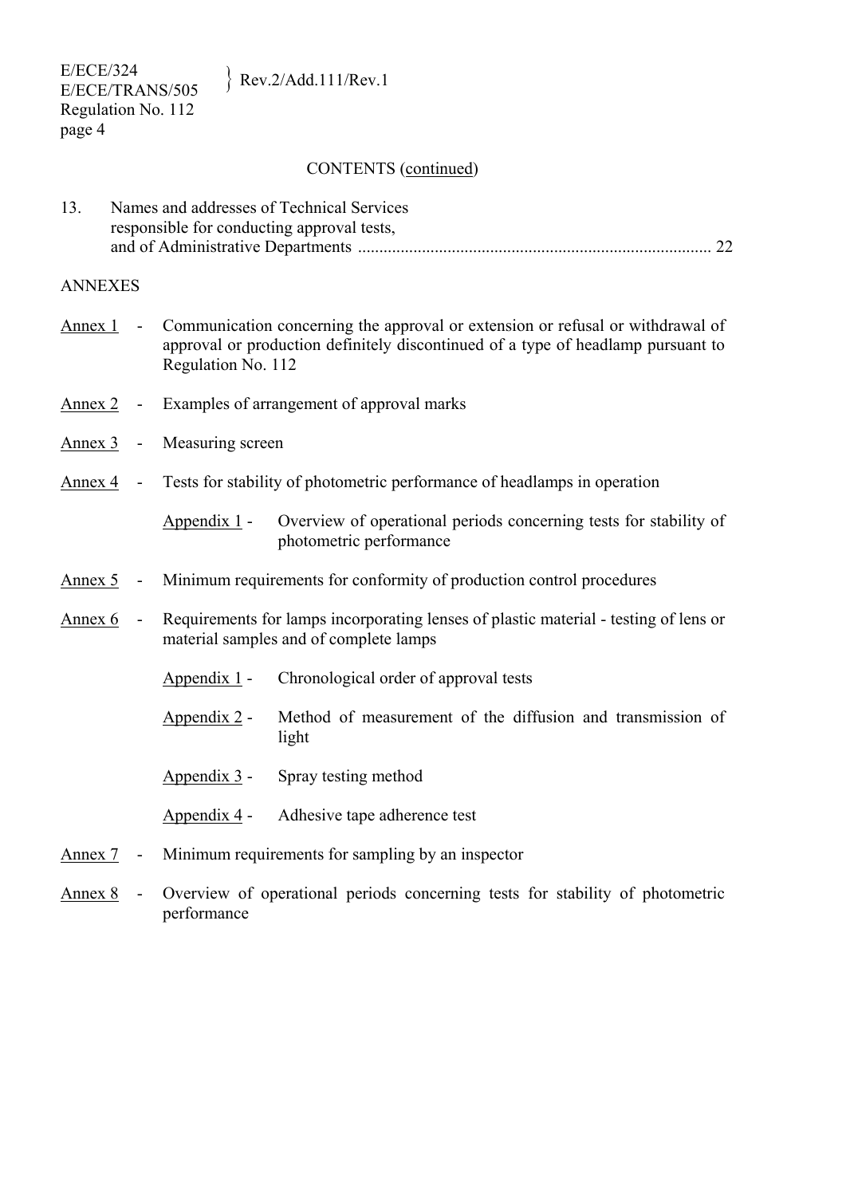CONTENTS (continued)

13. Names and addresses of Technical Services responsible for conducting approval tests, and of Administrative Departments .................................................................................. 22

ANNEXES

Annex 1 - Communication concerning the approval or extension or refusal or withdrawal of approval or production definitely discontinued of a type of headlamp pursuant to Regulation No. 112

Annex 2 - Examples of arrangement of approval marks

Annex 3 - Measuring screen

Annex 4 - Tests for stability of photometric performance of headlamps in operation

- Appendix 1 - Overview of operational periods concerning tests for stability of photometric performance

Annex 5 - Minimum requirements for conformity of production control procedures

Annex 6 - Requirements for lamps incorporating lenses of plastic material - testing of lens or material samples and of complete lamps

- Appendix 1 - Chronological order of approval tests
- Appendix 2 - Method of measurement of the diffusion and transmission of light
- Appendix 3 - Spray testing method
- Appendix 4 - Adhesive tape adherence test

Annex 7 - Minimum requirements for sampling by an inspector

Annex 8 - Overview of operational periods concerning tests for stability of photometric performance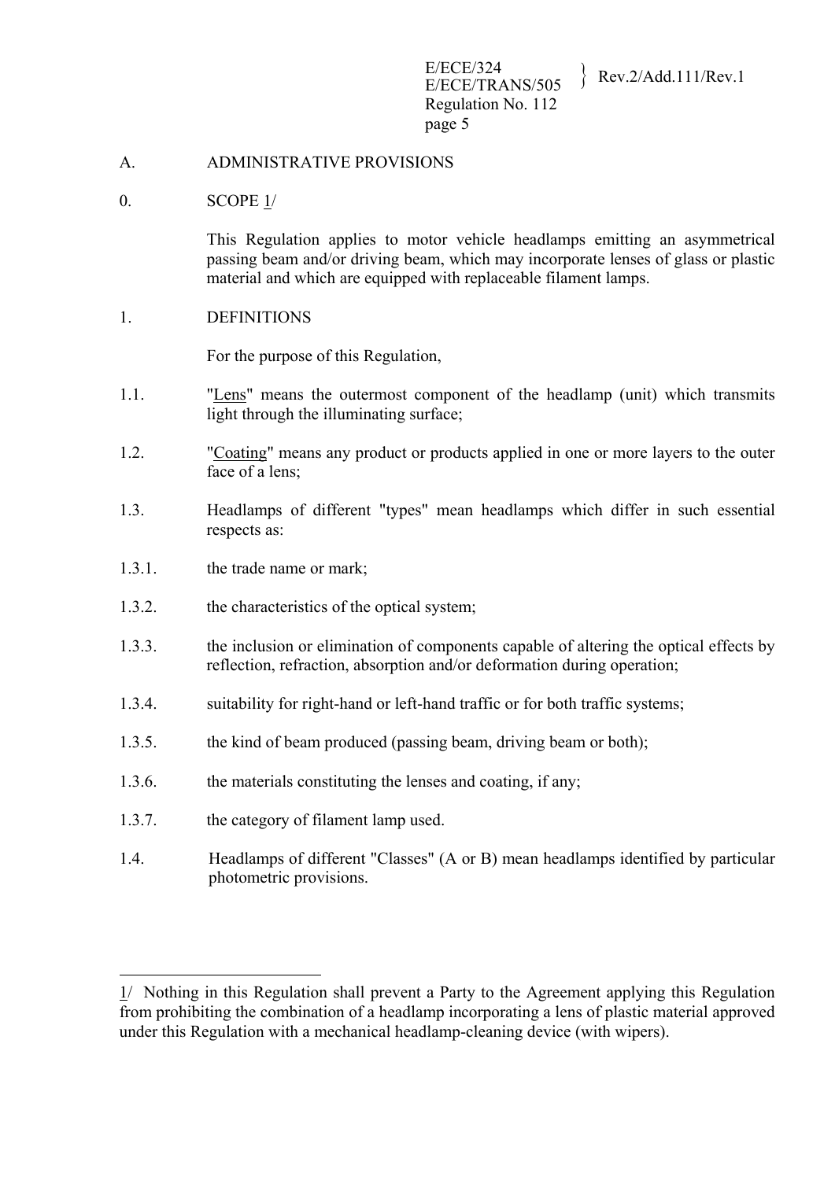## A. ADMINISTRATIVE PROVISIONS

### 0. SCOPE 1/

This Regulation applies to motor vehicle headlamps emitting an asymmetrical passing beam and/or driving beam, which may incorporate lenses of glass or plastic material and which are equipped with replaceable filament lamps.

### 1. DEFINITIONS

For the purpose of this Regulation,

1.1. "Lens" means the outermost component of the headlamp (unit) which transmits light through the illuminating surface;

1.2. "Coating" means any product or products applied in one or more layers to the outer face of a lens;

1.3. Headlamps of different "types" mean headlamps which differ in such essential respects as:

1.3.1. the trade name or mark;

1.3.2. the characteristics of the optical system;

1.3.3. the inclusion or elimination of components capable of altering the optical effects by reflection, refraction, absorption and/or deformation during operation;

1.3.4. suitability for right-hand or left-hand traffic or for both traffic systems;

1.3.5. the kind of beam produced (passing beam, driving beam or both);

1.3.6. the materials constituting the lenses and coating, if any;

1.3.7. the category of filament lamp used.

1.4. Headlamps of different "Classes" (A or B) mean headlamps identified by particular photometric provisions.

---

1/ Nothing in this Regulation shall prevent a Party to the Agreement applying this Regulation from prohibiting the combination of a headlamp incorporating a lens of plastic material approved under this Regulation with a mechanical headlamp-cleaning device (with wipers).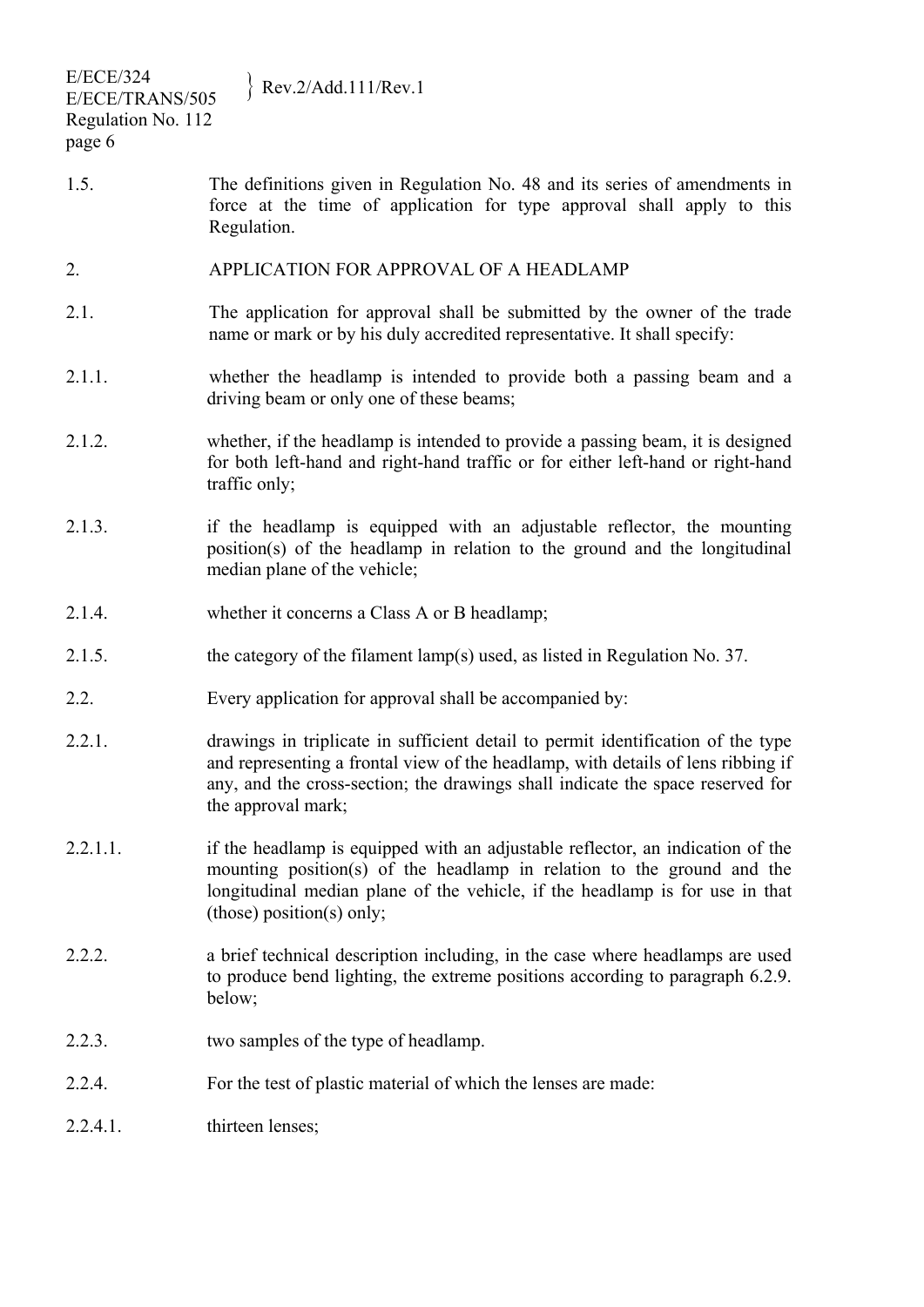1.5. The definitions given in Regulation No. 48 and its series of amendments in force at the time of application for type approval shall apply to this Regulation.

## 2. APPLICATION FOR APPROVAL OF A HEADLAMP

2.1. The application for approval shall be submitted by the owner of the trade name or mark or by his duly accredited representative. It shall specify:

2.1.1. whether the headlamp is intended to provide both a passing beam and a driving beam or only one of these beams;

2.1.2. whether, if the headlamp is intended to provide a passing beam, it is designed for both left-hand and right-hand traffic or for either left-hand or right-hand traffic only;

2.1.3. if the headlamp is equipped with an adjustable reflector, the mounting position(s) of the headlamp in relation to the ground and the longitudinal median plane of the vehicle;

2.1.4. whether it concerns a Class A or B headlamp;

2.1.5. the category of the filament lamp(s) used, as listed in Regulation No. 37.

2.2. Every application for approval shall be accompanied by:

2.2.1. drawings in triplicate in sufficient detail to permit identification of the type and representing a frontal view of the headlamp, with details of lens ribbing if any, and the cross-section; the drawings shall indicate the space reserved for the approval mark;

2.2.1.1. if the headlamp is equipped with an adjustable reflector, an indication of the mounting position(s) of the headlamp in relation to the ground and the longitudinal median plane of the vehicle, if the headlamp is for use in that (those) position(s) only;

2.2.2. a brief technical description including, in the case where headlamps are used to produce bend lighting, the extreme positions according to paragraph 6.2.9. below;

2.2.3. two samples of the type of headlamp.

2.2.4. For the test of plastic material of which the lenses are made:

2.2.4.1. thirteen lenses;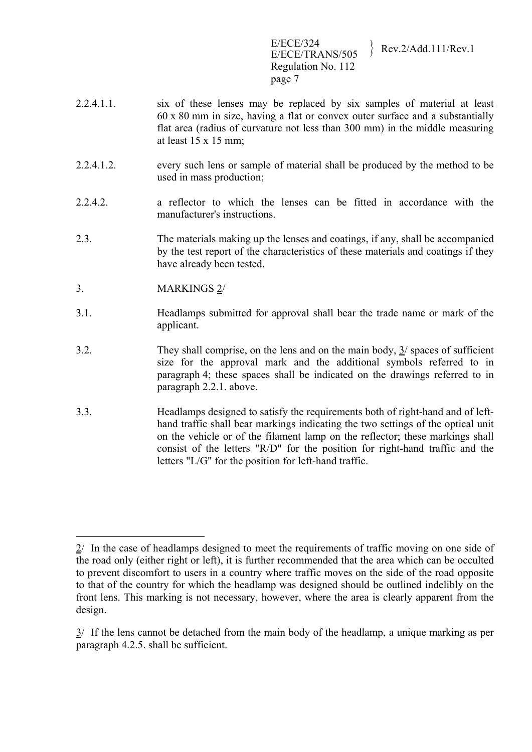2.2.4.1.1. six of these lenses may be replaced by six samples of material at least 60 x 80 mm in size, having a flat or convex outer surface and a substantially flat area (radius of curvature not less than 300 mm) in the middle measuring at least 15 x 15 mm;

2.2.4.1.2. every such lens or sample of material shall be produced by the method to be used in mass production;

2.2.4.2. a reflector to which the lenses can be fitted in accordance with the manufacturer's instructions.

2.3. The materials making up the lenses and coatings, if any, shall be accompanied by the test report of the characteristics of these materials and coatings if they have already been tested.

3. MARKINGS 2/

3.1. Headlamps submitted for approval shall bear the trade name or mark of the applicant.

3.2. They shall comprise, on the lens and on the main body, 3/ spaces of sufficient size for the approval mark and the additional symbols referred to in paragraph 4; these spaces shall be indicated on the drawings referred to in paragraph 2.2.1. above.

3.3. Headlamps designed to satisfy the requirements both of right-hand and of left-hand traffic shall bear markings indicating the two settings of the optical unit on the vehicle or of the filament lamp on the reflector; these markings shall consist of the letters "R/D" for the position for right-hand traffic and the letters "L/G" for the position for left-hand traffic.

---

2/ In the case of headlamps designed to meet the requirements of traffic moving on one side of the road only (either right or left), it is further recommended that the area which can be occulted to prevent discomfort to users in a country where traffic moves on the side of the road opposite to that of the country for which the headlamp was designed should be outlined indelibly on the front lens. This marking is not necessary, however, where the area is clearly apparent from the design.

3/ If the lens cannot be detached from the main body of the headlamp, a unique marking as per paragraph 4.2.5. shall be sufficient.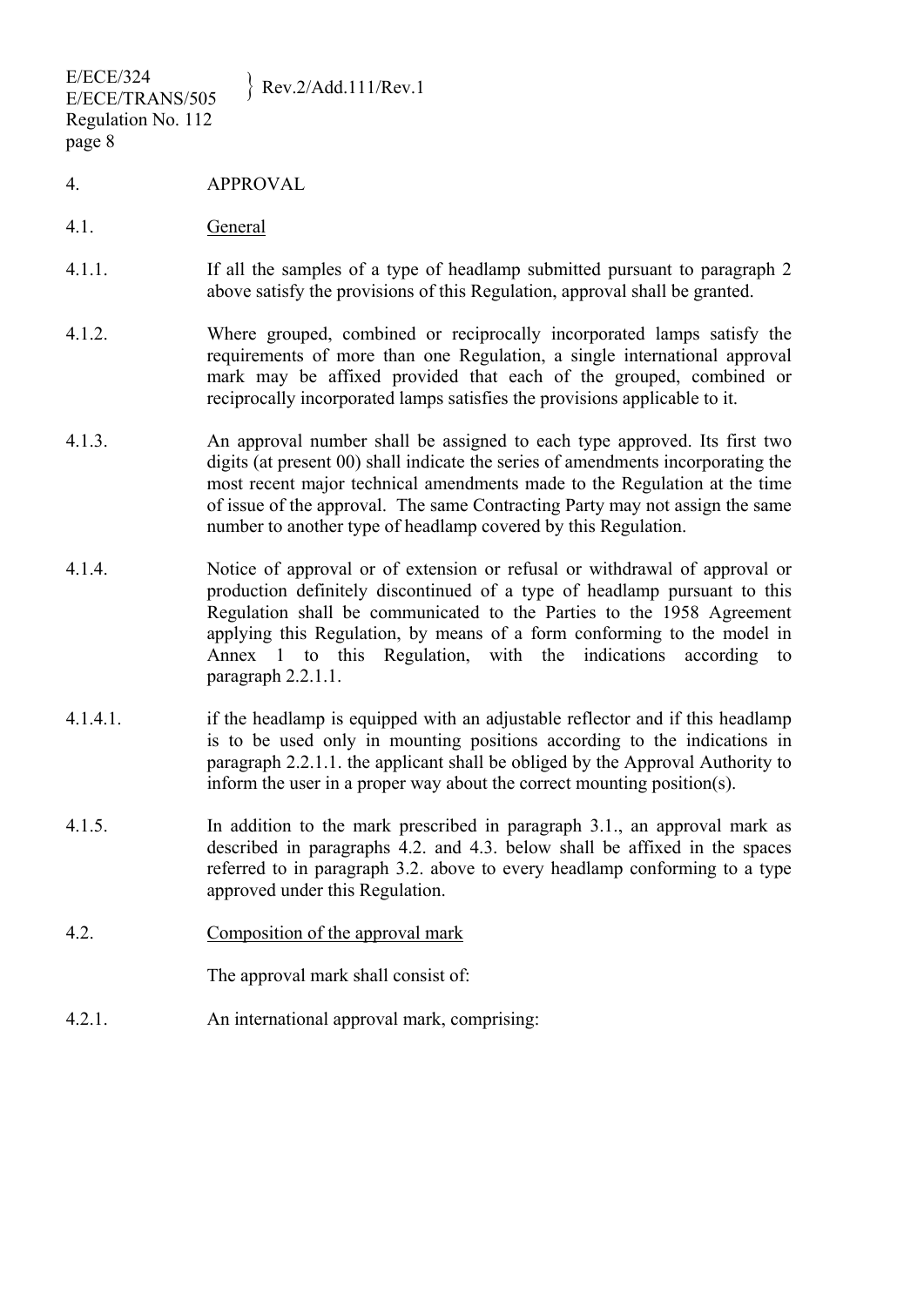## 4. APPROVAL

### 4.1. General

4.1.1. If all the samples of a type of headlamp submitted pursuant to paragraph 2 above satisfy the provisions of this Regulation, approval shall be granted.

4.1.2. Where grouped, combined or reciprocally incorporated lamps satisfy the requirements of more than one Regulation, a single international approval mark may be affixed provided that each of the grouped, combined or reciprocally incorporated lamps satisfies the provisions applicable to it.

4.1.3. An approval number shall be assigned to each type approved. Its first two digits (at present 00) shall indicate the series of amendments incorporating the most recent major technical amendments made to the Regulation at the time of issue of the approval. The same Contracting Party may not assign the same number to another type of headlamp covered by this Regulation.

4.1.4. Notice of approval or of extension or refusal or withdrawal of approval or production definitely discontinued of a type of headlamp pursuant to this Regulation shall be communicated to the Parties to the 1958 Agreement applying this Regulation, by means of a form conforming to the model in Annex 1 to this Regulation, with the indications according to paragraph 2.2.1.1.

4.1.4.1. if the headlamp is equipped with an adjustable reflector and if this headlamp is to be used only in mounting positions according to the indications in paragraph 2.2.1.1. the applicant shall be obliged by the Approval Authority to inform the user in a proper way about the correct mounting position(s).

4.1.5. In addition to the mark prescribed in paragraph 3.1., an approval mark as described in paragraphs 4.2. and 4.3. below shall be affixed in the spaces referred to in paragraph 3.2. above to every headlamp conforming to a type approved under this Regulation.

### 4.2. Composition of the approval mark

The approval mark shall consist of:

4.2.1. An international approval mark, comprising: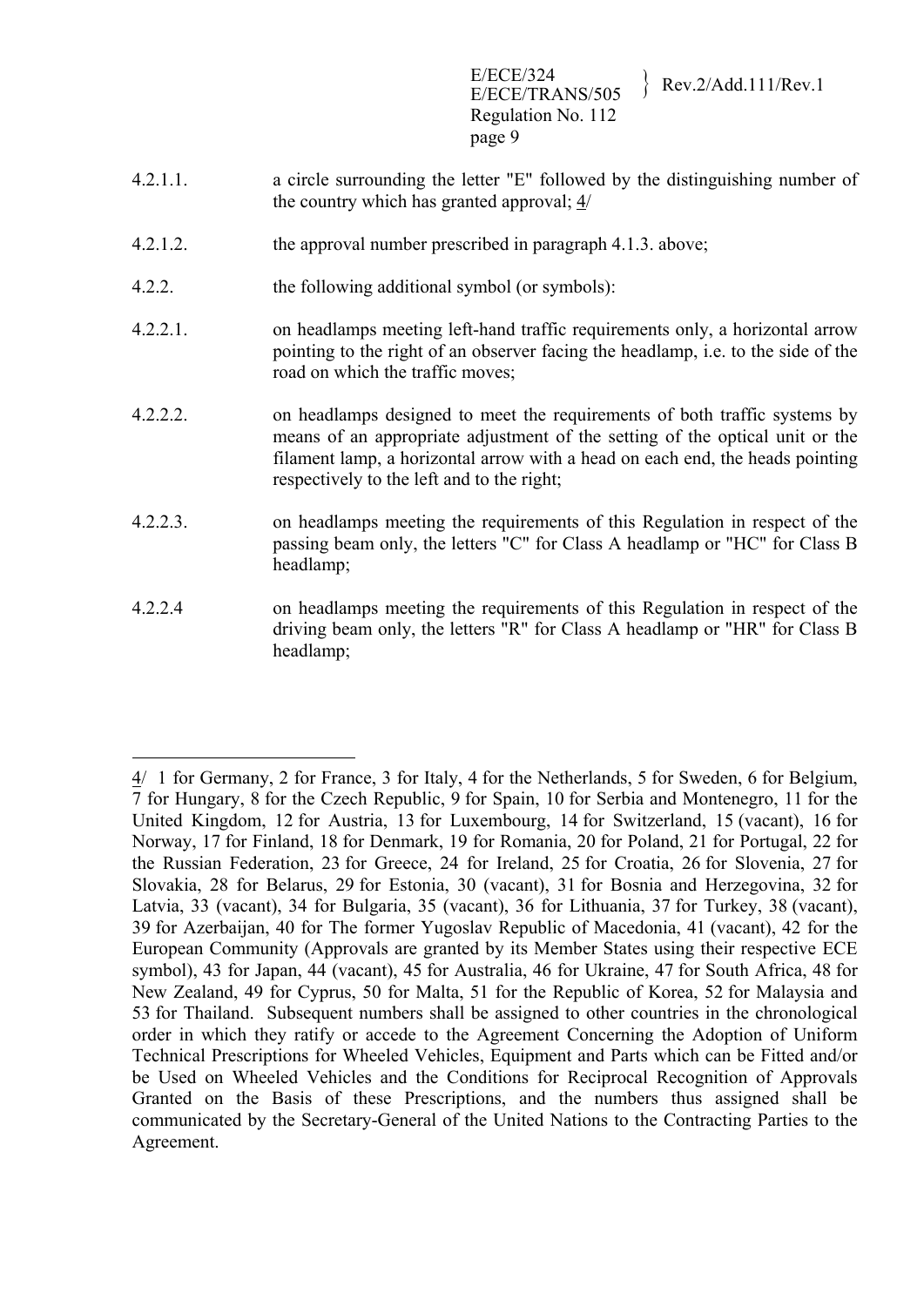4.2.1.1. a circle surrounding the letter "E" followed by the distinguishing number of the country which has granted approval; 4/

4.2.1.2. the approval number prescribed in paragraph 4.1.3. above;

4.2.2. the following additional symbol (or symbols):

4.2.2.1. on headlamps meeting left-hand traffic requirements only, a horizontal arrow pointing to the right of an observer facing the headlamp, i.e. to the side of the road on which the traffic moves;

4.2.2.2. on headlamps designed to meet the requirements of both traffic systems by means of an appropriate adjustment of the setting of the optical unit or the filament lamp, a horizontal arrow with a head on each end, the heads pointing respectively to the left and to the right;

4.2.2.3. on headlamps meeting the requirements of this Regulation in respect of the passing beam only, the letters "C" for Class A headlamp or "HC" for Class B headlamp;

4.2.2.4 on headlamps meeting the requirements of this Regulation in respect of the driving beam only, the letters "R" for Class A headlamp or "HR" for Class B headlamp;

---

4/ 1 for Germany, 2 for France, 3 for Italy, 4 for the Netherlands, 5 for Sweden, 6 for Belgium, 7 for Hungary, 8 for the Czech Republic, 9 for Spain, 10 for Serbia and Montenegro, 11 for the United Kingdom, 12 for Austria, 13 for Luxembourg, 14 for Switzerland, 15 (vacant), 16 for Norway, 17 for Finland, 18 for Denmark, 19 for Romania, 20 for Poland, 21 for Portugal, 22 for the Russian Federation, 23 for Greece, 24 for Ireland, 25 for Croatia, 26 for Slovenia, 27 for Slovakia, 28 for Belarus, 29 for Estonia, 30 (vacant), 31 for Bosnia and Herzegovina, 32 for Latvia, 33 (vacant), 34 for Bulgaria, 35 (vacant), 36 for Lithuania, 37 for Turkey, 38 (vacant), 39 for Azerbaijan, 40 for The former Yugoslav Republic of Macedonia, 41 (vacant), 42 for the European Community (Approvals are granted by its Member States using their respective ECE symbol), 43 for Japan, 44 (vacant), 45 for Australia, 46 for Ukraine, 47 for South Africa, 48 for New Zealand, 49 for Cyprus, 50 for Malta, 51 for the Republic of Korea, 52 for Malaysia and 53 for Thailand. Subsequent numbers shall be assigned to other countries in the chronological order in which they ratify or accede to the Agreement Concerning the Adoption of Uniform Technical Prescriptions for Wheeled Vehicles, Equipment and Parts which can be Fitted and/or be Used on Wheeled Vehicles and the Conditions for Reciprocal Recognition of Approvals Granted on the Basis of these Prescriptions, and the numbers thus assigned shall be communicated by the Secretary-General of the United Nations to the Contracting Parties to the Agreement.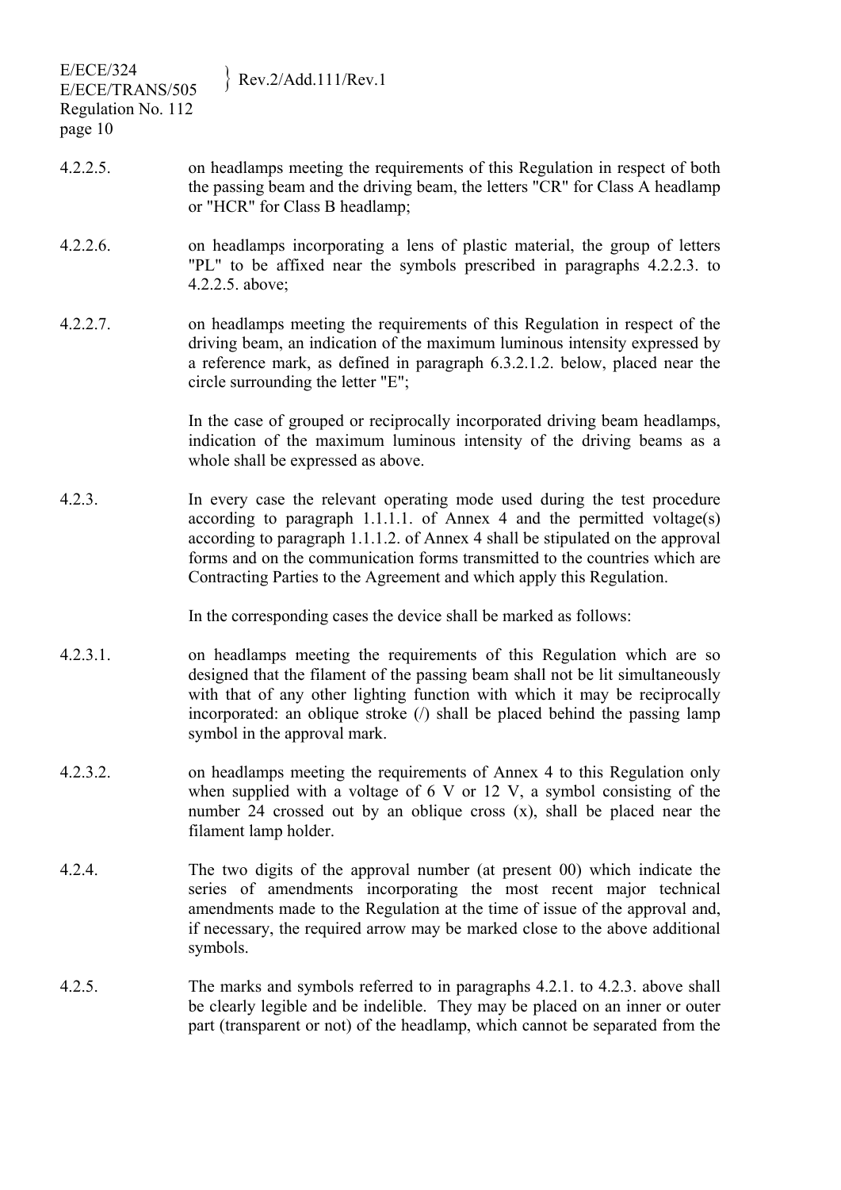4.2.2.5. on headlamps meeting the requirements of this Regulation in respect of both the passing beam and the driving beam, the letters "CR" for Class A headlamp or "HCR" for Class B headlamp;

4.2.2.6. on headlamps incorporating a lens of plastic material, the group of letters "PL" to be affixed near the symbols prescribed in paragraphs 4.2.2.3. to 4.2.2.5. above;

4.2.2.7. on headlamps meeting the requirements of this Regulation in respect of the driving beam, an indication of the maximum luminous intensity expressed by a reference mark, as defined in paragraph 6.3.2.1.2. below, placed near the circle surrounding the letter "E";

In the case of grouped or reciprocally incorporated driving beam headlamps, indication of the maximum luminous intensity of the driving beams as a whole shall be expressed as above.

4.2.3. In every case the relevant operating mode used during the test procedure according to paragraph 1.1.1.1. of Annex 4 and the permitted voltage(s) according to paragraph 1.1.1.2. of Annex 4 shall be stipulated on the approval forms and on the communication forms transmitted to the countries which are Contracting Parties to the Agreement and which apply this Regulation.

In the corresponding cases the device shall be marked as follows:

4.2.3.1. on headlamps meeting the requirements of this Regulation which are so designed that the filament of the passing beam shall not be lit simultaneously with that of any other lighting function with which it may be reciprocally incorporated: an oblique stroke (/) shall be placed behind the passing lamp symbol in the approval mark.

4.2.3.2. on headlamps meeting the requirements of Annex 4 to this Regulation only when supplied with a voltage of 6 V or 12 V, a symbol consisting of the number 24 crossed out by an oblique cross (x), shall be placed near the filament lamp holder.

4.2.4. The two digits of the approval number (at present 00) which indicate the series of amendments incorporating the most recent major technical amendments made to the Regulation at the time of issue of the approval and, if necessary, the required arrow may be marked close to the above additional symbols.

4.2.5. The marks and symbols referred to in paragraphs 4.2.1. to 4.2.3. above shall be clearly legible and be indelible. They may be placed on an inner or outer part (transparent or not) of the headlamp, which cannot be separated from the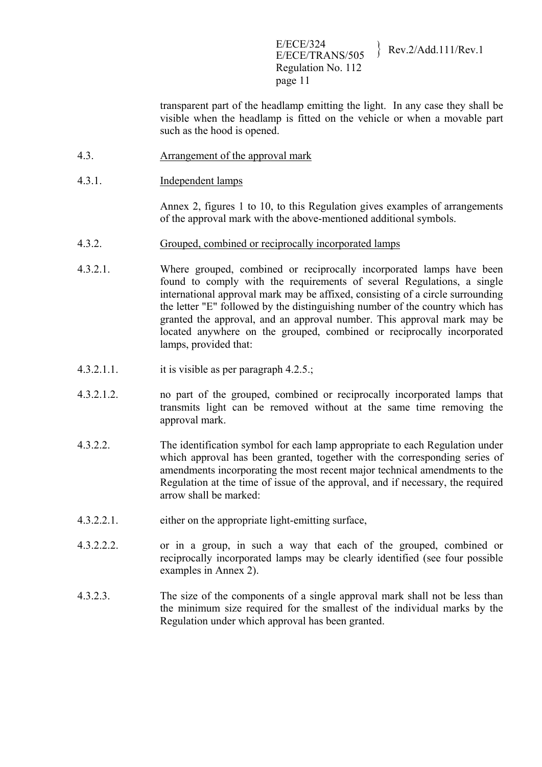transparent part of the headlamp emitting the light. In any case they shall be visible when the headlamp is fitted on the vehicle or when a movable part such as the hood is opened.

4.3. Arrangement of the approval mark

4.3.1. Independent lamps

Annex 2, figures 1 to 10, to this Regulation gives examples of arrangements of the approval mark with the above-mentioned additional symbols.

4.3.2. Grouped, combined or reciprocally incorporated lamps

4.3.2.1. Where grouped, combined or reciprocally incorporated lamps have been found to comply with the requirements of several Regulations, a single international approval mark may be affixed, consisting of a circle surrounding the letter "E" followed by the distinguishing number of the country which has granted the approval, and an approval number. This approval mark may be located anywhere on the grouped, combined or reciprocally incorporated lamps, provided that:

4.3.2.1.1. it is visible as per paragraph 4.2.5.;

4.3.2.1.2. no part of the grouped, combined or reciprocally incorporated lamps that transmits light can be removed without at the same time removing the approval mark.

4.3.2.2. The identification symbol for each lamp appropriate to each Regulation under which approval has been granted, together with the corresponding series of amendments incorporating the most recent major technical amendments to the Regulation at the time of issue of the approval, and if necessary, the required arrow shall be marked:

4.3.2.2.1. either on the appropriate light-emitting surface,

4.3.2.2.2. or in a group, in such a way that each of the grouped, combined or reciprocally incorporated lamps may be clearly identified (see four possible examples in Annex 2).

4.3.2.3. The size of the components of a single approval mark shall not be less than the minimum size required for the smallest of the individual marks by the Regulation under which approval has been granted.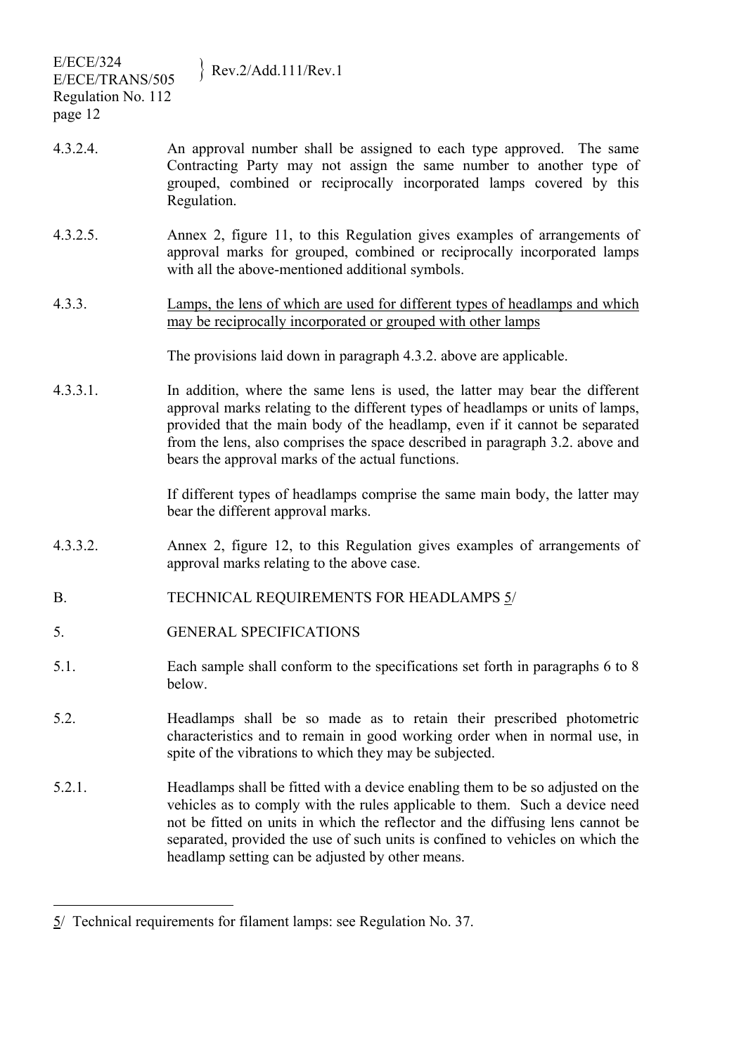4.3.2.4. An approval number shall be assigned to each type approved. The same Contracting Party may not assign the same number to another type of grouped, combined or reciprocally incorporated lamps covered by this Regulation.

4.3.2.5. Annex 2, figure 11, to this Regulation gives examples of arrangements of approval marks for grouped, combined or reciprocally incorporated lamps with all the above-mentioned additional symbols.

4.3.3. Lamps, the lens of which are used for different types of headlamps and which may be reciprocally incorporated or grouped with other lamps

The provisions laid down in paragraph 4.3.2. above are applicable.

4.3.3.1. In addition, where the same lens is used, the latter may bear the different approval marks relating to the different types of headlamps or units of lamps, provided that the main body of the headlamp, even if it cannot be separated from the lens, also comprises the space described in paragraph 3.2. above and bears the approval marks of the actual functions.

If different types of headlamps comprise the same main body, the latter may bear the different approval marks.

4.3.3.2. Annex 2, figure 12, to this Regulation gives examples of arrangements of approval marks relating to the above case.

B. TECHNICAL REQUIREMENTS FOR HEADLAMPS 5/

5. GENERAL SPECIFICATIONS

5.1. Each sample shall conform to the specifications set forth in paragraphs 6 to 8 below.

5.2. Headlamps shall be so made as to retain their prescribed photometric characteristics and to remain in good working order when in normal use, in spite of the vibrations to which they may be subjected.

5.2.1. Headlamps shall be fitted with a device enabling them to be so adjusted on the vehicles as to comply with the rules applicable to them. Such a device need not be fitted on units in which the reflector and the diffusing lens cannot be separated, provided the use of such units is confined to vehicles on which the headlamp setting can be adjusted by other means.

---

5/ Technical requirements for filament lamps: see Regulation No. 37.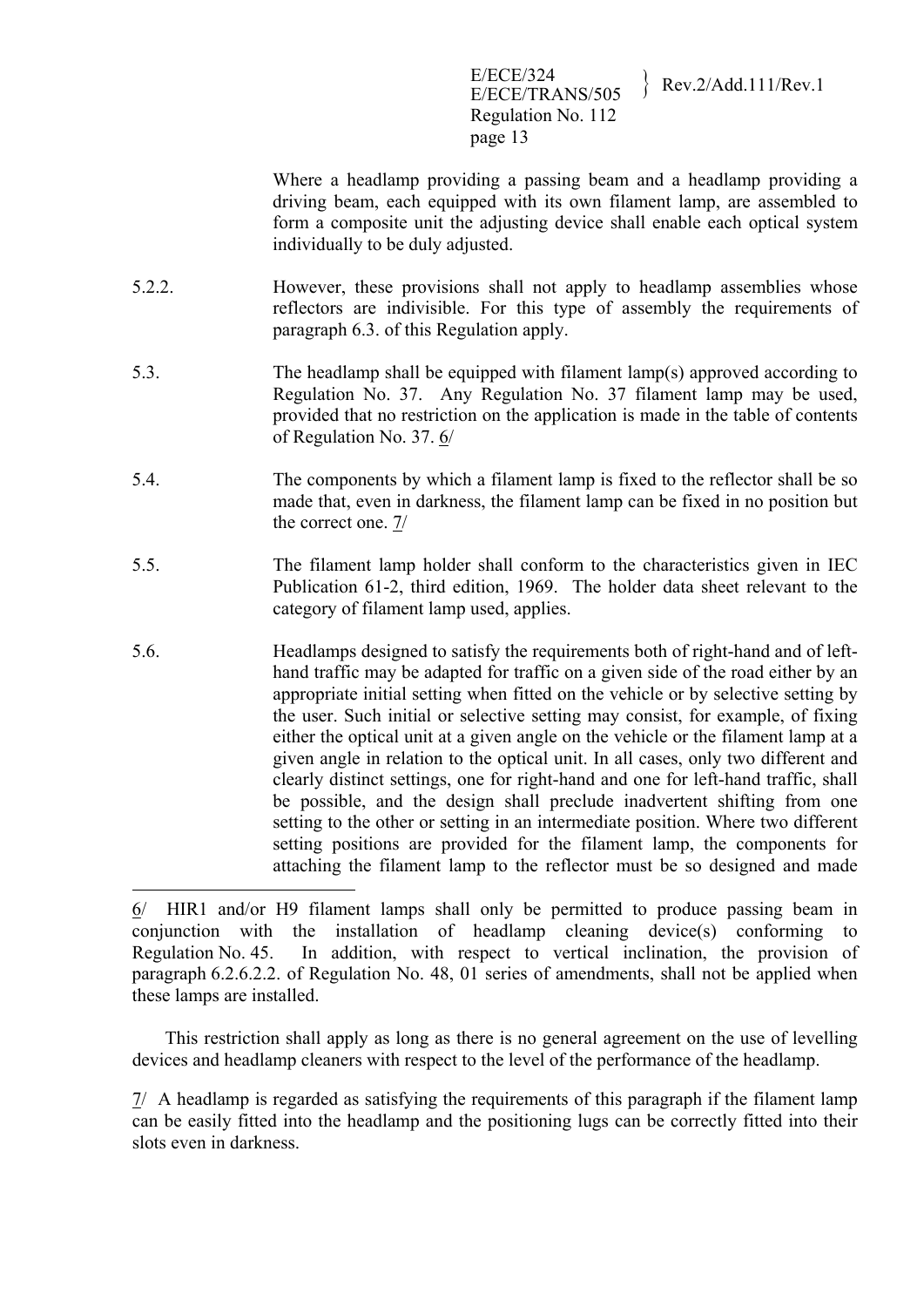Where a headlamp providing a passing beam and a headlamp providing a driving beam, each equipped with its own filament lamp, are assembled to form a composite unit the adjusting device shall enable each optical system individually to be duly adjusted.

5.2.2. However, these provisions shall not apply to headlamp assemblies whose reflectors are indivisible. For this type of assembly the requirements of paragraph 6.3. of this Regulation apply.

5.3. The headlamp shall be equipped with filament lamp(s) approved according to Regulation No. 37. Any Regulation No. 37 filament lamp may be used, provided that no restriction on the application is made in the table of contents of Regulation No. 37. 6/

5.4. The components by which a filament lamp is fixed to the reflector shall be so made that, even in darkness, the filament lamp can be fixed in no position but the correct one. 7/

5.5. The filament lamp holder shall conform to the characteristics given in IEC Publication 61-2, third edition, 1969. The holder data sheet relevant to the category of filament lamp used, applies.

5.6. Headlamps designed to satisfy the requirements both of right-hand and of left-hand traffic may be adapted for traffic on a given side of the road either by an appropriate initial setting when fitted on the vehicle or by selective setting by the user. Such initial or selective setting may consist, for example, of fixing either the optical unit at a given angle on the vehicle or the filament lamp at a given angle in relation to the optical unit. In all cases, only two different and clearly distinct settings, one for right-hand and one for left-hand traffic, shall be possible, and the design shall preclude inadvertent shifting from one setting to the other or setting in an intermediate position. Where two different setting positions are provided for the filament lamp, the components for attaching the filament lamp to the reflector must be so designed and made

---

6/ HIR1 and/or H9 filament lamps shall only be permitted to produce passing beam in conjunction with the installation of headlamp cleaning device(s) conforming to Regulation No. 45. In addition, with respect to vertical inclination, the provision of paragraph 6.2.6.2.2. of Regulation No. 48, 01 series of amendments, shall not be applied when these lamps are installed.

This restriction shall apply as long as there is no general agreement on the use of levelling devices and headlamp cleaners with respect to the level of the performance of the headlamp.

7/ A headlamp is regarded as satisfying the requirements of this paragraph if the filament lamp can be easily fitted into the headlamp and the positioning lugs can be correctly fitted into their slots even in darkness.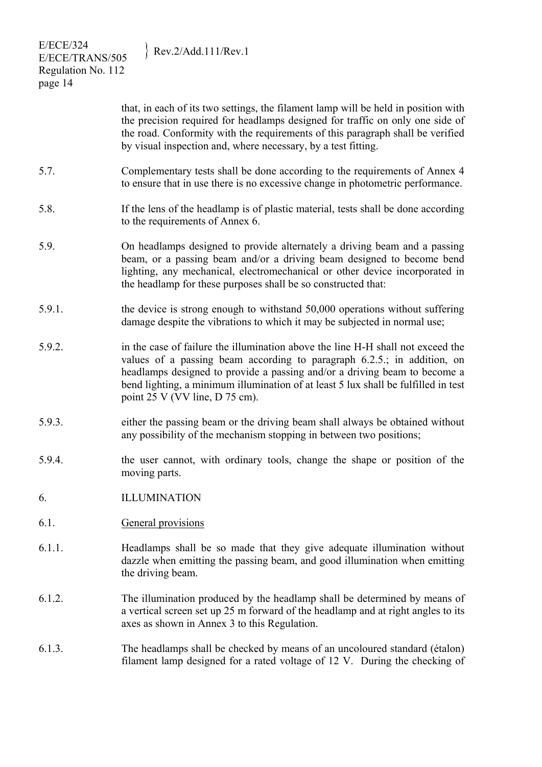that, in each of its two settings, the filament lamp will be held in position with the precision required for headlamps designed for traffic on only one side of the road. Conformity with the requirements of this paragraph shall be verified by visual inspection and, where necessary, by a test fitting.

5.7. Complementary tests shall be done according to the requirements of Annex 4 to ensure that in use there is no excessive change in photometric performance.

5.8. If the lens of the headlamp is of plastic material, tests shall be done according to the requirements of Annex 6.

5.9. On headlamps designed to provide alternately a driving beam and a passing beam, or a passing beam and/or a driving beam designed to become bend lighting, any mechanical, electromechanical or other device incorporated in the headlamp for these purposes shall be so constructed that:

5.9.1. the device is strong enough to withstand 50,000 operations without suffering damage despite the vibrations to which it may be subjected in normal use;

5.9.2. in the case of failure the illumination above the line H-H shall not exceed the values of a passing beam according to paragraph 6.2.5.; in addition, on headlamps designed to provide a passing and/or a driving beam to become a bend lighting, a minimum illumination of at least 5 lux shall be fulfilled in test point 25 V (VV line, D 75 cm).

5.9.3. either the passing beam or the driving beam shall always be obtained without any possibility of the mechanism stopping in between two positions;

5.9.4. the user cannot, with ordinary tools, change the shape or position of the moving parts.

## 6. ILLUMINATION

6.1. General provisions

6.1.1. Headlamps shall be so made that they give adequate illumination without dazzle when emitting the passing beam, and good illumination when emitting the driving beam.

6.1.2. The illumination produced by the headlamp shall be determined by means of a vertical screen set up 25 m forward of the headlamp and at right angles to its axes as shown in Annex 3 to this Regulation.

6.1.3. The headlamps shall be checked by means of an uncoloured standard (étalon) filament lamp designed for a rated voltage of 12 V. During the checking of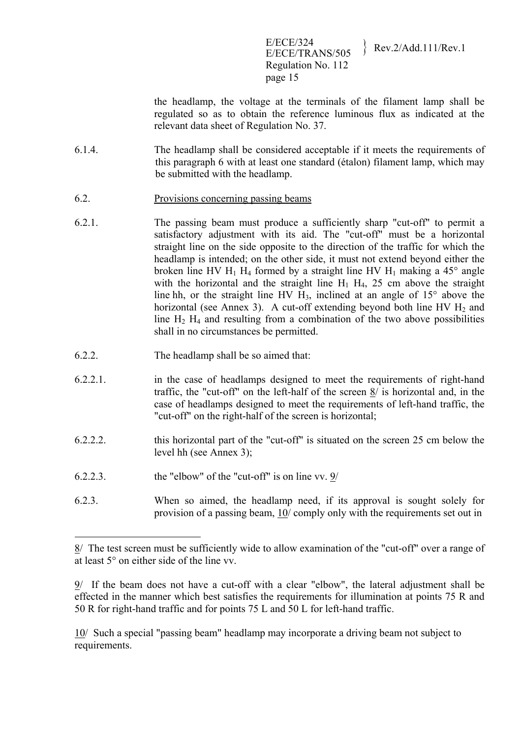the headlamp, the voltage at the terminals of the filament lamp shall be regulated so as to obtain the reference luminous flux as indicated at the relevant data sheet of Regulation No. 37.

6.1.4. The headlamp shall be considered acceptable if it meets the requirements of this paragraph 6 with at least one standard (étalon) filament lamp, which may be submitted with the headlamp.

6.2. Provisions concerning passing beams

6.2.1. The passing beam must produce a sufficiently sharp "cut-off" to permit a satisfactory adjustment with its aid. The "cut-off" must be a horizontal straight line on the side opposite to the direction of the traffic for which the headlamp is intended; on the other side, it must not extend beyond either the broken line HV $H_1$ $H_4$ formed by a straight line HV $H_1$ making a 45° angle with the horizontal and the straight line $H_1$ $H_4$, 25 cm above the straight line hh, or the straight line HV $H_3$, inclined at an angle of 15° above the horizontal (see Annex 3). A cut-off extending beyond both line HV $H_2$ and line $H_2$ $H_4$ and resulting from a combination of the two above possibilities shall in no circumstances be permitted.

6.2.2. The headlamp shall be so aimed that:

6.2.2.1. in the case of headlamps designed to meet the requirements of right-hand traffic, the "cut-off" on the left-half of the screen 8/ is horizontal and, in the case of headlamps designed to meet the requirements of left-hand traffic, the "cut-off" on the right-half of the screen is horizontal;

6.2.2.2. this horizontal part of the "cut-off" is situated on the screen 25 cm below the level hh (see Annex 3);

6.2.2.3. the "elbow" of the "cut-off" is on line vv. 9/

6.2.3. When so aimed, the headlamp need, if its approval is sought solely for provision of a passing beam, 10/ comply only with the requirements set out in

---

8/ The test screen must be sufficiently wide to allow examination of the "cut-off" over a range of at least 5° on either side of the line vv.

9/ If the beam does not have a cut-off with a clear "elbow", the lateral adjustment shall be effected in the manner which best satisfies the requirements for illumination at points 75 R and 50 R for right-hand traffic and for points 75 L and 50 L for left-hand traffic.

10/ Such a special "passing beam" headlamp may incorporate a driving beam not subject to requirements.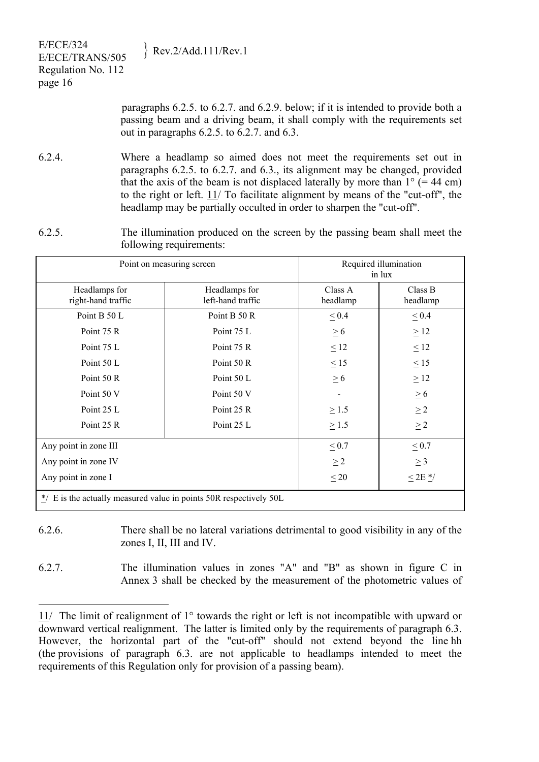paragraphs 6.2.5. to 6.2.7. and 6.2.9. below; if it is intended to provide both a passing beam and a driving beam, it shall comply with the requirements set out in paragraphs 6.2.5. to 6.2.7. and 6.3.

6.2.4. Where a headlamp so aimed does not meet the requirements set out in paragraphs 6.2.5. to 6.2.7. and 6.3., its alignment may be changed, provided that the axis of the beam is not displaced laterally by more than 1° (= 44 cm) to the right or left. 11/ To facilitate alignment by means of the "cut-off", the headlamp may be partially occulted in order to sharpen the "cut-off".

6.2.5. The illumination produced on the screen by the passing beam shall meet the following requirements:

| Point on measuring screen | | Required illumination in lux | |
|---|---|---|---|
| Headlamps for right-hand traffic | Headlamps for left-hand traffic | Class A headlamp | Class B headlamp |
| Point B 50 L | Point B 50 R | ≤ 0.4 | ≤ 0.4 |
| Point 75 R | Point 75 L | ≥ 6 | ≥ 12 |
| Point 75 L | Point 75 R | ≤ 12 | ≤ 12 |
| Point 50 L | Point 50 R | ≤ 15 | ≤ 15 |
| Point 50 R | Point 50 L | ≥ 6 | ≥ 12 |
| Point 50 V | Point 50 V | - | ≥ 6 |
| Point 25 L | Point 25 R | ≥ 1.5 | ≥ 2 |
| Point 25 R | Point 25 L | ≥ 1.5 | ≥ 2 |
| Any point in zone III | | ≤ 0.7 | ≤ 0.7 |
| Any point in zone IV | | ≥ 2 | ≥ 3 |
| Any point in zone I | | ≤ 20 | ≤ 2E */ |

*/ E is the actually measured value in points 50R respectively 50L

6.2.6. There shall be no lateral variations detrimental to good visibility in any of the zones I, II, III and IV.

6.2.7. The illumination values in zones "A" and "B" as shown in figure C in Annex 3 shall be checked by the measurement of the photometric values of

---

11/ The limit of realignment of 1° towards the right or left is not incompatible with upward or downward vertical realignment. The latter is limited only by the requirements of paragraph 6.3. However, the horizontal part of the "cut-off" should not extend beyond the line hh (the provisions of paragraph 6.3. are not applicable to headlamps intended to meet the requirements of this Regulation only for provision of a passing beam).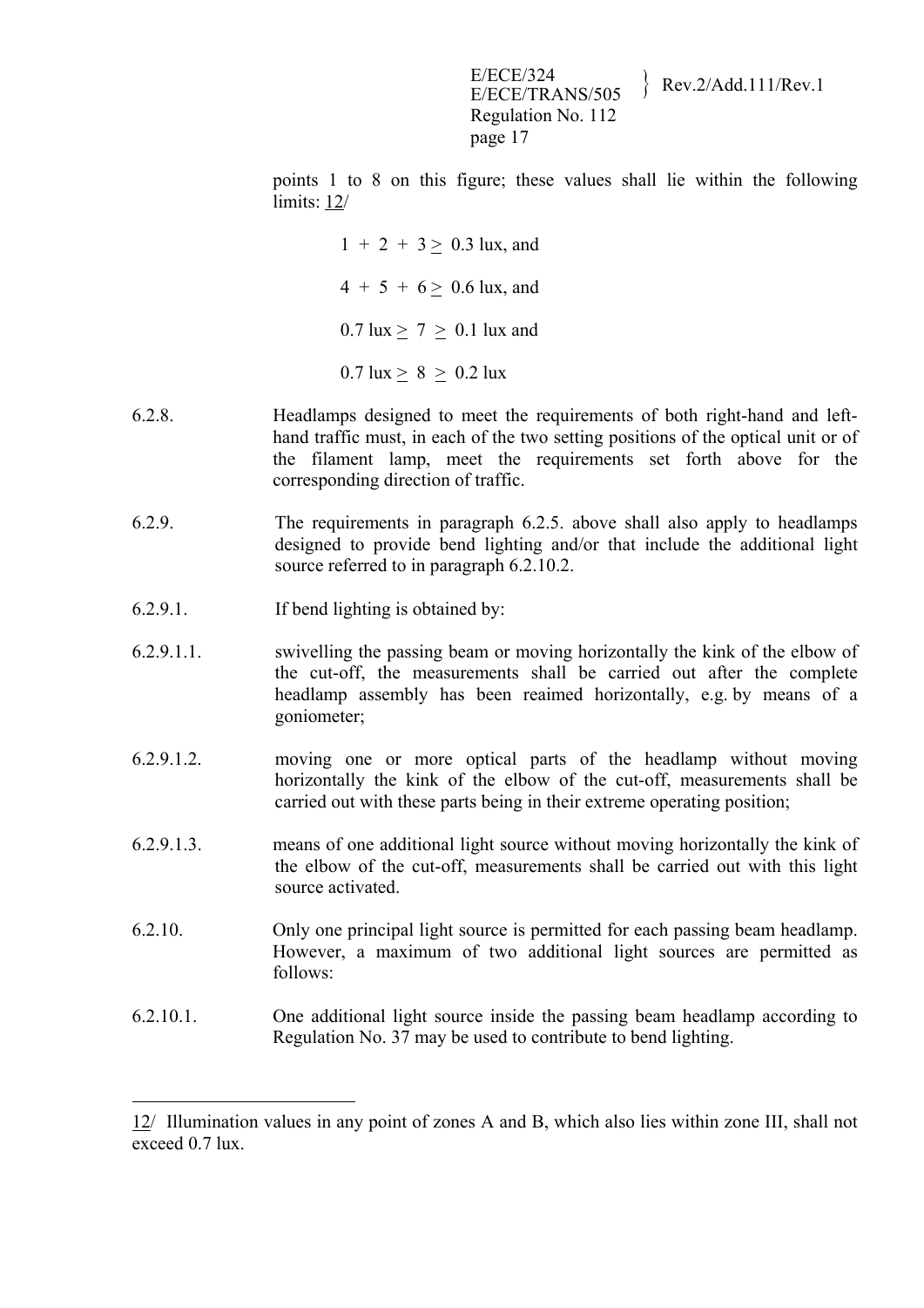points 1 to 8 on this figure; these values shall lie within the following limits: 12/

$1 + 2 + 3 \geq 0.3$ lux, and

$4 + 5 + 6 \geq 0.6$ lux, and

$0.7 \text{ lux} \geq 7 \geq 0.1$ lux and

$0.7 \text{ lux} \geq 8 \geq 0.2$ lux

6.2.8. Headlamps designed to meet the requirements of both right-hand and left-hand traffic must, in each of the two setting positions of the optical unit or of the filament lamp, meet the requirements set forth above for the corresponding direction of traffic.

6.2.9. The requirements in paragraph 6.2.5. above shall also apply to headlamps designed to provide bend lighting and/or that include the additional light source referred to in paragraph 6.2.10.2.

6.2.9.1. If bend lighting is obtained by:

6.2.9.1.1. swivelling the passing beam or moving horizontally the kink of the elbow of the cut-off, the measurements shall be carried out after the complete headlamp assembly has been reaimed horizontally, e.g. by means of a goniometer;

6.2.9.1.2. moving one or more optical parts of the headlamp without moving horizontally the kink of the elbow of the cut-off, measurements shall be carried out with these parts being in their extreme operating position;

6.2.9.1.3. means of one additional light source without moving horizontally the kink of the elbow of the cut-off, measurements shall be carried out with this light source activated.

6.2.10. Only one principal light source is permitted for each passing beam headlamp. However, a maximum of two additional light sources are permitted as follows:

6.2.10.1. One additional light source inside the passing beam headlamp according to Regulation No. 37 may be used to contribute to bend lighting.

---

12/ Illumination values in any point of zones A and B, which also lies within zone III, shall not exceed 0.7 lux.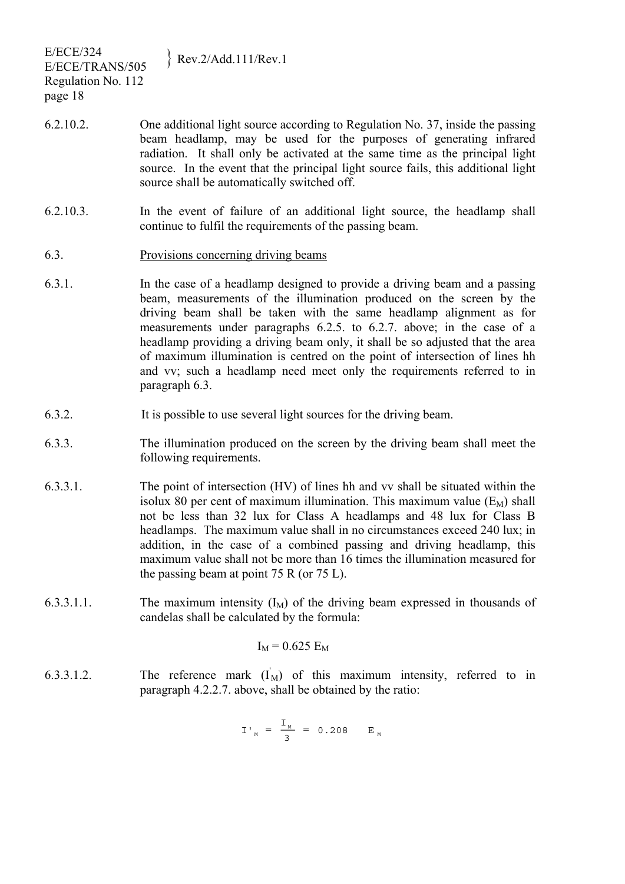6.2.10.2. One additional light source according to Regulation No. 37, inside the passing beam headlamp, may be used for the purposes of generating infrared radiation. It shall only be activated at the same time as the principal light source. In the event that the principal light source fails, this additional light source shall be automatically switched off.

6.2.10.3. In the event of failure of an additional light source, the headlamp shall continue to fulfil the requirements of the passing beam.

6.3. Provisions concerning driving beams

6.3.1. In the case of a headlamp designed to provide a driving beam and a passing beam, measurements of the illumination produced on the screen by the driving beam shall be taken with the same headlamp alignment as for measurements under paragraphs 6.2.5. to 6.2.7. above; in the case of a headlamp providing a driving beam only, it shall be so adjusted that the area of maximum illumination is centred on the point of intersection of lines hh and vv; such a headlamp need meet only the requirements referred to in paragraph 6.3.

6.3.2. It is possible to use several light sources for the driving beam.

6.3.3. The illumination produced on the screen by the driving beam shall meet the following requirements.

6.3.3.1. The point of intersection (HV) of lines hh and vv shall be situated within the isolux 80 per cent of maximum illumination. This maximum value ($E_M$) shall not be less than 32 lux for Class A headlamps and 48 lux for Class B headlamps. The maximum value shall in no circumstances exceed 240 lux; in addition, in the case of a combined passing and driving headlamp, this maximum value shall not be more than 16 times the illumination measured for the passing beam at point 75 R (or 75 L).

6.3.3.1.1. The maximum intensity ($I_M$) of the driving beam expressed in thousands of candelas shall be calculated by the formula:

$$I_M = 0.625\ E_M$$

6.3.3.1.2. The reference mark ($I'_M$) of this maximum intensity, referred to in paragraph 4.2.2.7. above, shall be obtained by the ratio:

$$I'_M = \frac{I_M}{3} = 0.208\ E_M$$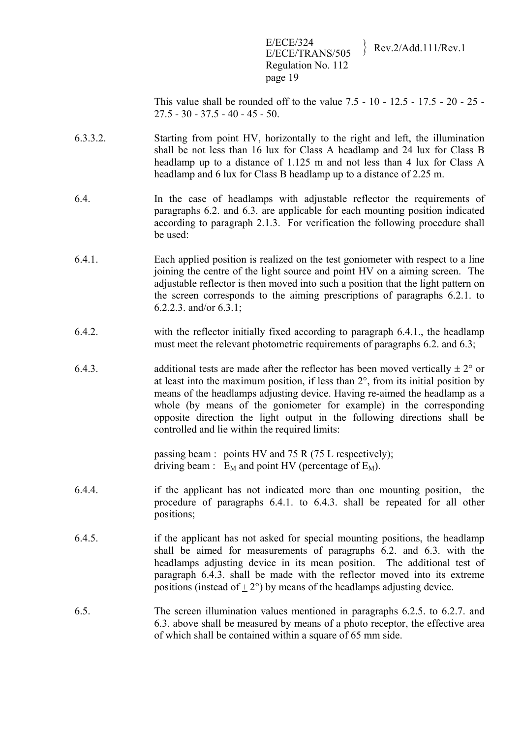This value shall be rounded off to the value 7.5 - 10 - 12.5 - 17.5 - 20 - 25 - 27.5 - 30 - 37.5 - 40 - 45 - 50.

6.3.3.2. Starting from point HV, horizontally to the right and left, the illumination shall be not less than 16 lux for Class A headlamp and 24 lux for Class B headlamp up to a distance of 1.125 m and not less than 4 lux for Class A headlamp and 6 lux for Class B headlamp up to a distance of 2.25 m.

6.4. In the case of headlamps with adjustable reflector the requirements of paragraphs 6.2. and 6.3. are applicable for each mounting position indicated according to paragraph 2.1.3. For verification the following procedure shall be used:

6.4.1. Each applied position is realized on the test goniometer with respect to a line joining the centre of the light source and point HV on a aiming screen. The adjustable reflector is then moved into such a position that the light pattern on the screen corresponds to the aiming prescriptions of paragraphs 6.2.1. to 6.2.2.3. and/or 6.3.1;

6.4.2. with the reflector initially fixed according to paragraph 6.4.1., the headlamp must meet the relevant photometric requirements of paragraphs 6.2. and 6.3;

6.4.3. additional tests are made after the reflector has been moved vertically ± 2° or at least into the maximum position, if less than 2°, from its initial position by means of the headlamps adjusting device. Having re-aimed the headlamp as a whole (by means of the goniometer for example) in the corresponding opposite direction the light output in the following directions shall be controlled and lie within the required limits:

passing beam : points HV and 75 R (75 L respectively);
driving beam : $E_M$ and point HV (percentage of $E_M$).

6.4.4. if the applicant has not indicated more than one mounting position, the procedure of paragraphs 6.4.1. to 6.4.3. shall be repeated for all other positions;

6.4.5. if the applicant has not asked for special mounting positions, the headlamp shall be aimed for measurements of paragraphs 6.2. and 6.3. with the headlamps adjusting device in its mean position. The additional test of paragraph 6.4.3. shall be made with the reflector moved into its extreme positions (instead of ± 2°) by means of the headlamps adjusting device.

6.5. The screen illumination values mentioned in paragraphs 6.2.5. to 6.2.7. and 6.3. above shall be measured by means of a photo receptor, the effective area of which shall be contained within a square of 65 mm side.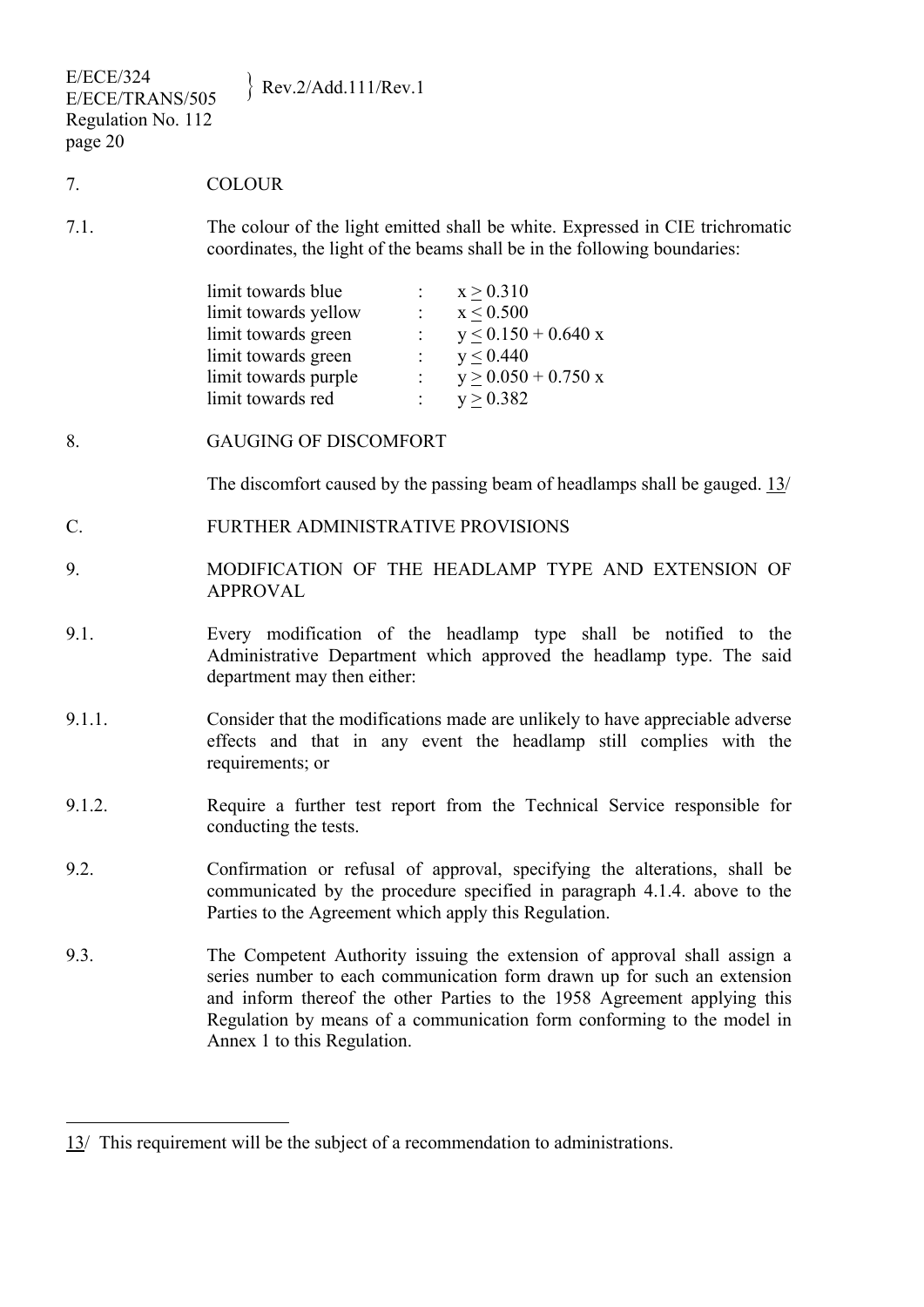7. COLOUR

7.1. The colour of the light emitted shall be white. Expressed in CIE trichromatic coordinates, the light of the beams shall be in the following boundaries:

| | | |
|---|---|---|
| limit towards blue | : | $x \geq 0.310$ |
| limit towards yellow | : | $x \leq 0.500$ |
| limit towards green | : | $y \leq 0.150 + 0.640\ x$ |
| limit towards green | : | $y \leq 0.440$ |
| limit towards purple | : | $y \geq 0.050 + 0.750\ x$ |
| limit towards red | : | $y \geq 0.382$ |

8. GAUGING OF DISCOMFORT

The discomfort caused by the passing beam of headlamps shall be gauged. 13/

C. FURTHER ADMINISTRATIVE PROVISIONS

9. MODIFICATION OF THE HEADLAMP TYPE AND EXTENSION OF APPROVAL

9.1. Every modification of the headlamp type shall be notified to the Administrative Department which approved the headlamp type. The said department may then either:

9.1.1. Consider that the modifications made are unlikely to have appreciable adverse effects and that in any event the headlamp still complies with the requirements; or

9.1.2. Require a further test report from the Technical Service responsible for conducting the tests.

9.2. Confirmation or refusal of approval, specifying the alterations, shall be communicated by the procedure specified in paragraph 4.1.4. above to the Parties to the Agreement which apply this Regulation.

9.3. The Competent Authority issuing the extension of approval shall assign a series number to each communication form drawn up for such an extension and inform thereof the other Parties to the 1958 Agreement applying this Regulation by means of a communication form conforming to the model in Annex 1 to this Regulation.

---

13/ This requirement will be the subject of a recommendation to administrations.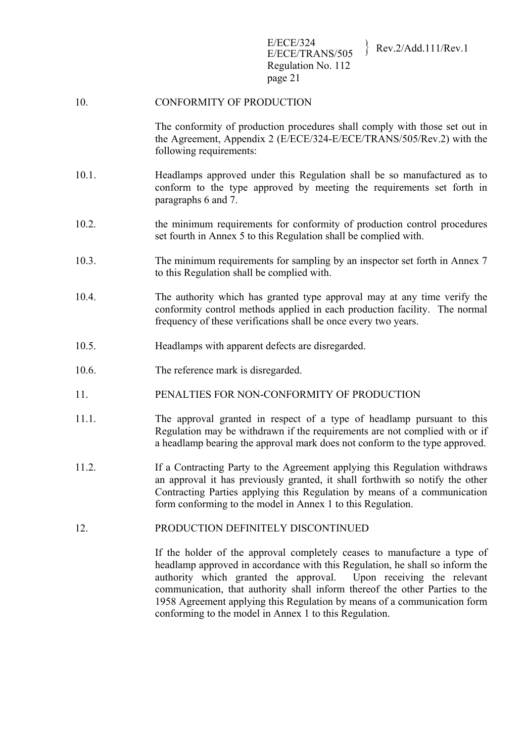10. CONFORMITY OF PRODUCTION

The conformity of production procedures shall comply with those set out in the Agreement, Appendix 2 (E/ECE/324-E/ECE/TRANS/505/Rev.2) with the following requirements:

10.1. Headlamps approved under this Regulation shall be so manufactured as to conform to the type approved by meeting the requirements set forth in paragraphs 6 and 7.

10.2. the minimum requirements for conformity of production control procedures set fourth in Annex 5 to this Regulation shall be complied with.

10.3. The minimum requirements for sampling by an inspector set forth in Annex 7 to this Regulation shall be complied with.

10.4. The authority which has granted type approval may at any time verify the conformity control methods applied in each production facility. The normal frequency of these verifications shall be once every two years.

10.5. Headlamps with apparent defects are disregarded.

10.6. The reference mark is disregarded.

11. PENALTIES FOR NON-CONFORMITY OF PRODUCTION

11.1. The approval granted in respect of a type of headlamp pursuant to this Regulation may be withdrawn if the requirements are not complied with or if a headlamp bearing the approval mark does not conform to the type approved.

11.2. If a Contracting Party to the Agreement applying this Regulation withdraws an approval it has previously granted, it shall forthwith so notify the other Contracting Parties applying this Regulation by means of a communication form conforming to the model in Annex 1 to this Regulation.

12. PRODUCTION DEFINITELY DISCONTINUED

If the holder of the approval completely ceases to manufacture a type of headlamp approved in accordance with this Regulation, he shall so inform the authority which granted the approval. Upon receiving the relevant communication, that authority shall inform thereof the other Parties to the 1958 Agreement applying this Regulation by means of a communication form conforming to the model in Annex 1 to this Regulation.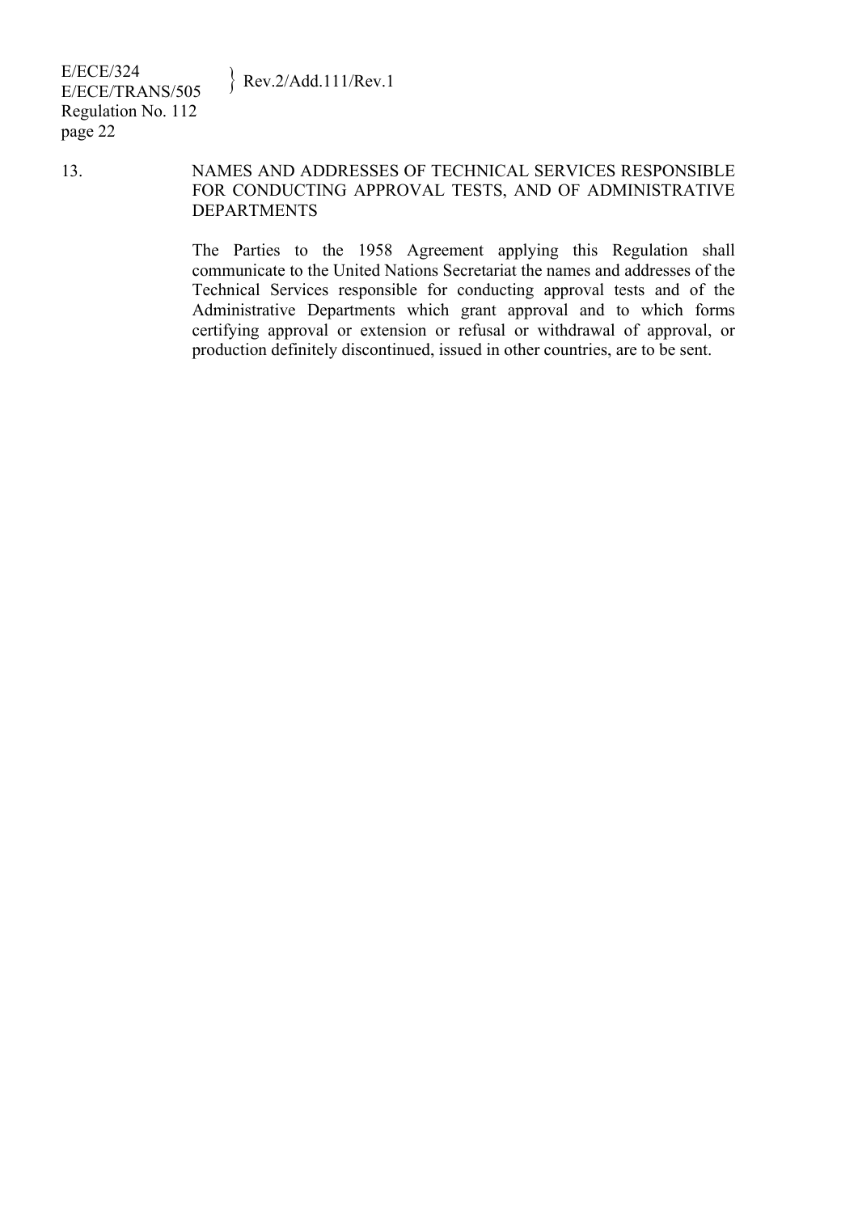## 13. NAMES AND ADDRESSES OF TECHNICAL SERVICES RESPONSIBLE FOR CONDUCTING APPROVAL TESTS, AND OF ADMINISTRATIVE DEPARTMENTS

The Parties to the 1958 Agreement applying this Regulation shall communicate to the United Nations Secretariat the names and addresses of the Technical Services responsible for conducting approval tests and of the Administrative Departments which grant approval and to which forms certifying approval or extension or refusal or withdrawal of approval, or production definitely discontinued, issued in other countries, are to be sent.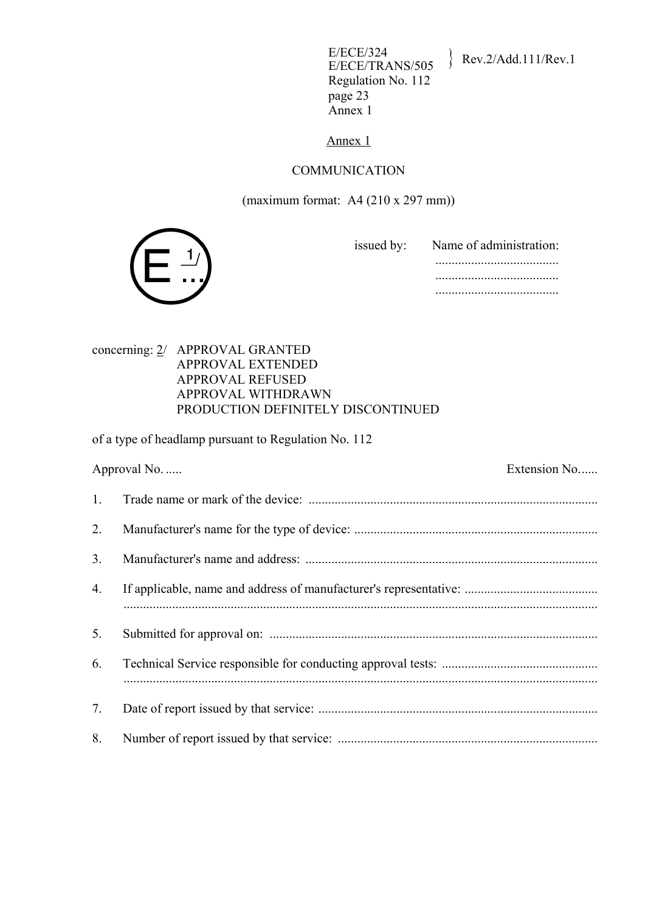## Annex 1

### COMMUNICATION

(maximum format: A4 (210 x 297 mm))

E [1/] ...

issued by: Name of administration:
......................................
......................................
......................................

concerning: [2/] APPROVAL GRANTED
APPROVAL EXTENDED
APPROVAL REFUSED
APPROVAL WITHDRAWN
PRODUCTION DEFINITELY DISCONTINUED

of a type of headlamp pursuant to Regulation No. 112

Approval No. ..... Extension No......

1. Trade name or mark of the device: ........................................................................................

2. Manufacturer's name for the type of device: ..........................................................................

3. Manufacturer's name and address: .........................................................................................

4. If applicable, name and address of manufacturer's representative: .........................................
................................................................................................................................................

5. Submitted for approval on: ....................................................................................................

6. Technical Service responsible for conducting approval tests: ................................................
................................................................................................................................................

7. Date of report issued by that service: .....................................................................................

8. Number of report issued by that service: ...............................................................................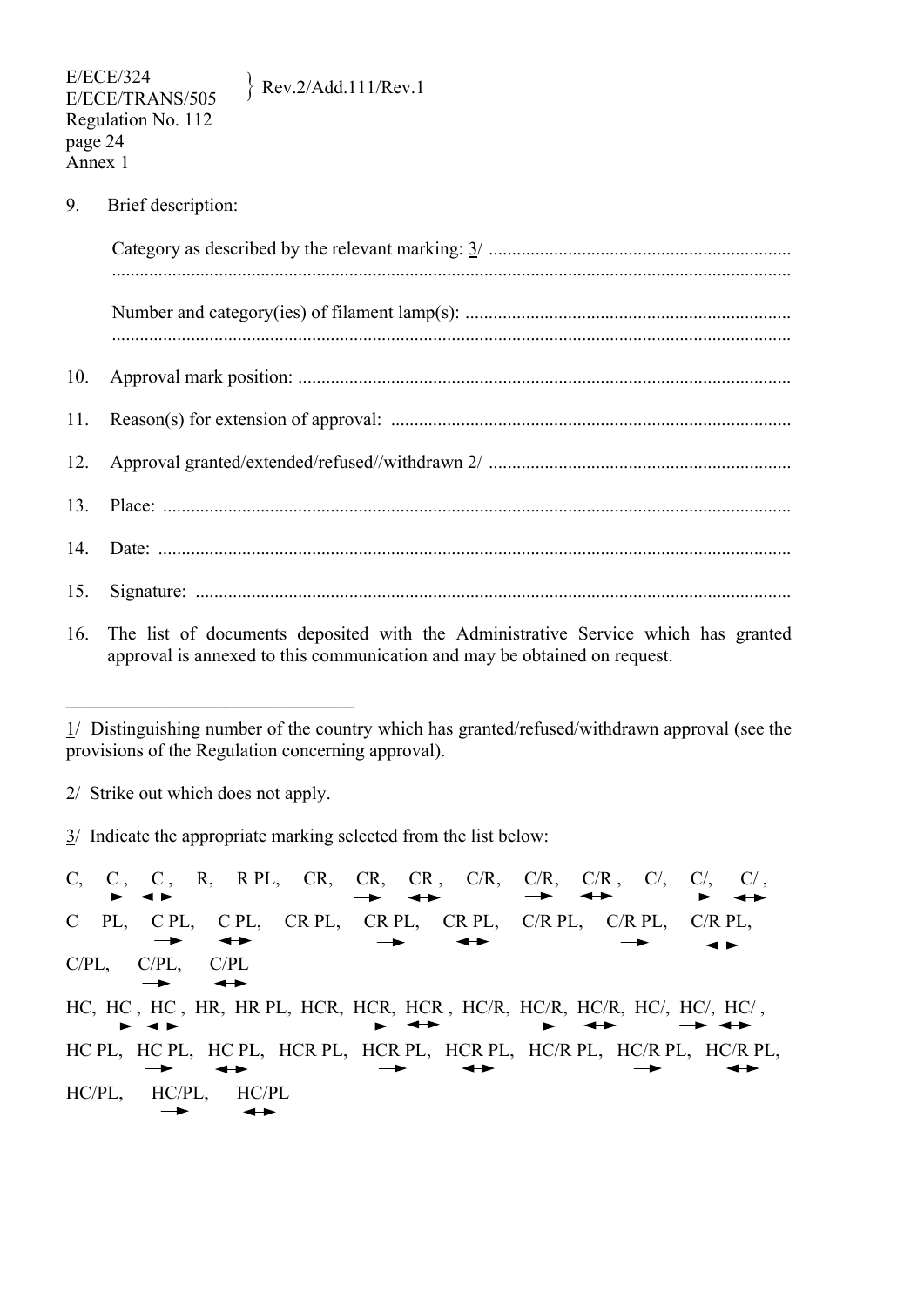9. Brief description:

   Category as described by the relevant marking: 3/ ..................................................................
   ..........................................................................................................................................

   Number and category(ies) of filament lamp(s): ......................................................................
   ..........................................................................................................................................

10. Approval mark position: .........................................................................................................

11. Reason(s) for extension of approval: .....................................................................................

12. Approval granted/extended/refused//withdrawn 2/ ...............................................................

13. Place: ......................................................................................................................................

14. Date: .......................................................................................................................................

15. Signature: ...............................................................................................................................

16. The list of documents deposited with the Administrative Service which has granted approval is annexed to this communication and may be obtained on request.

_______________________________

1/ Distinguishing number of the country which has granted/refused/withdrawn approval (see the provisions of the Regulation concerning approval).

2/ Strike out which does not apply.

3/ Indicate the appropriate marking selected from the list below:

C, C→, C↔, R, R PL, CR, CR→, CR↔, C/R, C/R→, C/R↔, C/, C/→, C/↔,

C PL, C PL→, C PL↔, CR PL, CR PL→, CR PL↔, C/R PL, C/R PL→, C/R PL↔,

C/PL, C/PL→, C/PL↔

HC, HC→, HC↔, HR, HR PL, HCR, HCR→, HCR↔, HC/R, HC/R→, HC/R↔, HC/, HC/→, HC/↔,

HC PL, HC PL→, HC PL↔, HCR PL, HCR PL→, HCR PL↔, HC/R PL, HC/R PL→, HC/R PL↔,

HC/PL, HC/PL→, HC/PL↔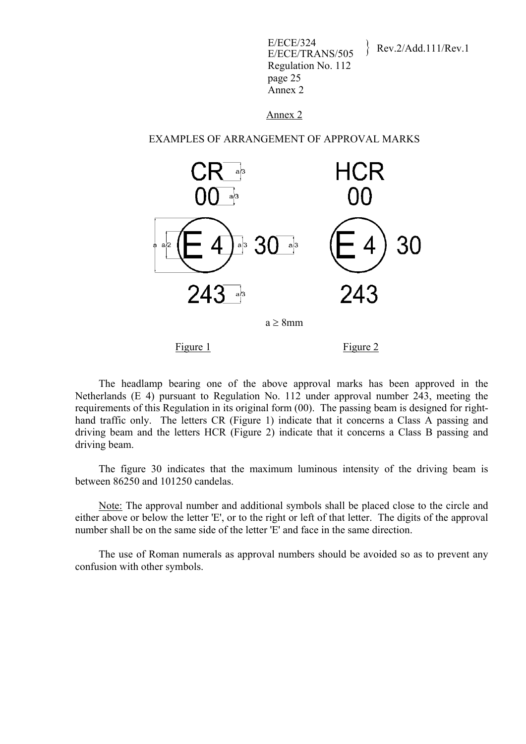Annex 2

EXAMPLES OF ARRANGEMENT OF APPROVAL MARKS

CR
00
E 4 30
243

HCR
00
E 4 30
243

a ≥ 8mm

Figure 1 Figure 2

The headlamp bearing one of the above approval marks has been approved in the Netherlands (E 4) pursuant to Regulation No. 112 under approval number 243, meeting the requirements of this Regulation in its original form (00). The passing beam is designed for right-hand traffic only. The letters CR (Figure 1) indicate that it concerns a Class A passing and driving beam and the letters HCR (Figure 2) indicate that it concerns a Class B passing and driving beam.

The figure 30 indicates that the maximum luminous intensity of the driving beam is between 86250 and 101250 candelas.

Note: The approval number and additional symbols shall be placed close to the circle and either above or below the letter 'E', or to the right or left of that letter. The digits of the approval number shall be on the same side of the letter 'E' and face in the same direction.

The use of Roman numerals as approval numbers should be avoided so as to prevent any confusion with other symbols.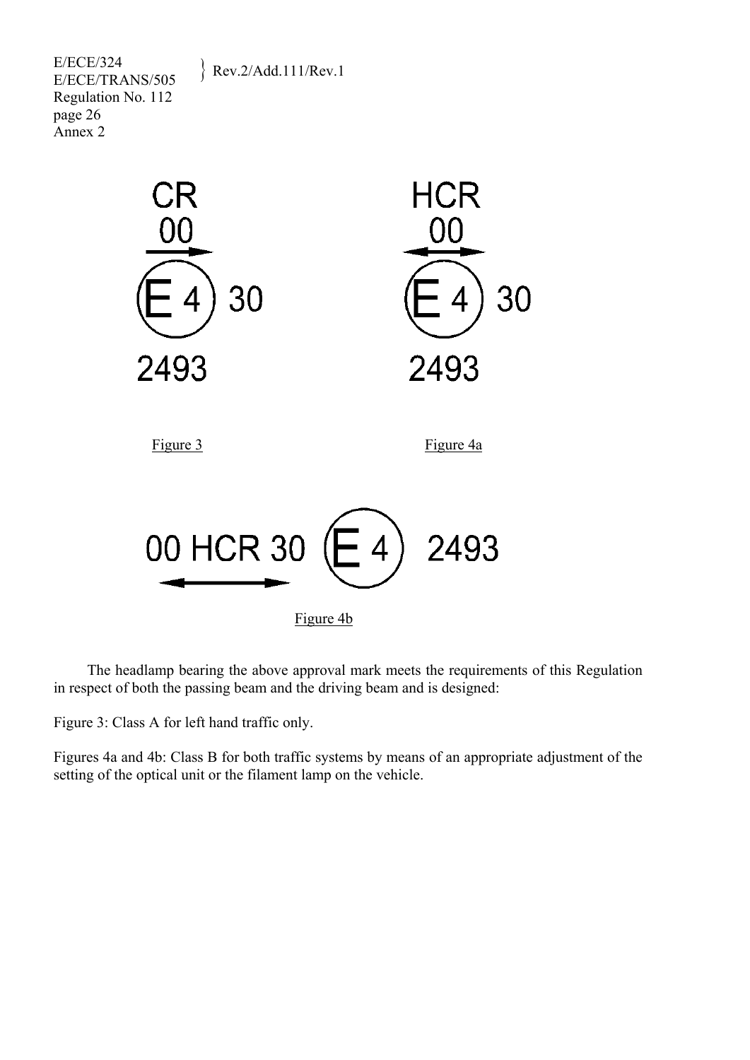CR
00

E 4 30

2493

Figure 3

HCR
00

E 4 30

2493

Figure 4a

00 HCR 30 E 4 2493

Figure 4b

The headlamp bearing the above approval mark meets the requirements of this Regulation in respect of both the passing beam and the driving beam and is designed:

Figure 3: Class A for left hand traffic only.

Figures 4a and 4b: Class B for both traffic systems by means of an appropriate adjustment of the setting of the optical unit or the filament lamp on the vehicle.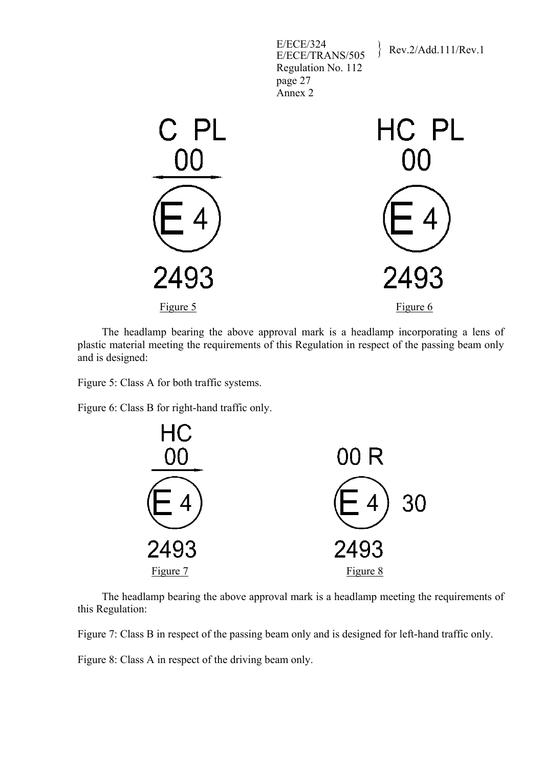C PL
00

E 4

2493

Figure 5

HC PL
00

E 4

2493

Figure 6

The headlamp bearing the above approval mark is a headlamp incorporating a lens of plastic material meeting the requirements of this Regulation in respect of the passing beam only and is designed:

Figure 5: Class A for both traffic systems.

Figure 6: Class B for right-hand traffic only.

HC
00

E 4

2493

Figure 7

00 R

E 4 30

2493

Figure 8

The headlamp bearing the above approval mark is a headlamp meeting the requirements of this Regulation:

Figure 7: Class B in respect of the passing beam only and is designed for left-hand traffic only.

Figure 8: Class A in respect of the driving beam only.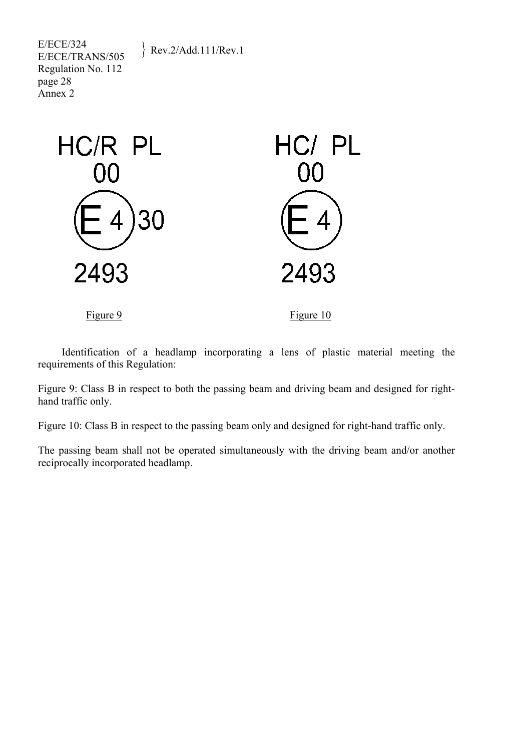HC/R PL
00
E 4 30
2493

Figure 9

HC/ PL
00
E 4
2493

Figure 10

Identification of a headlamp incorporating a lens of plastic material meeting the requirements of this Regulation:

Figure 9: Class B in respect to both the passing beam and driving beam and designed for right-hand traffic only.

Figure 10: Class B in respect to the passing beam only and designed for right-hand traffic only.

The passing beam shall not be operated simultaneously with the driving beam and/or another reciprocally incorporated headlamp.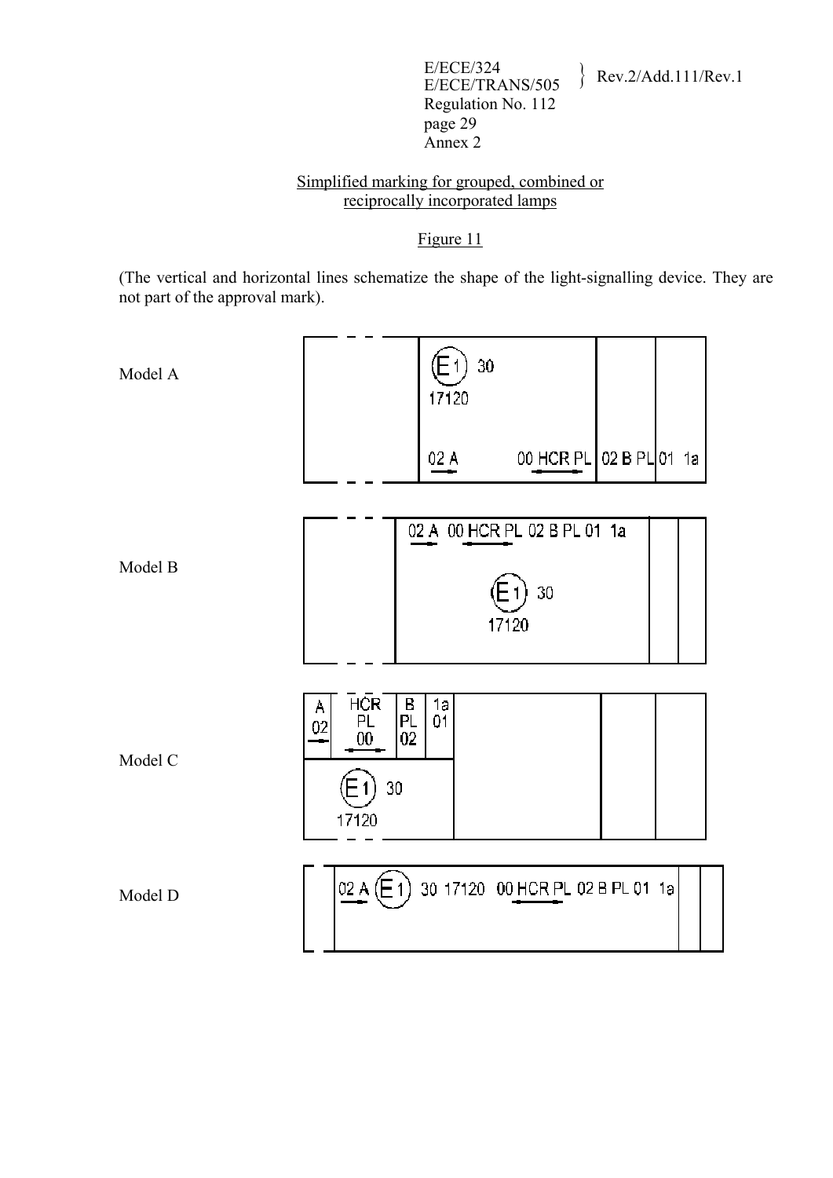Annex 2

Simplified marking for grouped, combined or reciprocally incorporated lamps

Figure 11

(The vertical and horizontal lines schematize the shape of the light-signalling device. They are not part of the approval mark).

Model A

E1 30
17120
02 A 00 HCR PL 02 B PL 01 1a

Model B

02 A 00 HCR PL 02 B PL 01 1a
E1 30
17120

Model C

A 02 | HCR PL 00 | B PL 02 | 1a 01
E1 30
17120

Model D

02 A E1 30 17120 00 HCR PL 02 B PL 01 1a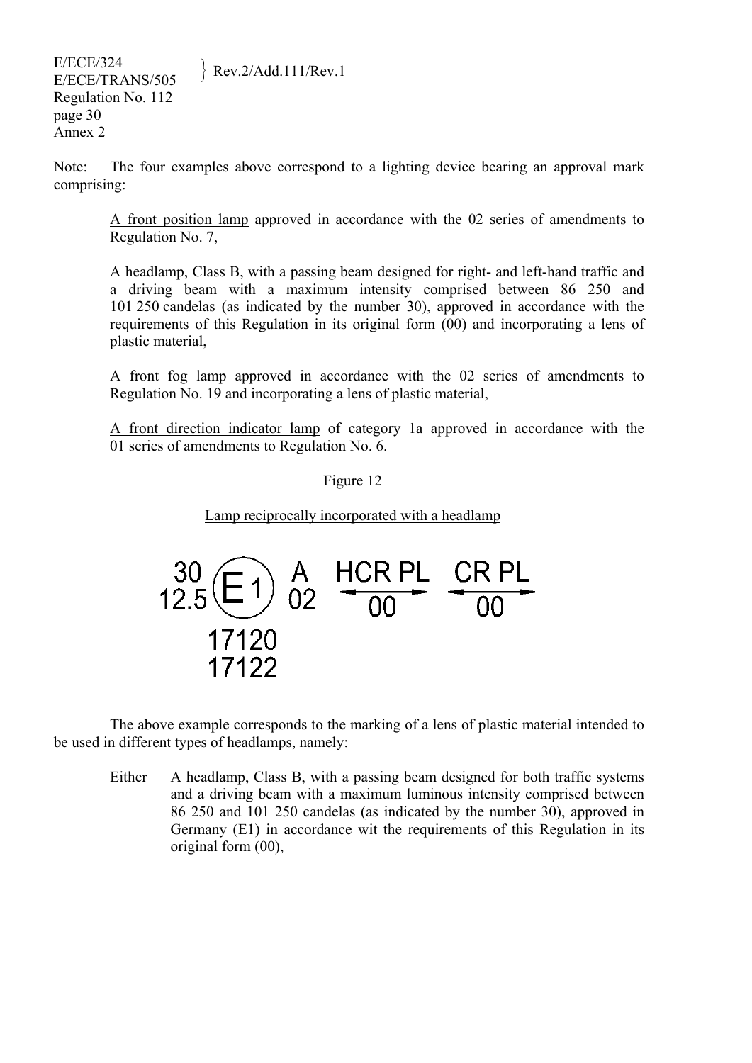Note: The four examples above correspond to a lighting device bearing an approval mark comprising:

A front position lamp approved in accordance with the 02 series of amendments to Regulation No. 7,

A headlamp, Class B, with a passing beam designed for right- and left-hand traffic and a driving beam with a maximum intensity comprised between 86 250 and 101 250 candelas (as indicated by the number 30), approved in accordance with the requirements of this Regulation in its original form (00) and incorporating a lens of plastic material,

A front fog lamp approved in accordance with the 02 series of amendments to Regulation No. 19 and incorporating a lens of plastic material,

A front direction indicator lamp of category 1a approved in accordance with the 01 series of amendments to Regulation No. 6.

Figure 12

Lamp reciprocally incorporated with a headlamp

30 (E1) A HCR PL CR PL
12.5 02 00 00
17120
17122

The above example corresponds to the marking of a lens of plastic material intended to be used in different types of headlamps, namely:

Either A headlamp, Class B, with a passing beam designed for both traffic systems and a driving beam with a maximum luminous intensity comprised between 86 250 and 101 250 candelas (as indicated by the number 30), approved in Germany (E1) in accordance wit the requirements of this Regulation in its original form (00),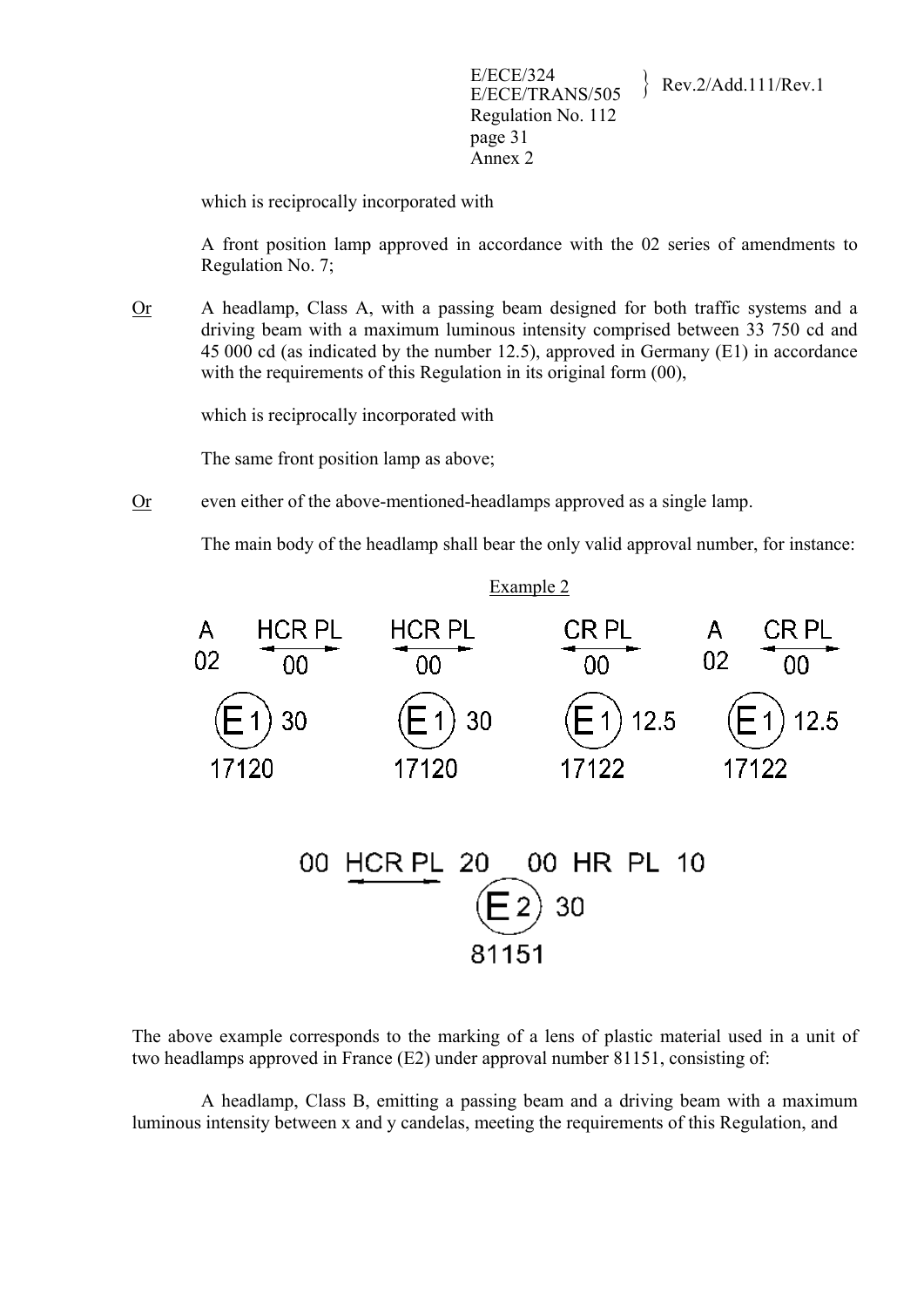which is reciprocally incorporated with

A front position lamp approved in accordance with the 02 series of amendments to Regulation No. 7;

Or A headlamp, Class A, with a passing beam designed for both traffic systems and a driving beam with a maximum luminous intensity comprised between 33 750 cd and 45 000 cd (as indicated by the number 12.5), approved in Germany (E1) in accordance with the requirements of this Regulation in its original form (00),

which is reciprocally incorporated with

The same front position lamp as above;

Or even either of the above-mentioned-headlamps approved as a single lamp.

The main body of the headlamp shall bear the only valid approval number, for instance:

Example 2

| A 02 | HCR PL 00 | HCR PL 00 | CR PL 00 | A 02 | CR PL 00 |
|---|---|---|---|---|---|
| | E1 30 | E1 30 | E1 12.5 | | E1 12.5 |
| | 17120 | 17120 | 17122 | | 17122 |

00 HCR PL 20 00 HR PL 10

E2 30

81151

The above example corresponds to the marking of a lens of plastic material used in a unit of two headlamps approved in France (E2) under approval number 81151, consisting of:

A headlamp, Class B, emitting a passing beam and a driving beam with a maximum luminous intensity between x and y candelas, meeting the requirements of this Regulation, and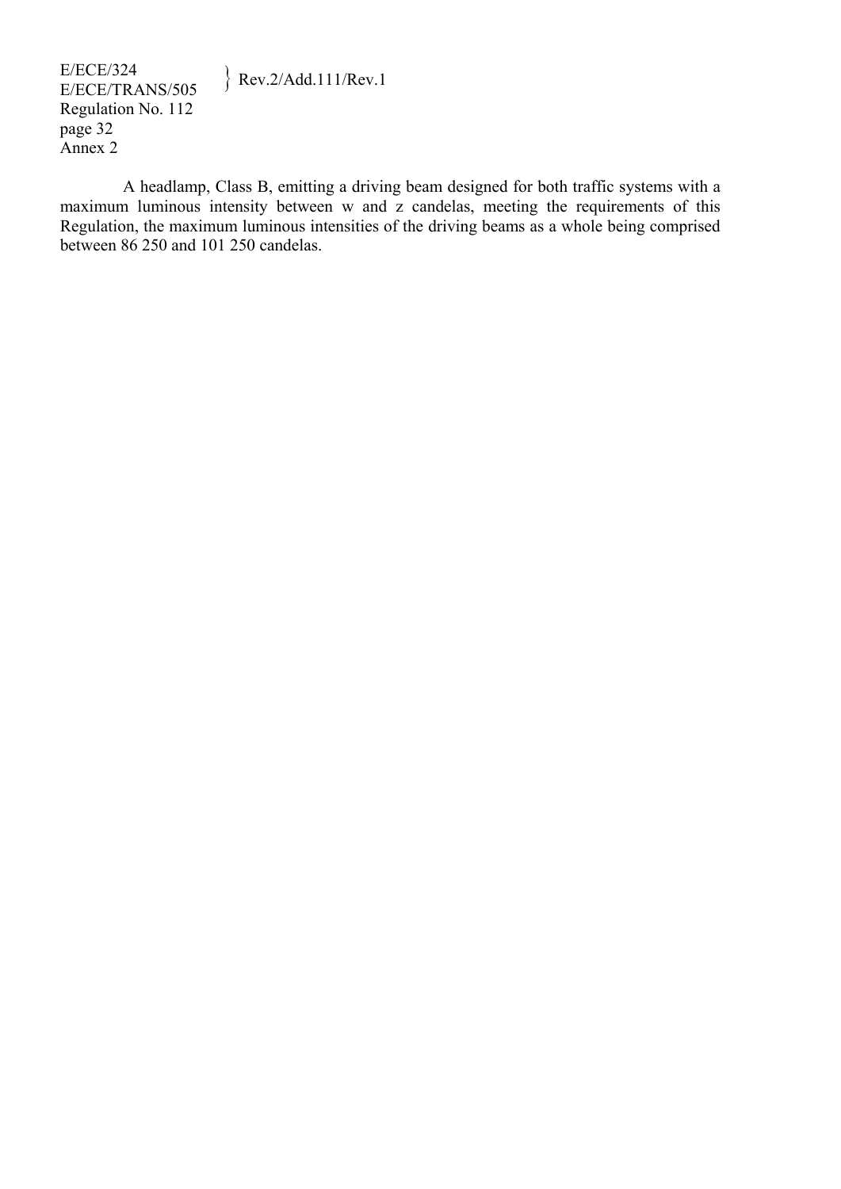A headlamp, Class B, emitting a driving beam designed for both traffic systems with a maximum luminous intensity between w and z candelas, meeting the requirements of this Regulation, the maximum luminous intensities of the driving beams as a whole being comprised between 86 250 and 101 250 candelas.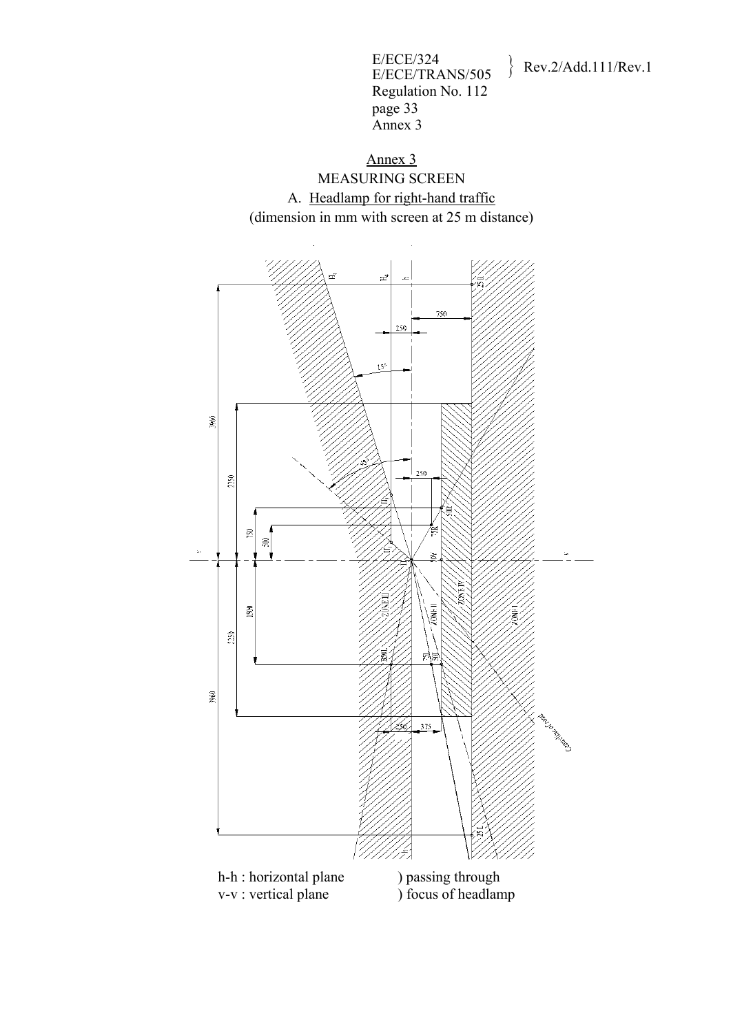# Annex 3

## MEASURING SCREEN

### A. Headlamp for right-hand traffic

(dimension in mm with screen at 25 m distance)

h-h : horizontal plane ) passing through

v-v : vertical plane ) focus of headlamp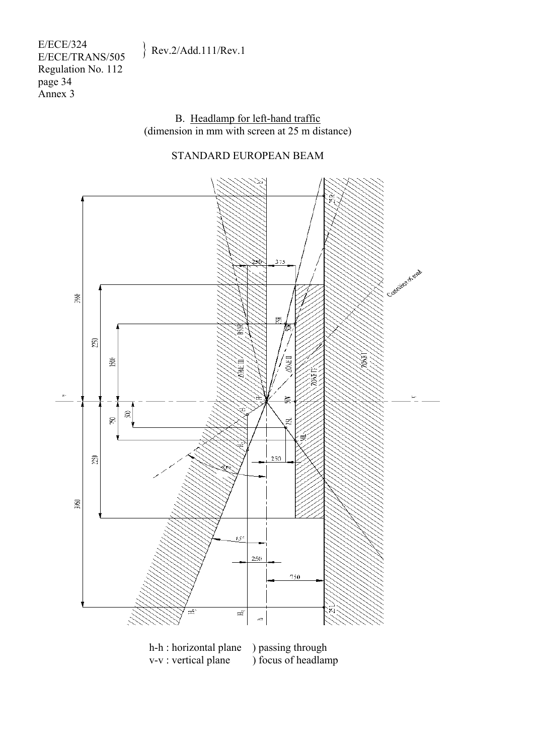B. Headlamp for left-hand traffic
(dimension in mm with screen at 25 m distance)

STANDARD EUROPEAN BEAM

h-h : horizontal plane ) passing through
v-v : vertical plane ) focus of headlamp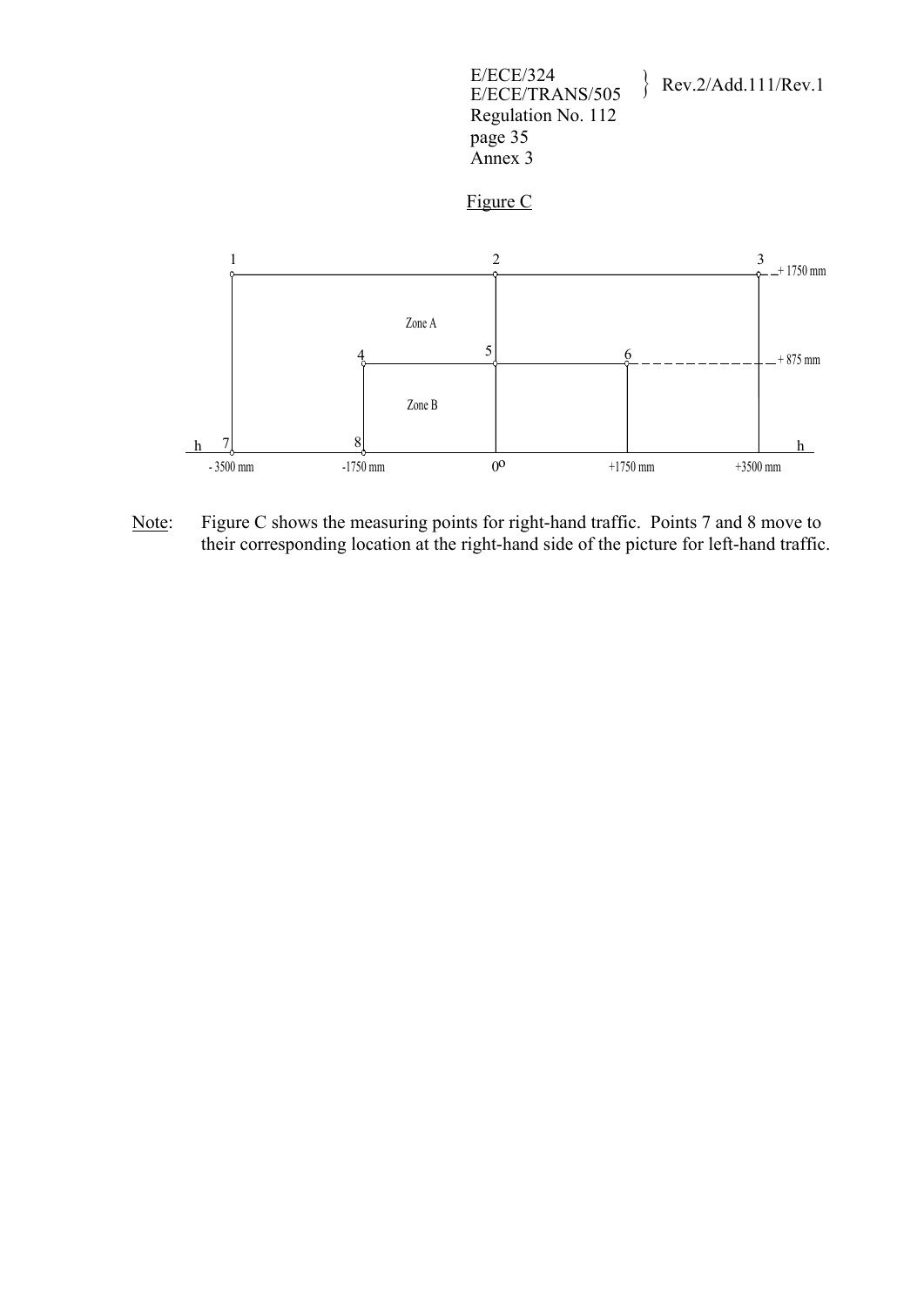Figure C

Note: Figure C shows the measuring points for right-hand traffic. Points 7 and 8 move to their corresponding location at the right-hand side of the picture for left-hand traffic.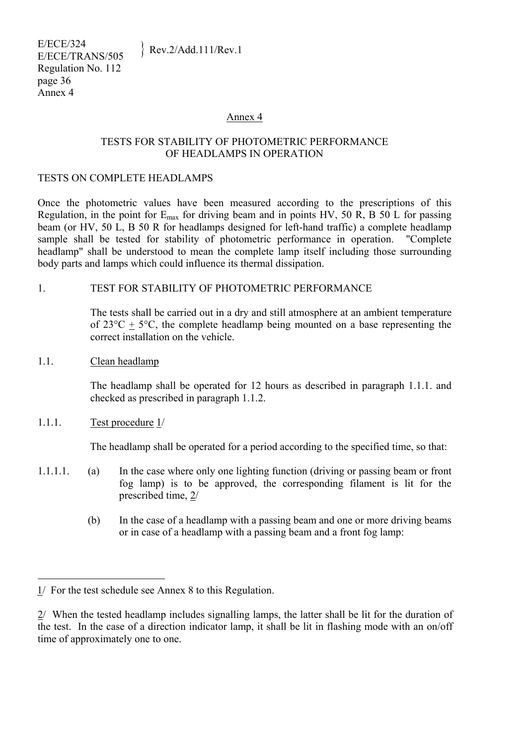## Annex 4

### TESTS FOR STABILITY OF PHOTOMETRIC PERFORMANCE OF HEADLAMPS IN OPERATION

#### TESTS ON COMPLETE HEADLAMPS

Once the photometric values have been measured according to the prescriptions of this Regulation, in the point for $E_{max}$ for driving beam and in points HV, 50 R, B 50 L for passing beam (or HV, 50 L, B 50 R for headlamps designed for left-hand traffic) a complete headlamp sample shall be tested for stability of photometric performance in operation. "Complete headlamp" shall be understood to mean the complete lamp itself including those surrounding body parts and lamps which could influence its thermal dissipation.

1. TEST FOR STABILITY OF PHOTOMETRIC PERFORMANCE

   The tests shall be carried out in a dry and still atmosphere at an ambient temperature of 23°C ± 5°C, the complete headlamp being mounted on a base representing the correct installation on the vehicle.

1.1. Clean headlamp

   The headlamp shall be operated for 12 hours as described in paragraph 1.1.1. and checked as prescribed in paragraph 1.1.2.

1.1.1. Test procedure 1/

   The headlamp shall be operated for a period according to the specified time, so that:

1.1.1.1. (a) In the case where only one lighting function (driving or passing beam or front fog lamp) is to be approved, the corresponding filament is lit for the prescribed time, 2/

   (b) In the case of a headlamp with a passing beam and one or more driving beams or in case of a headlamp with a passing beam and a front fog lamp:

---

1/ For the test schedule see Annex 8 to this Regulation.

2/ When the tested headlamp includes signalling lamps, the latter shall be lit for the duration of the test. In the case of a direction indicator lamp, it shall be lit in flashing mode with an on/off time of approximately one to one.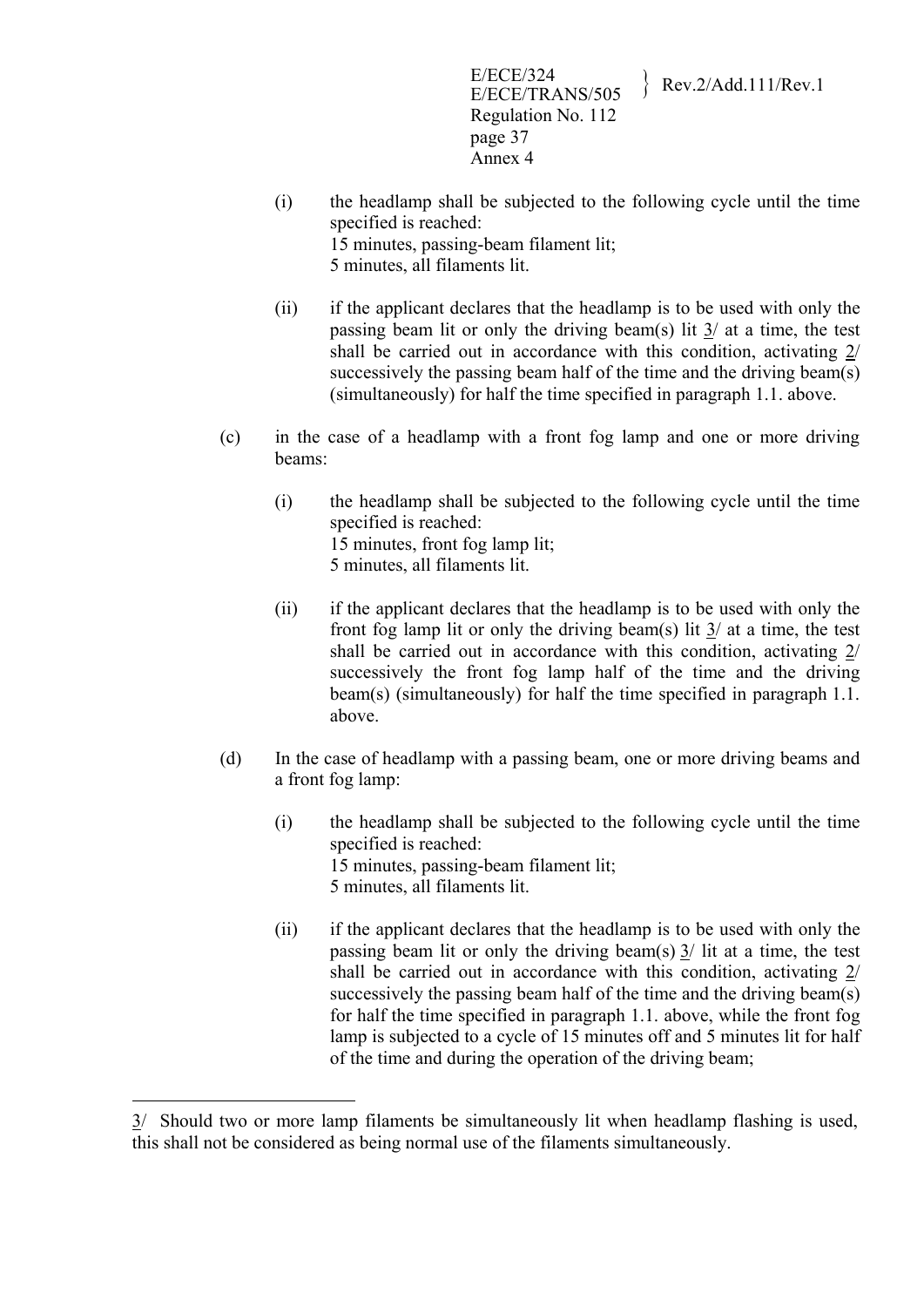(i) the headlamp shall be subjected to the following cycle until the time specified is reached:
15 minutes, passing-beam filament lit;
5 minutes, all filaments lit.

(ii) if the applicant declares that the headlamp is to be used with only the passing beam lit or only the driving beam(s) lit 3/ at a time, the test shall be carried out in accordance with this condition, activating 2/ successively the passing beam half of the time and the driving beam(s) (simultaneously) for half the time specified in paragraph 1.1. above.

(c) in the case of a headlamp with a front fog lamp and one or more driving beams:

(i) the headlamp shall be subjected to the following cycle until the time specified is reached:
15 minutes, front fog lamp lit;
5 minutes, all filaments lit.

(ii) if the applicant declares that the headlamp is to be used with only the front fog lamp lit or only the driving beam(s) lit 3/ at a time, the test shall be carried out in accordance with this condition, activating 2/ successively the front fog lamp half of the time and the driving beam(s) (simultaneously) for half the time specified in paragraph 1.1. above.

(d) In the case of headlamp with a passing beam, one or more driving beams and a front fog lamp:

(i) the headlamp shall be subjected to the following cycle until the time specified is reached:
15 minutes, passing-beam filament lit;
5 minutes, all filaments lit.

(ii) if the applicant declares that the headlamp is to be used with only the passing beam lit or only the driving beam(s) 3/ lit at a time, the test shall be carried out in accordance with this condition, activating 2/ successively the passing beam half of the time and the driving beam(s) for half the time specified in paragraph 1.1. above, while the front fog lamp is subjected to a cycle of 15 minutes off and 5 minutes lit for half of the time and during the operation of the driving beam;

---

3/ Should two or more lamp filaments be simultaneously lit when headlamp flashing is used, this shall not be considered as being normal use of the filaments simultaneously.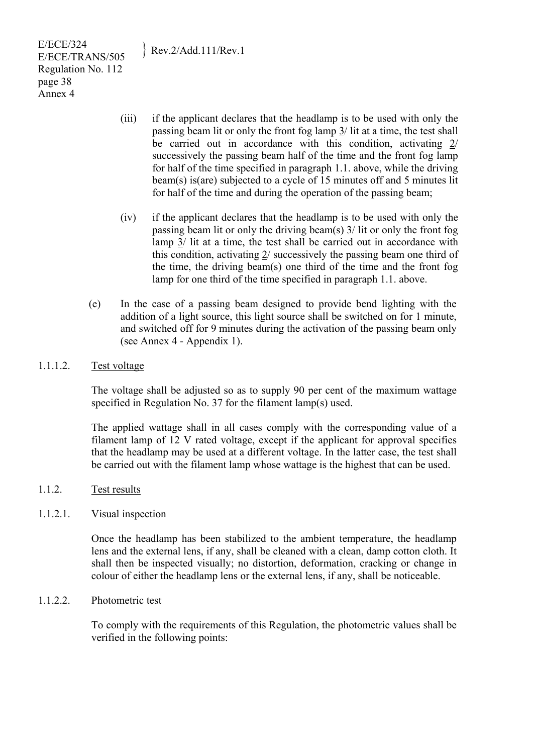(iii) if the applicant declares that the headlamp is to be used with only the passing beam lit or only the front fog lamp 3/ lit at a time, the test shall be carried out in accordance with this condition, activating 2/ successively the passing beam half of the time and the front fog lamp for half of the time specified in paragraph 1.1. above, while the driving beam(s) is(are) subjected to a cycle of 15 minutes off and 5 minutes lit for half of the time and during the operation of the passing beam;

(iv) if the applicant declares that the headlamp is to be used with only the passing beam lit or only the driving beam(s) 3/ lit or only the front fog lamp 3/ lit at a time, the test shall be carried out in accordance with this condition, activating 2/ successively the passing beam one third of the time, the driving beam(s) one third of the time and the front fog lamp for one third of the time specified in paragraph 1.1. above.

(e) In the case of a passing beam designed to provide bend lighting with the addition of a light source, this light source shall be switched on for 1 minute, and switched off for 9 minutes during the activation of the passing beam only (see Annex 4 - Appendix 1).

1.1.1.2. Test voltage

The voltage shall be adjusted so as to supply 90 per cent of the maximum wattage specified in Regulation No. 37 for the filament lamp(s) used.

The applied wattage shall in all cases comply with the corresponding value of a filament lamp of 12 V rated voltage, except if the applicant for approval specifies that the headlamp may be used at a different voltage. In the latter case, the test shall be carried out with the filament lamp whose wattage is the highest that can be used.

1.1.2. Test results

1.1.2.1. Visual inspection

Once the headlamp has been stabilized to the ambient temperature, the headlamp lens and the external lens, if any, shall be cleaned with a clean, damp cotton cloth. It shall then be inspected visually; no distortion, deformation, cracking or change in colour of either the headlamp lens or the external lens, if any, shall be noticeable.

1.1.2.2. Photometric test

To comply with the requirements of this Regulation, the photometric values shall be verified in the following points: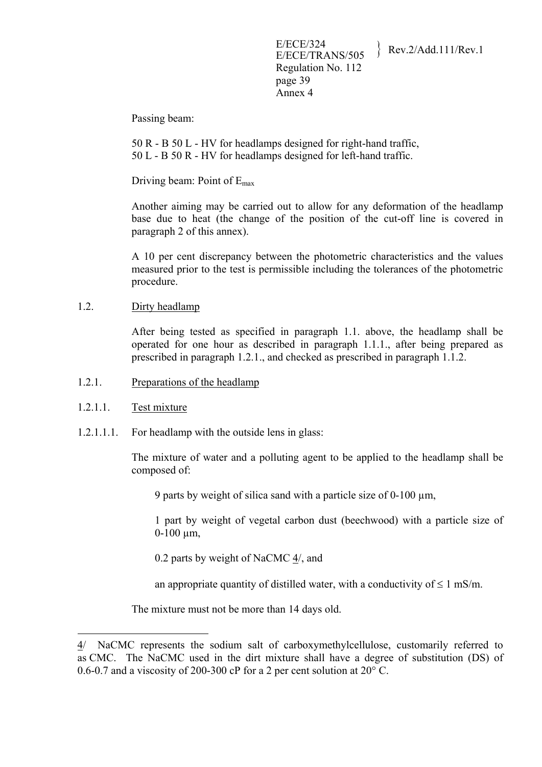Passing beam:

50 R - B 50 L - HV for headlamps designed for right-hand traffic,
50 L - B 50 R - HV for headlamps designed for left-hand traffic.

Driving beam: Point of $E_{max}$

Another aiming may be carried out to allow for any deformation of the headlamp base due to heat (the change of the position of the cut-off line is covered in paragraph 2 of this annex).

A 10 per cent discrepancy between the photometric characteristics and the values measured prior to the test is permissible including the tolerances of the photometric procedure.

1.2. Dirty headlamp

After being tested as specified in paragraph 1.1. above, the headlamp shall be operated for one hour as described in paragraph 1.1.1., after being prepared as prescribed in paragraph 1.2.1., and checked as prescribed in paragraph 1.1.2.

1.2.1. Preparations of the headlamp

1.2.1.1. Test mixture

1.2.1.1.1. For headlamp with the outside lens in glass:

The mixture of water and a polluting agent to be applied to the headlamp shall be composed of:

9 parts by weight of silica sand with a particle size of 0-100 µm,

1 part by weight of vegetal carbon dust (beechwood) with a particle size of 0-100 µm,

0.2 parts by weight of NaCMC 4/, and

an appropriate quantity of distilled water, with a conductivity of ≤ 1 mS/m.

The mixture must not be more than 14 days old.

---

4/ NaCMC represents the sodium salt of carboxymethylcellulose, customarily referred to as CMC. The NaCMC used in the dirt mixture shall have a degree of substitution (DS) of 0.6-0.7 and a viscosity of 200-300 cP for a 2 per cent solution at 20° C.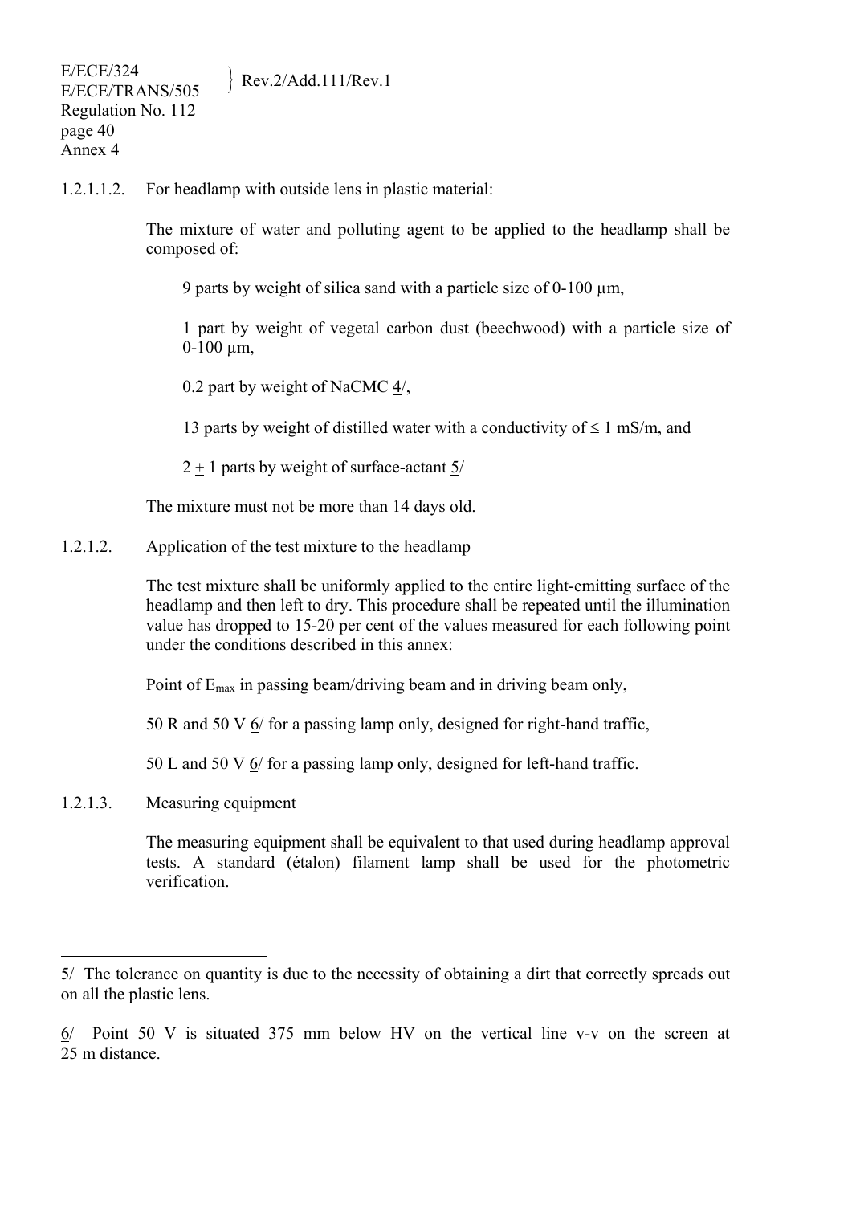1.2.1.1.2. For headlamp with outside lens in plastic material:

The mixture of water and polluting agent to be applied to the headlamp shall be composed of:

9 parts by weight of silica sand with a particle size of 0-100 µm,

1 part by weight of vegetal carbon dust (beechwood) with a particle size of 0-100 µm,

0.2 part by weight of NaCMC 4/,

13 parts by weight of distilled water with a conductivity of ≤ 1 mS/m, and

2 ± 1 parts by weight of surface-actant 5/

The mixture must not be more than 14 days old.

1.2.1.2. Application of the test mixture to the headlamp

The test mixture shall be uniformly applied to the entire light-emitting surface of the headlamp and then left to dry. This procedure shall be repeated until the illumination value has dropped to 15-20 per cent of the values measured for each following point under the conditions described in this annex:

Point of $E_{max}$ in passing beam/driving beam and in driving beam only,

50 R and 50 V 6/ for a passing lamp only, designed for right-hand traffic,

50 L and 50 V 6/ for a passing lamp only, designed for left-hand traffic.

1.2.1.3. Measuring equipment

The measuring equipment shall be equivalent to that used during headlamp approval tests. A standard (étalon) filament lamp shall be used for the photometric verification.

---

5/ The tolerance on quantity is due to the necessity of obtaining a dirt that correctly spreads out on all the plastic lens.

6/ Point 50 V is situated 375 mm below HV on the vertical line v-v on the screen at 25 m distance.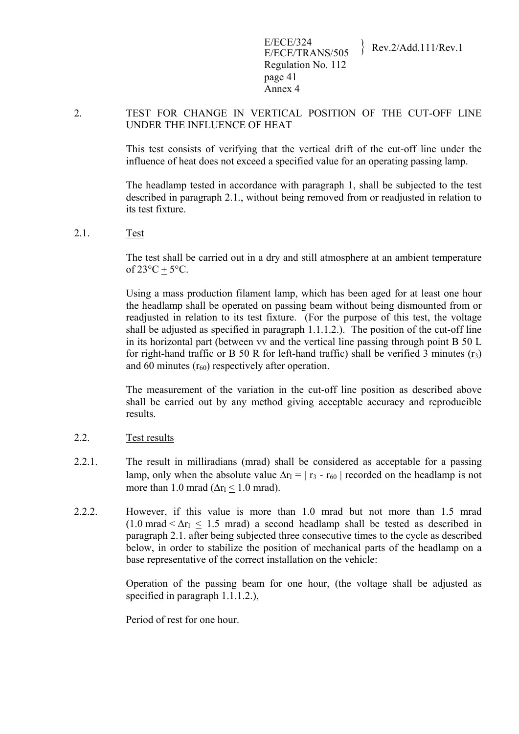2. TEST FOR CHANGE IN VERTICAL POSITION OF THE CUT-OFF LINE UNDER THE INFLUENCE OF HEAT

This test consists of verifying that the vertical drift of the cut-off line under the influence of heat does not exceed a specified value for an operating passing lamp.

The headlamp tested in accordance with paragraph 1, shall be subjected to the test described in paragraph 2.1., without being removed from or readjusted in relation to its test fixture.

2.1. Test

The test shall be carried out in a dry and still atmosphere at an ambient temperature of 23°C ± 5°C.

Using a mass production filament lamp, which has been aged for at least one hour the headlamp shall be operated on passing beam without being dismounted from or readjusted in relation to its test fixture. (For the purpose of this test, the voltage shall be adjusted as specified in paragraph 1.1.1.2.). The position of the cut-off line in its horizontal part (between vv and the vertical line passing through point B 50 L for right-hand traffic or B 50 R for left-hand traffic) shall be verified 3 minutes ($r_3$) and 60 minutes ($r_{60}$) respectively after operation.

The measurement of the variation in the cut-off line position as described above shall be carried out by any method giving acceptable accuracy and reproducible results.

2.2. Test results

2.2.1. The result in milliradians (mrad) shall be considered as acceptable for a passing lamp, only when the absolute value $\Delta r_I = | r_3 - r_{60} |$ recorded on the headlamp is not more than 1.0 mrad ($\Delta r_I \leq 1.0$ mrad).

2.2.2. However, if this value is more than 1.0 mrad but not more than 1.5 mrad (1.0 mrad < $\Delta r_I \leq$ 1.5 mrad) a second headlamp shall be tested as described in paragraph 2.1. after being subjected three consecutive times to the cycle as described below, in order to stabilize the position of mechanical parts of the headlamp on a base representative of the correct installation on the vehicle:

Operation of the passing beam for one hour, (the voltage shall be adjusted as specified in paragraph 1.1.1.2.),

Period of rest for one hour.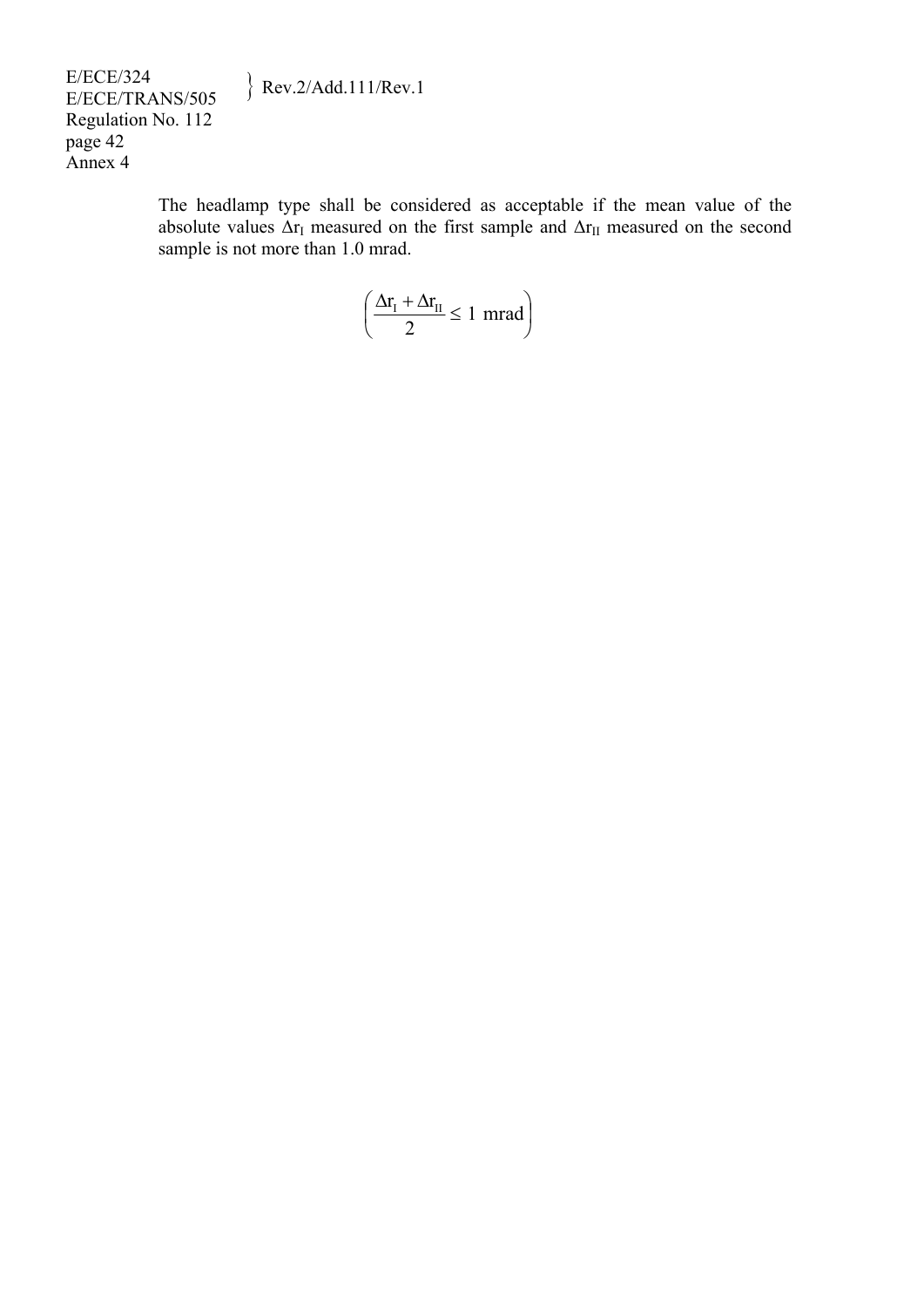The headlamp type shall be considered as acceptable if the mean value of the absolute values $\Delta r_I$ measured on the first sample and $\Delta r_{II}$ measured on the second sample is not more than 1.0 mrad.

$$\left( \frac{\Delta r_I + \Delta r_{II}}{2} \leq 1 \text{ mrad} \right)$$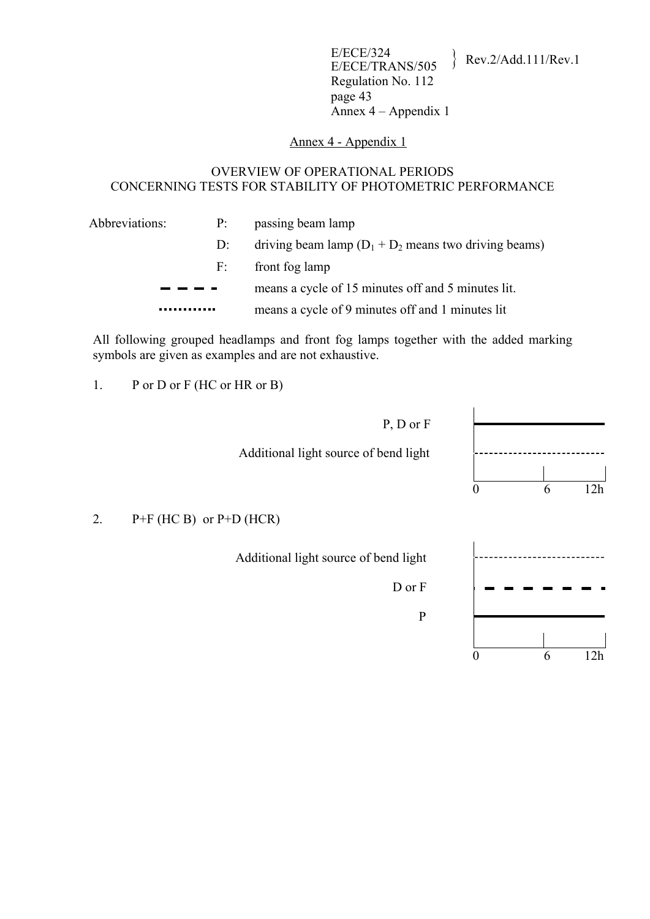## Annex 4 - Appendix 1

### OVERVIEW OF OPERATIONAL PERIODS CONCERNING TESTS FOR STABILITY OF PHOTOMETRIC PERFORMANCE

Abbreviations:

P: passing beam lamp

D: driving beam lamp ($D_1 + D_2$ means two driving beams)

F: front fog lamp

▬ ▬ ▬ ▬ means a cycle of 15 minutes off and 5 minutes lit.

............ means a cycle of 9 minutes off and 1 minutes lit

All following grouped headlamps and front fog lamps together with the added marking symbols are given as examples and are not exhaustive.

1. P or D or F (HC or HR or B)

P, D or F

Additional light source of bend light

0 6 12h

2. P+F (HC B) or P+D (HCR)

Additional light source of bend light

D or F

P

0 6 12h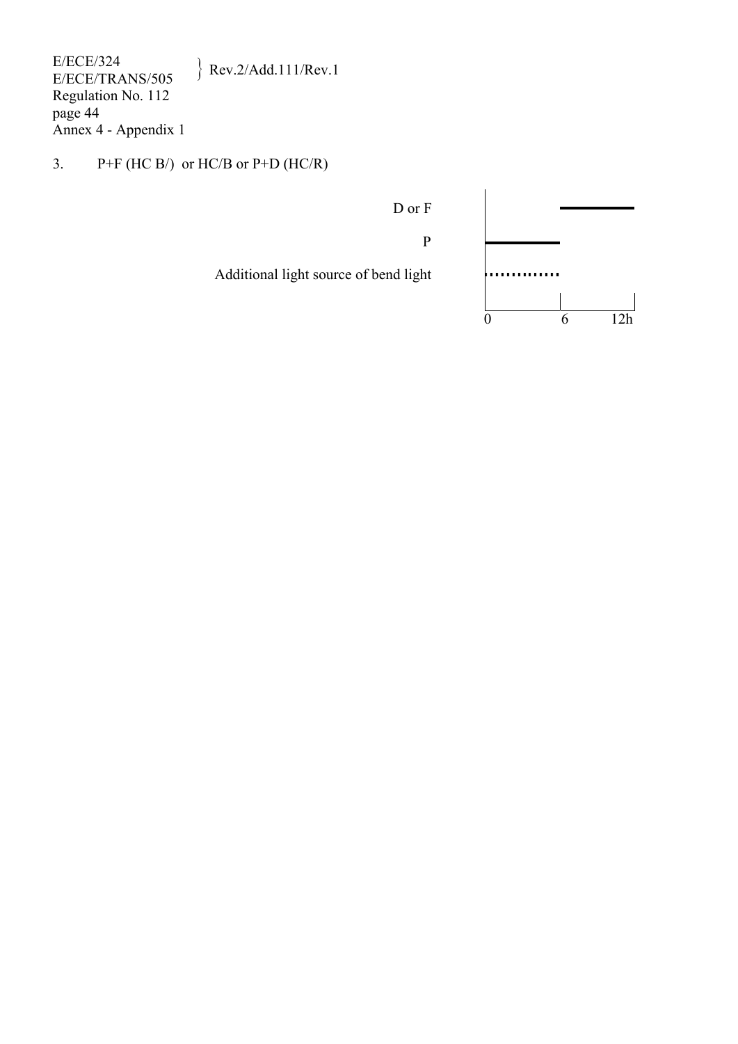3. P+F (HC B/) or HC/B or P+D (HC/R)

D or F

P

Additional light source of bend light

0 6 12h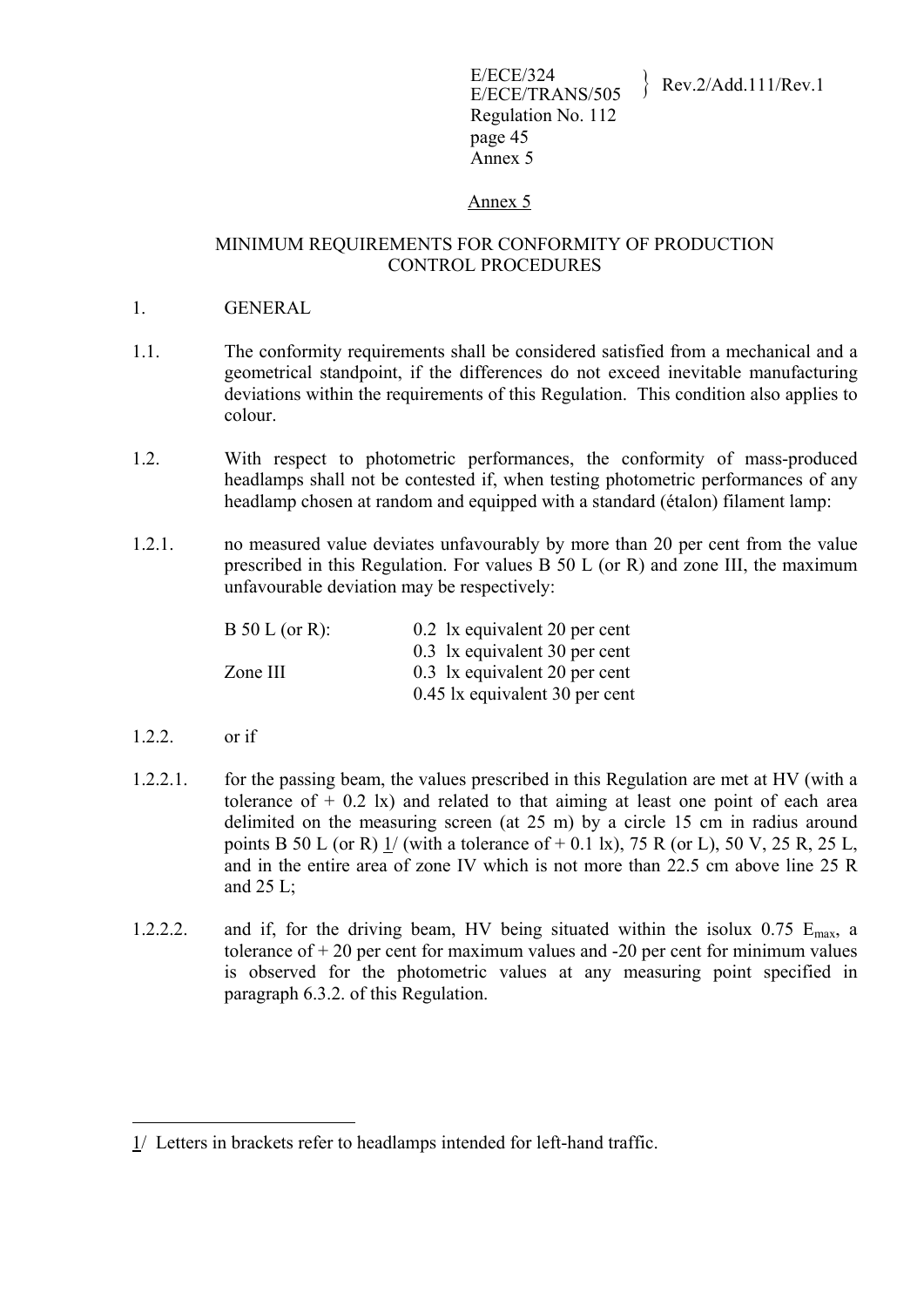## Annex 5

### MINIMUM REQUIREMENTS FOR CONFORMITY OF PRODUCTION CONTROL PROCEDURES

1. GENERAL

1.1. The conformity requirements shall be considered satisfied from a mechanical and a geometrical standpoint, if the differences do not exceed inevitable manufacturing deviations within the requirements of this Regulation. This condition also applies to colour.

1.2. With respect to photometric performances, the conformity of mass-produced headlamps shall not be contested if, when testing photometric performances of any headlamp chosen at random and equipped with a standard (étalon) filament lamp:

1.2.1. no measured value deviates unfavourably by more than 20 per cent from the value prescribed in this Regulation. For values B 50 L (or R) and zone III, the maximum unfavourable deviation may be respectively:

| | |
|---|---|
| B 50 L (or R): | 0.2 lx equivalent 20 per cent |
| | 0.3 lx equivalent 30 per cent |
| Zone III | 0.3 lx equivalent 20 per cent |
| | 0.45 lx equivalent 30 per cent |

1.2.2. or if

1.2.2.1. for the passing beam, the values prescribed in this Regulation are met at HV (with a tolerance of + 0.2 lx) and related to that aiming at least one point of each area delimited on the measuring screen (at 25 m) by a circle 15 cm in radius around points B 50 L (or R) 1/ (with a tolerance of + 0.1 lx), 75 R (or L), 50 V, 25 R, 25 L, and in the entire area of zone IV which is not more than 22.5 cm above line 25 R and 25 L;

1.2.2.2. and if, for the driving beam, HV being situated within the isolux 0.75 $E_{max}$, a tolerance of + 20 per cent for maximum values and -20 per cent for minimum values is observed for the photometric values at any measuring point specified in paragraph 6.3.2. of this Regulation.

---

1/ Letters in brackets refer to headlamps intended for left-hand traffic.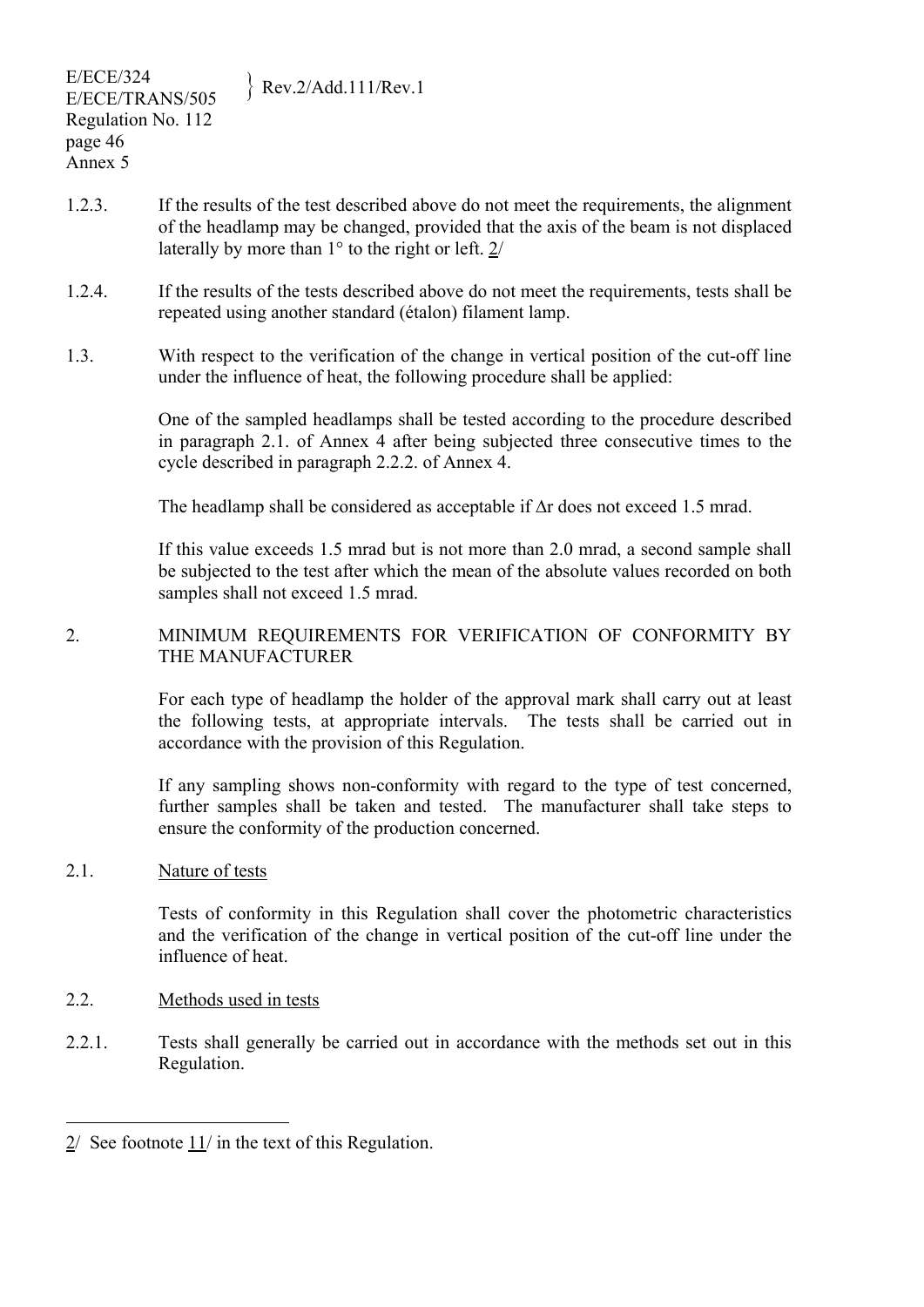1.2.3. If the results of the test described above do not meet the requirements, the alignment of the headlamp may be changed, provided that the axis of the beam is not displaced laterally by more than 1° to the right or left. 2/

1.2.4. If the results of the tests described above do not meet the requirements, tests shall be repeated using another standard (étalon) filament lamp.

1.3. With respect to the verification of the change in vertical position of the cut-off line under the influence of heat, the following procedure shall be applied:

One of the sampled headlamps shall be tested according to the procedure described in paragraph 2.1. of Annex 4 after being subjected three consecutive times to the cycle described in paragraph 2.2.2. of Annex 4.

The headlamp shall be considered as acceptable if $\Delta r$ does not exceed 1.5 mrad.

If this value exceeds 1.5 mrad but is not more than 2.0 mrad, a second sample shall be subjected to the test after which the mean of the absolute values recorded on both samples shall not exceed 1.5 mrad.

2. MINIMUM REQUIREMENTS FOR VERIFICATION OF CONFORMITY BY THE MANUFACTURER

For each type of headlamp the holder of the approval mark shall carry out at least the following tests, at appropriate intervals. The tests shall be carried out in accordance with the provision of this Regulation.

If any sampling shows non-conformity with regard to the type of test concerned, further samples shall be taken and tested. The manufacturer shall take steps to ensure the conformity of the production concerned.

2.1. Nature of tests

Tests of conformity in this Regulation shall cover the photometric characteristics and the verification of the change in vertical position of the cut-off line under the influence of heat.

2.2. Methods used in tests

2.2.1. Tests shall generally be carried out in accordance with the methods set out in this Regulation.

---

2/ See footnote 11/ in the text of this Regulation.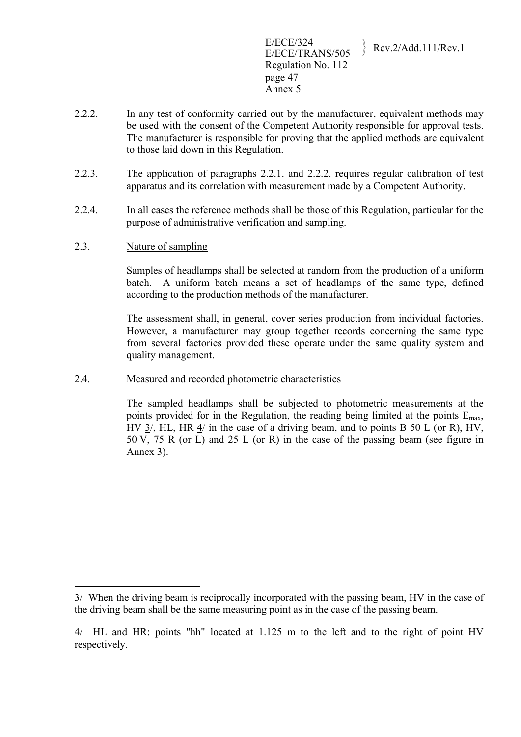2.2.2. In any test of conformity carried out by the manufacturer, equivalent methods may be used with the consent of the Competent Authority responsible for approval tests. The manufacturer is responsible for proving that the applied methods are equivalent to those laid down in this Regulation.

2.2.3. The application of paragraphs 2.2.1. and 2.2.2. requires regular calibration of test apparatus and its correlation with measurement made by a Competent Authority.

2.2.4. In all cases the reference methods shall be those of this Regulation, particular for the purpose of administrative verification and sampling.

2.3. Nature of sampling

Samples of headlamps shall be selected at random from the production of a uniform batch. A uniform batch means a set of headlamps of the same type, defined according to the production methods of the manufacturer.

The assessment shall, in general, cover series production from individual factories. However, a manufacturer may group together records concerning the same type from several factories provided these operate under the same quality system and quality management.

2.4. Measured and recorded photometric characteristics

The sampled headlamps shall be subjected to photometric measurements at the points provided for in the Regulation, the reading being limited at the points $E_{max}$, HV 3/, HL, HR 4/ in the case of a driving beam, and to points B 50 L (or R), HV, 50 V, 75 R (or L) and 25 L (or R) in the case of the passing beam (see figure in Annex 3).

---

3/ When the driving beam is reciprocally incorporated with the passing beam, HV in the case of the driving beam shall be the same measuring point as in the case of the passing beam.

4/ HL and HR: points "hh" located at 1.125 m to the left and to the right of point HV respectively.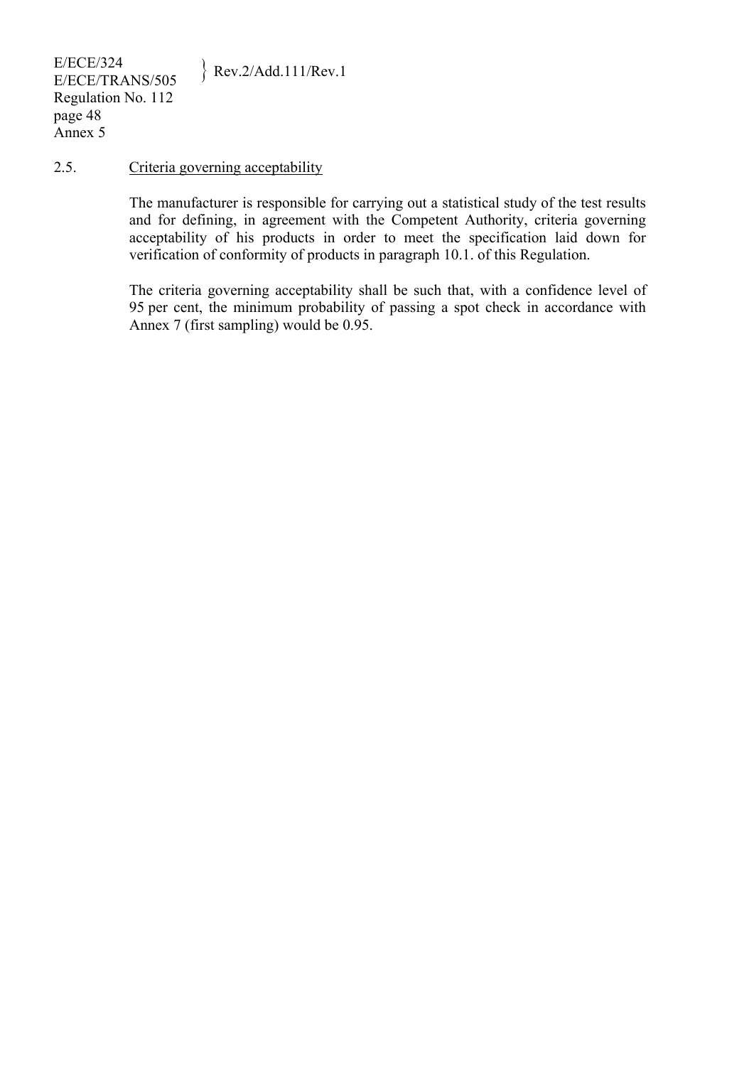2.5. Criteria governing acceptability

The manufacturer is responsible for carrying out a statistical study of the test results and for defining, in agreement with the Competent Authority, criteria governing acceptability of his products in order to meet the specification laid down for verification of conformity of products in paragraph 10.1. of this Regulation.

The criteria governing acceptability shall be such that, with a confidence level of 95 per cent, the minimum probability of passing a spot check in accordance with Annex 7 (first sampling) would be 0.95.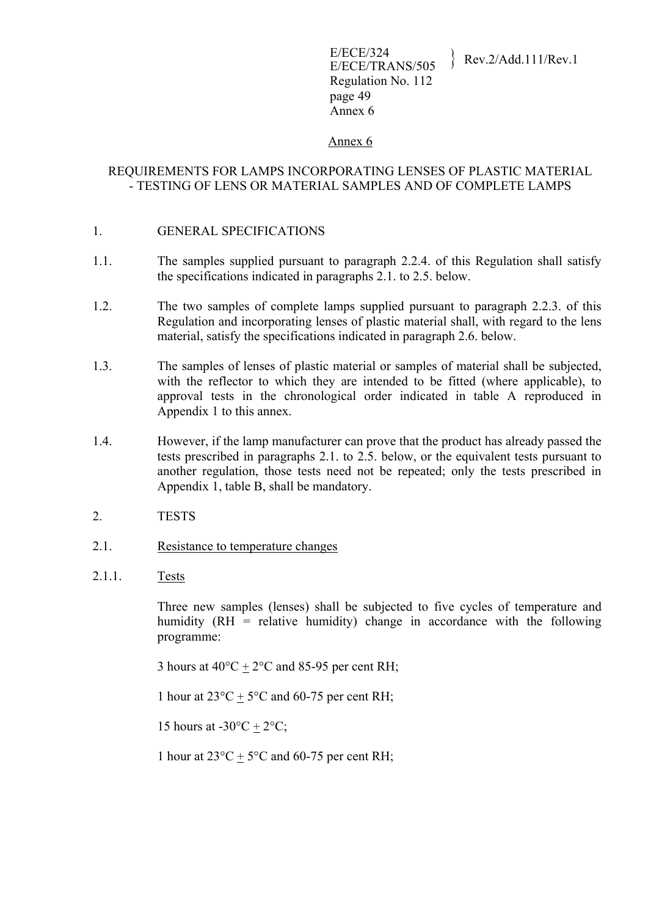## Annex 6

## REQUIREMENTS FOR LAMPS INCORPORATING LENSES OF PLASTIC MATERIAL - TESTING OF LENS OR MATERIAL SAMPLES AND OF COMPLETE LAMPS

1. GENERAL SPECIFICATIONS

1.1. The samples supplied pursuant to paragraph 2.2.4. of this Regulation shall satisfy the specifications indicated in paragraphs 2.1. to 2.5. below.

1.2. The two samples of complete lamps supplied pursuant to paragraph 2.2.3. of this Regulation and incorporating lenses of plastic material shall, with regard to the lens material, satisfy the specifications indicated in paragraph 2.6. below.

1.3. The samples of lenses of plastic material or samples of material shall be subjected, with the reflector to which they are intended to be fitted (where applicable), to approval tests in the chronological order indicated in table A reproduced in Appendix 1 to this annex.

1.4. However, if the lamp manufacturer can prove that the product has already passed the tests prescribed in paragraphs 2.1. to 2.5. below, or the equivalent tests pursuant to another regulation, those tests need not be repeated; only the tests prescribed in Appendix 1, table B, shall be mandatory.

2. TESTS

2.1. Resistance to temperature changes

2.1.1. Tests

Three new samples (lenses) shall be subjected to five cycles of temperature and humidity (RH = relative humidity) change in accordance with the following programme:

3 hours at 40°C ± 2°C and 85-95 per cent RH;

1 hour at 23°C ± 5°C and 60-75 per cent RH;

15 hours at -30°C ± 2°C;

1 hour at 23°C ± 5°C and 60-75 per cent RH;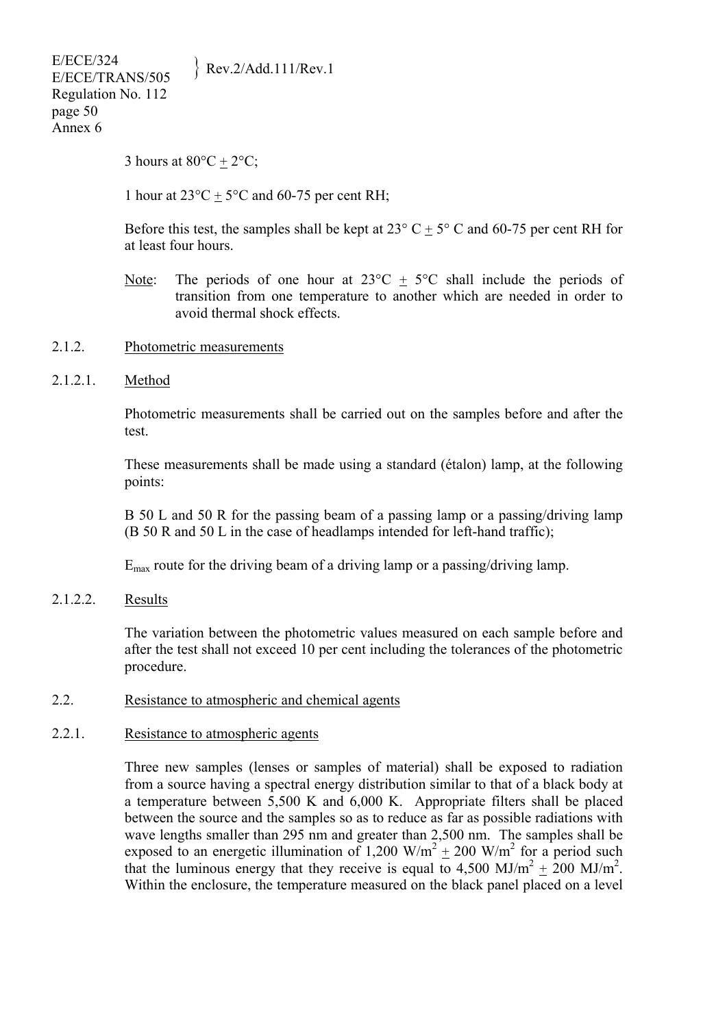3 hours at 80°C ± 2°C;

1 hour at 23°C ± 5°C and 60-75 per cent RH;

Before this test, the samples shall be kept at 23° C ± 5° C and 60-75 per cent RH for at least four hours.

Note: The periods of one hour at 23°C ± 5°C shall include the periods of transition from one temperature to another which are needed in order to avoid thermal shock effects.

2.1.2. Photometric measurements

2.1.2.1. Method

Photometric measurements shall be carried out on the samples before and after the test.

These measurements shall be made using a standard (étalon) lamp, at the following points:

B 50 L and 50 R for the passing beam of a passing lamp or a passing/driving lamp (B 50 R and 50 L in the case of headlamps intended for left-hand traffic);

$E_{max}$ route for the driving beam of a driving lamp or a passing/driving lamp.

2.1.2.2. Results

The variation between the photometric values measured on each sample before and after the test shall not exceed 10 per cent including the tolerances of the photometric procedure.

2.2. Resistance to atmospheric and chemical agents

2.2.1. Resistance to atmospheric agents

Three new samples (lenses or samples of material) shall be exposed to radiation from a source having a spectral energy distribution similar to that of a black body at a temperature between 5,500 K and 6,000 K. Appropriate filters shall be placed between the source and the samples so as to reduce as far as possible radiations with wave lengths smaller than 295 nm and greater than 2,500 nm. The samples shall be exposed to an energetic illumination of 1,200 $W/m^2$ ± 200 $W/m^2$ for a period such that the luminous energy that they receive is equal to 4,500 $MJ/m^2$ ± 200 $MJ/m^2$. Within the enclosure, the temperature measured on the black panel placed on a level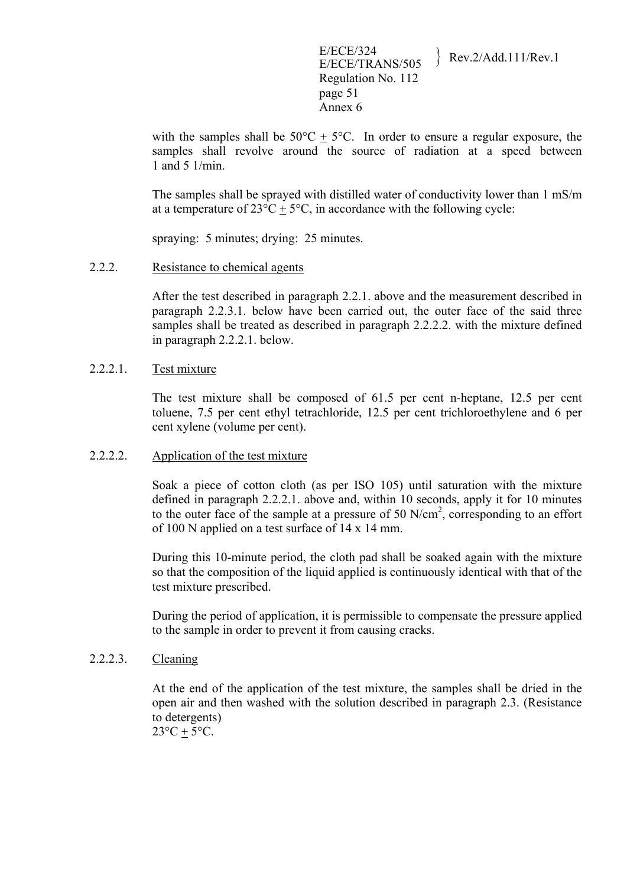with the samples shall be 50°C ± 5°C. In order to ensure a regular exposure, the samples shall revolve around the source of radiation at a speed between 1 and 5 1/min.

The samples shall be sprayed with distilled water of conductivity lower than 1 mS/m at a temperature of 23°C ± 5°C, in accordance with the following cycle:

spraying: 5 minutes; drying: 25 minutes.

2.2.2. Resistance to chemical agents

After the test described in paragraph 2.2.1. above and the measurement described in paragraph 2.2.3.1. below have been carried out, the outer face of the said three samples shall be treated as described in paragraph 2.2.2.2. with the mixture defined in paragraph 2.2.2.1. below.

2.2.2.1. Test mixture

The test mixture shall be composed of 61.5 per cent n-heptane, 12.5 per cent toluene, 7.5 per cent ethyl tetrachloride, 12.5 per cent trichloroethylene and 6 per cent xylene (volume per cent).

2.2.2.2. Application of the test mixture

Soak a piece of cotton cloth (as per ISO 105) until saturation with the mixture defined in paragraph 2.2.2.1. above and, within 10 seconds, apply it for 10 minutes to the outer face of the sample at a pressure of 50 $N/cm^2$, corresponding to an effort of 100 N applied on a test surface of 14 x 14 mm.

During this 10-minute period, the cloth pad shall be soaked again with the mixture so that the composition of the liquid applied is continuously identical with that of the test mixture prescribed.

During the period of application, it is permissible to compensate the pressure applied to the sample in order to prevent it from causing cracks.

2.2.2.3. Cleaning

At the end of the application of the test mixture, the samples shall be dried in the open air and then washed with the solution described in paragraph 2.3. (Resistance to detergents)
23°C ± 5°C.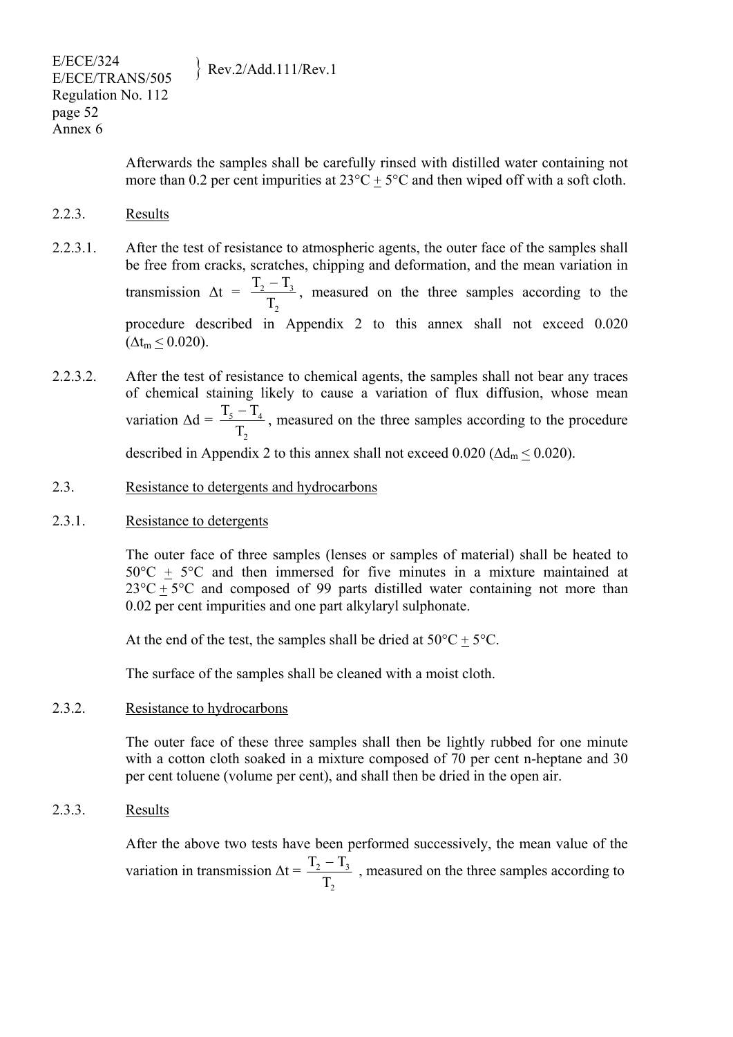Afterwards the samples shall be carefully rinsed with distilled water containing not more than 0.2 per cent impurities at 23°C ± 5°C and then wiped off with a soft cloth.

2.2.3. Results

2.2.3.1. After the test of resistance to atmospheric agents, the outer face of the samples shall be free from cracks, scratches, chipping and deformation, and the mean variation in transmission $\Delta t = \frac{T_2 - T_3}{T_2}$, measured on the three samples according to the procedure described in Appendix 2 to this annex shall not exceed 0.020 ($\Delta t_m \leq 0.020$).

2.2.3.2. After the test of resistance to chemical agents, the samples shall not bear any traces of chemical staining likely to cause a variation of flux diffusion, whose mean variation $\Delta d = \frac{T_5 - T_4}{T_2}$, measured on the three samples according to the procedure described in Appendix 2 to this annex shall not exceed 0.020 ($\Delta d_m \leq 0.020$).

2.3. Resistance to detergents and hydrocarbons

2.3.1. Resistance to detergents

The outer face of three samples (lenses or samples of material) shall be heated to 50°C ± 5°C and then immersed for five minutes in a mixture maintained at 23°C ± 5°C and composed of 99 parts distilled water containing not more than 0.02 per cent impurities and one part alkylaryl sulphonate.

At the end of the test, the samples shall be dried at 50°C ± 5°C.

The surface of the samples shall be cleaned with a moist cloth.

2.3.2. Resistance to hydrocarbons

The outer face of these three samples shall then be lightly rubbed for one minute with a cotton cloth soaked in a mixture composed of 70 per cent n-heptane and 30 per cent toluene (volume per cent), and shall then be dried in the open air.

2.3.3. Results

After the above two tests have been performed successively, the mean value of the variation in transmission $\Delta t = \frac{T_2 - T_3}{T_2}$ , measured on the three samples according to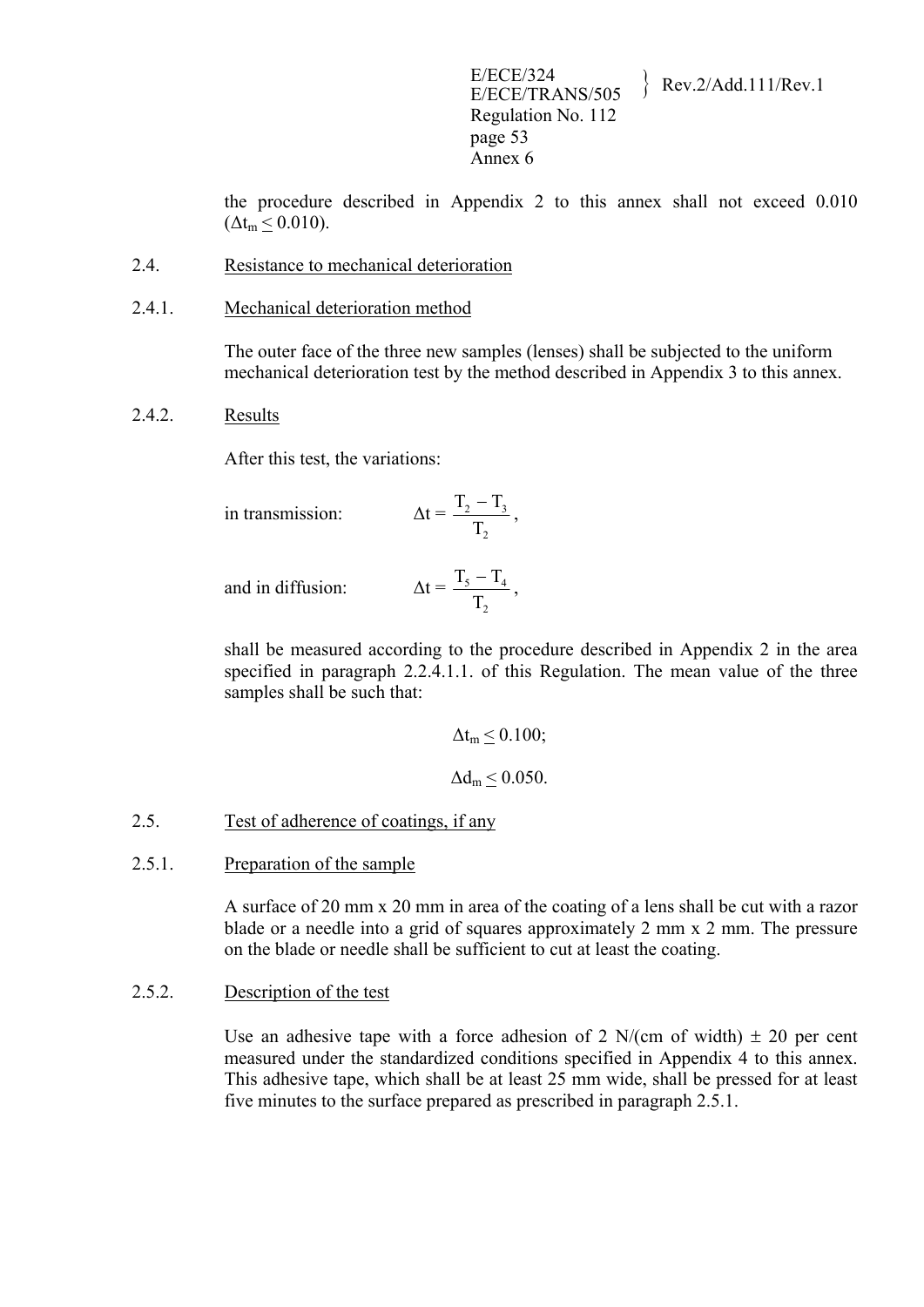the procedure described in Appendix 2 to this annex shall not exceed 0.010 ($\Delta t_m \leq 0.010$).

2.4. Resistance to mechanical deterioration

2.4.1. Mechanical deterioration method

The outer face of the three new samples (lenses) shall be subjected to the uniform mechanical deterioration test by the method described in Appendix 3 to this annex.

2.4.2. Results

After this test, the variations:

in transmission: $$\Delta t = \frac{T_2 - T_3}{T_2},$$

and in diffusion: $$\Delta t = \frac{T_5 - T_4}{T_2},$$

shall be measured according to the procedure described in Appendix 2 in the area specified in paragraph 2.2.4.1.1. of this Regulation. The mean value of the three samples shall be such that:

$$\Delta t_m \leq 0.100;$$

$$\Delta d_m \leq 0.050.$$

2.5. Test of adherence of coatings, if any

2.5.1. Preparation of the sample

A surface of 20 mm x 20 mm in area of the coating of a lens shall be cut with a razor blade or a needle into a grid of squares approximately 2 mm x 2 mm. The pressure on the blade or needle shall be sufficient to cut at least the coating.

2.5.2. Description of the test

Use an adhesive tape with a force adhesion of 2 N/(cm of width) ± 20 per cent measured under the standardized conditions specified in Appendix 4 to this annex. This adhesive tape, which shall be at least 25 mm wide, shall be pressed for at least five minutes to the surface prepared as prescribed in paragraph 2.5.1.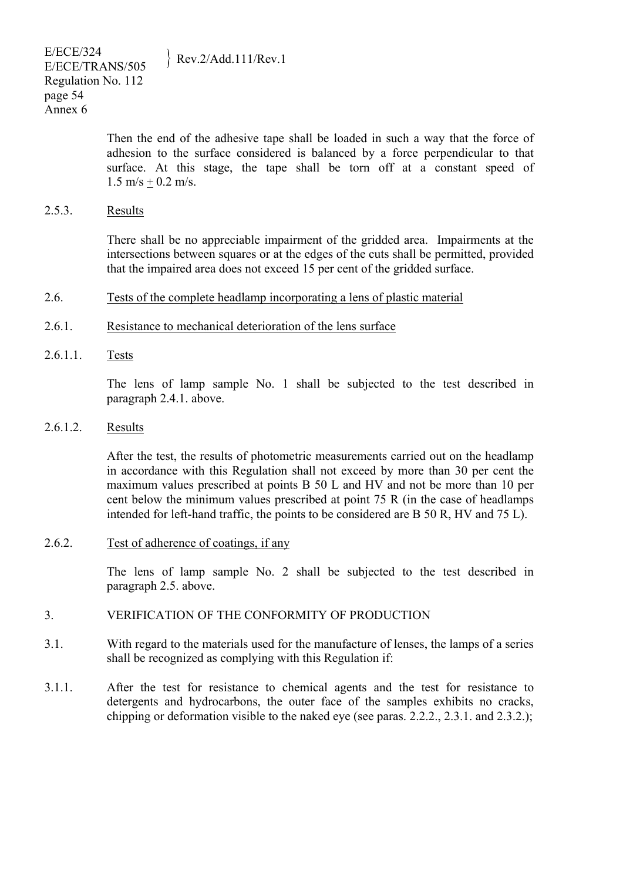Then the end of the adhesive tape shall be loaded in such a way that the force of adhesion to the surface considered is balanced by a force perpendicular to that surface. At this stage, the tape shall be torn off at a constant speed of 1.5 m/s $\pm$ 0.2 m/s.

2.5.3. Results

There shall be no appreciable impairment of the gridded area. Impairments at the intersections between squares or at the edges of the cuts shall be permitted, provided that the impaired area does not exceed 15 per cent of the gridded surface.

2.6. Tests of the complete headlamp incorporating a lens of plastic material

2.6.1. Resistance to mechanical deterioration of the lens surface

2.6.1.1. Tests

The lens of lamp sample No. 1 shall be subjected to the test described in paragraph 2.4.1. above.

2.6.1.2. Results

After the test, the results of photometric measurements carried out on the headlamp in accordance with this Regulation shall not exceed by more than 30 per cent the maximum values prescribed at points B 50 L and HV and not be more than 10 per cent below the minimum values prescribed at point 75 R (in the case of headlamps intended for left-hand traffic, the points to be considered are B 50 R, HV and 75 L).

2.6.2. Test of adherence of coatings, if any

The lens of lamp sample No. 2 shall be subjected to the test described in paragraph 2.5. above.

3. VERIFICATION OF THE CONFORMITY OF PRODUCTION

3.1. With regard to the materials used for the manufacture of lenses, the lamps of a series shall be recognized as complying with this Regulation if:

3.1.1. After the test for resistance to chemical agents and the test for resistance to detergents and hydrocarbons, the outer face of the samples exhibits no cracks, chipping or deformation visible to the naked eye (see paras. 2.2.2., 2.3.1. and 2.3.2.);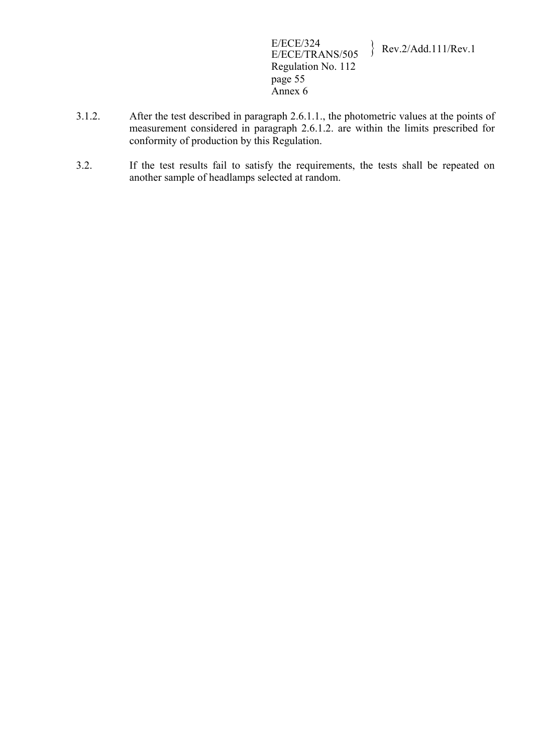3.1.2. After the test described in paragraph 2.6.1.1., the photometric values at the points of measurement considered in paragraph 2.6.1.2. are within the limits prescribed for conformity of production by this Regulation.

3.2. If the test results fail to satisfy the requirements, the tests shall be repeated on another sample of headlamps selected at random.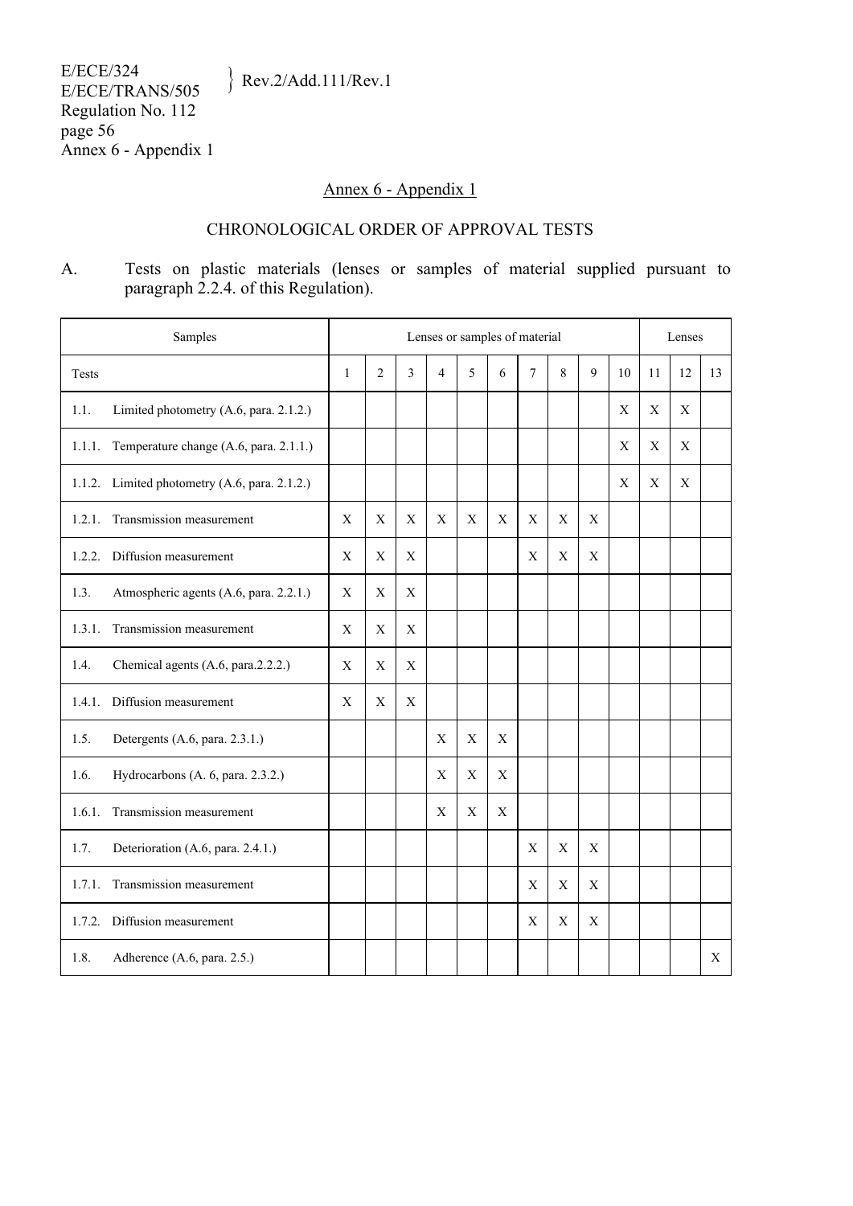## Annex 6 - Appendix 1

### CHRONOLOGICAL ORDER OF APPROVAL TESTS

A. Tests on plastic materials (lenses or samples of material supplied pursuant to paragraph 2.2.4. of this Regulation).

| Samples | Lenses or samples of material | | | | | | | | | | Lenses | | |
|---|---|---|---|---|---|---|---|---|---|---|---|---|---|
| Tests | 1 | 2 | 3 | 4 | 5 | 6 | 7 | 8 | 9 | 10 | 11 | 12 | 13 |
| 1.1. Limited photometry (A.6, para. 2.1.2.) | | | | | | | | | | X | X | X | |
| 1.1.1. Temperature change (A.6, para. 2.1.1.) | | | | | | | | | | X | X | X | |
| 1.1.2. Limited photometry (A.6, para. 2.1.2.) | | | | | | | | | | X | X | X | |
| 1.2.1. Transmission measurement | X | X | X | X | X | X | X | X | X | | | | |
| 1.2.2. Diffusion measurement | X | X | X | | | | X | X | X | | | | |
| 1.3. Atmospheric agents (A.6, para. 2.2.1.) | X | X | X | | | | | | | | | | |
| 1.3.1. Transmission measurement | X | X | X | | | | | | | | | | |
| 1.4. Chemical agents (A.6, para.2.2.2.) | X | X | X | | | | | | | | | | |
| 1.4.1. Diffusion measurement | X | X | X | | | | | | | | | | |
| 1.5. Detergents (A.6, para. 2.3.1.) | | | | X | X | X | | | | | | | |
| 1.6. Hydrocarbons (A. 6, para. 2.3.2.) | | | | X | X | X | | | | | | | |
| 1.6.1. Transmission measurement | | | | X | X | X | | | | | | | |
| 1.7. Deterioration (A.6, para. 2.4.1.) | | | | | | | X | X | X | | | | |
| 1.7.1. Transmission measurement | | | | | | | X | X | X | | | | |
| 1.7.2. Diffusion measurement | | | | | | | X | X | X | | | | |
| 1.8. Adherence (A.6, para. 2.5.) | | | | | | | | | | | | | X |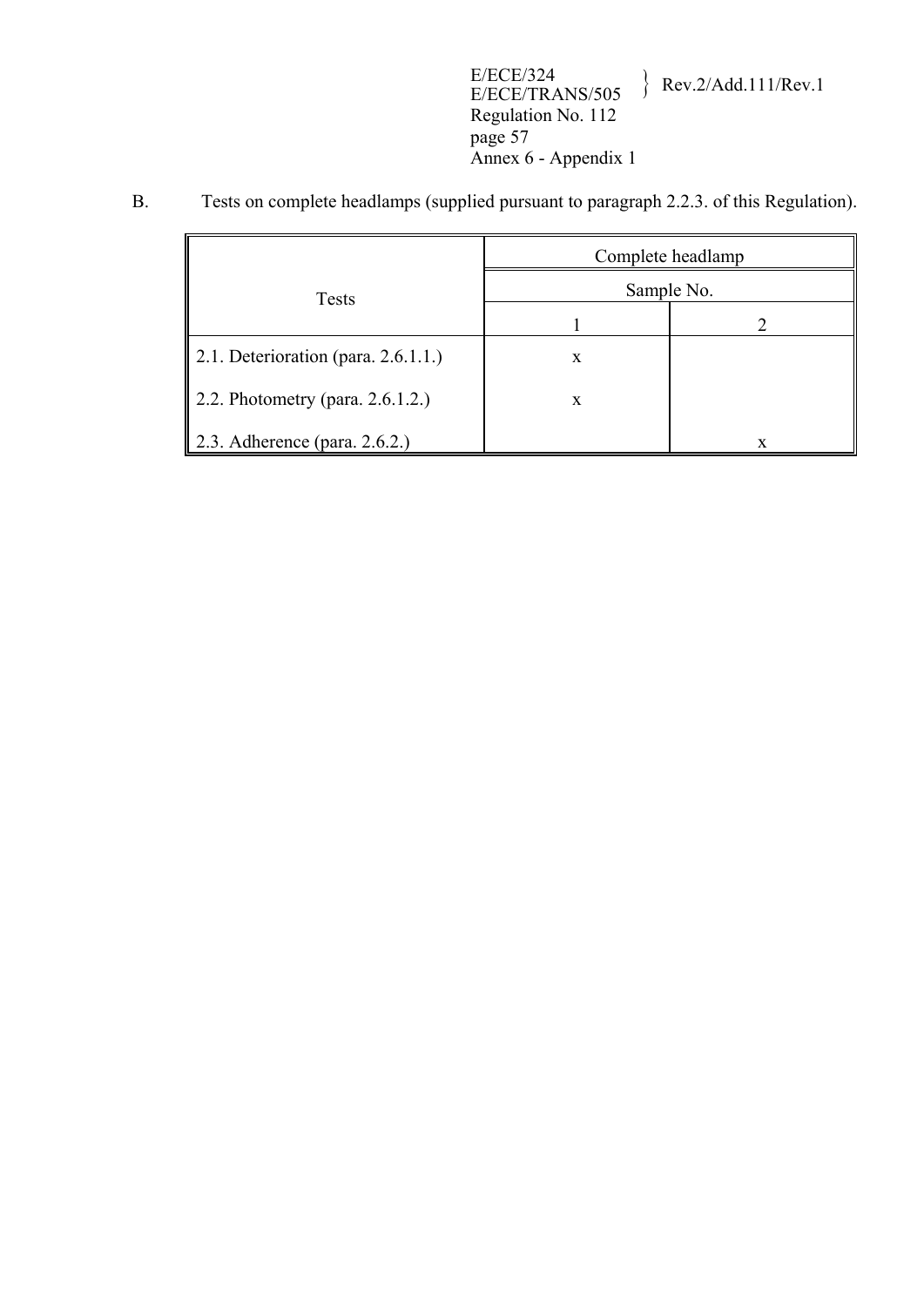B. Tests on complete headlamps (supplied pursuant to paragraph 2.2.3. of this Regulation).

| Tests | Complete headlamp | |
|---|---|---|
| | Sample No. | |
| | 1 | 2 |
| 2.1. Deterioration (para. 2.6.1.1.) | x | |
| 2.2. Photometry (para. 2.6.1.2.) | x | |
| 2.3. Adherence (para. 2.6.2.) | | x |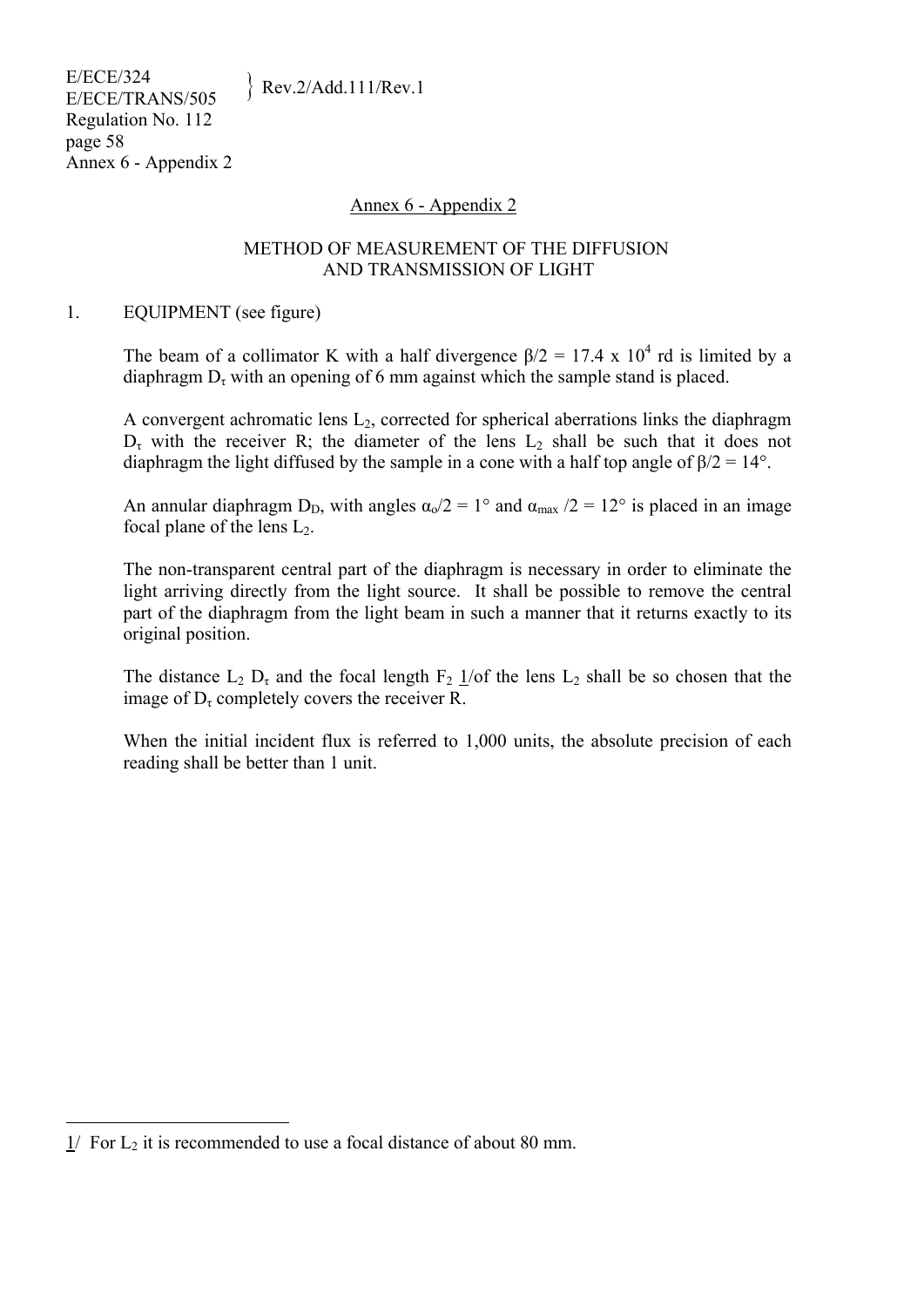## Annex 6 - Appendix 2

### METHOD OF MEASUREMENT OF THE DIFFUSION AND TRANSMISSION OF LIGHT

1. EQUIPMENT (see figure)

The beam of a collimator K with a half divergence $\beta/2 = 17.4 \times 10^4$ rd is limited by a diaphragm $D_\tau$ with an opening of 6 mm against which the sample stand is placed.

A convergent achromatic lens $L_2$, corrected for spherical aberrations links the diaphragm $D_\tau$ with the receiver R; the diameter of the lens $L_2$ shall be such that it does not diaphragm the light diffused by the sample in a cone with a half top angle of $\beta/2 = 14°$.

An annular diaphragm $D_D$, with angles $\alpha_o/2 = 1°$ and $\alpha_{max}/2 = 12°$ is placed in an image focal plane of the lens $L_2$.

The non-transparent central part of the diaphragm is necessary in order to eliminate the light arriving directly from the light source. It shall be possible to remove the central part of the diaphragm from the light beam in such a manner that it returns exactly to its original position.

The distance $L_2$ $D_\tau$ and the focal length $F_2$ 1/of the lens $L_2$ shall be so chosen that the image of $D_\tau$ completely covers the receiver R.

When the initial incident flux is referred to 1,000 units, the absolute precision of each reading shall be better than 1 unit.

---

1/ For $L_2$ it is recommended to use a focal distance of about 80 mm.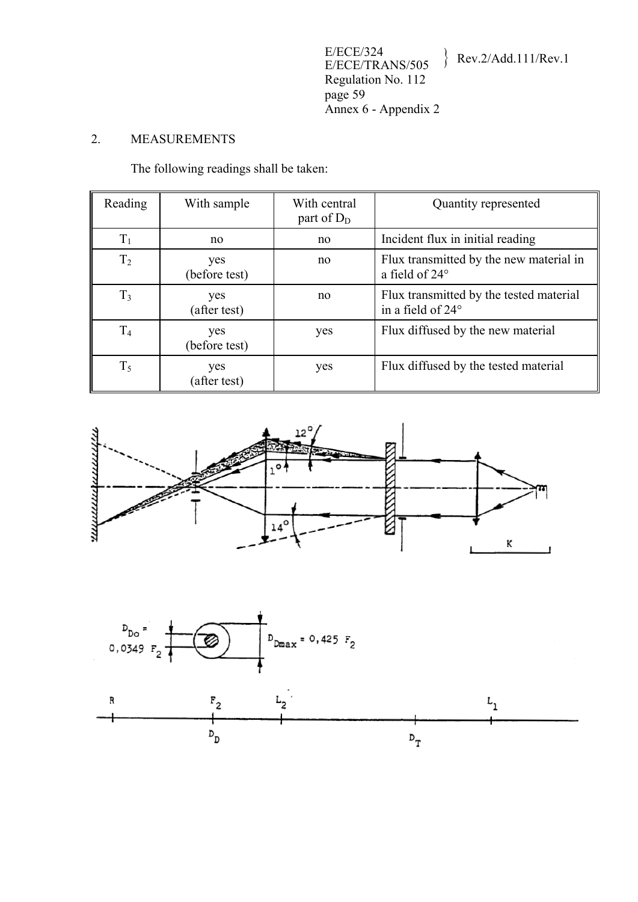## 2. MEASUREMENTS

The following readings shall be taken:

| Reading | With sample | With central part of $D_D$ | Quantity represented |
|---|---|---|---|
| $T_1$ | no | no | Incident flux in initial reading |
| $T_2$ | yes (before test) | no | Flux transmitted by the new material in a field of 24° |
| $T_3$ | yes (after test) | no | Flux transmitted by the tested material in a field of 24° |
| $T_4$ | yes (before test) | yes | Flux diffused by the new material |
| $T_5$ | yes (after test) | yes | Flux diffused by the tested material |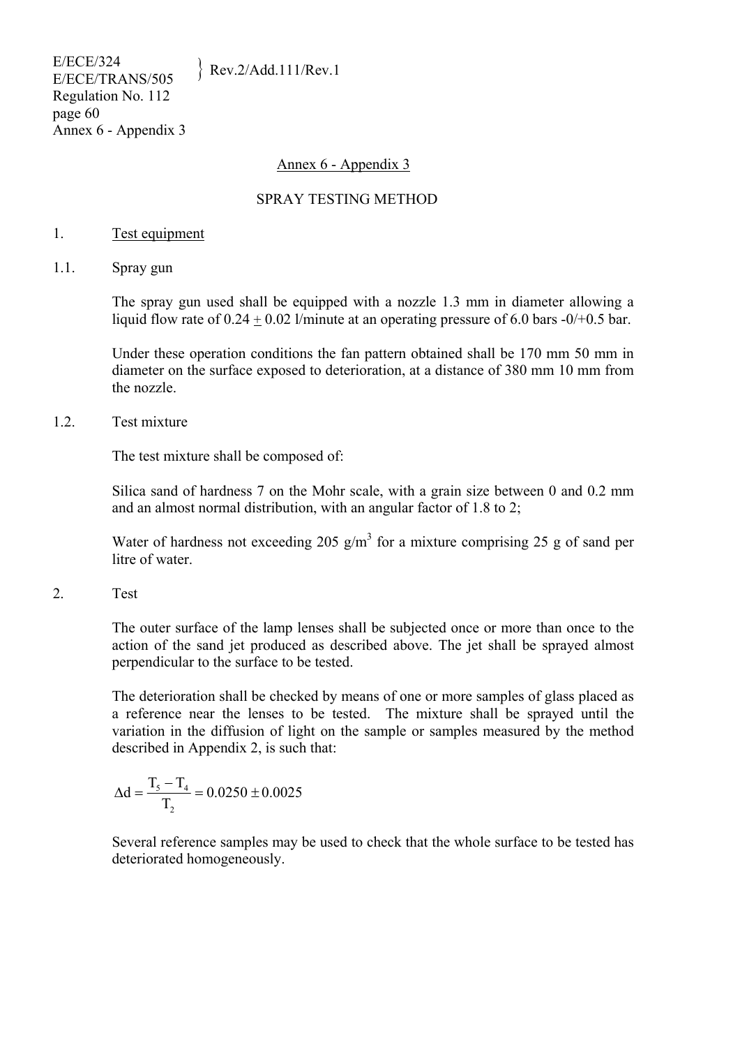## Annex 6 - Appendix 3

## SPRAY TESTING METHOD

1. Test equipment

1.1. Spray gun

The spray gun used shall be equipped with a nozzle 1.3 mm in diameter allowing a liquid flow rate of 0.24 ± 0.02 l/minute at an operating pressure of 6.0 bars -0/+0.5 bar.

Under these operation conditions the fan pattern obtained shall be 170 mm 50 mm in diameter on the surface exposed to deterioration, at a distance of 380 mm 10 mm from the nozzle.

1.2. Test mixture

The test mixture shall be composed of:

Silica sand of hardness 7 on the Mohr scale, with a grain size between 0 and 0.2 mm and an almost normal distribution, with an angular factor of 1.8 to 2;

Water of hardness not exceeding 205 g/m$^3$ for a mixture comprising 25 g of sand per litre of water.

2. Test

The outer surface of the lamp lenses shall be subjected once or more than once to the action of the sand jet produced as described above. The jet shall be sprayed almost perpendicular to the surface to be tested.

The deterioration shall be checked by means of one or more samples of glass placed as a reference near the lenses to be tested. The mixture shall be sprayed until the variation in the diffusion of light on the sample or samples measured by the method described in Appendix 2, is such that:

$$\Delta d = \frac{T_5 - T_4}{T_2} = 0.0250 \pm 0.0025$$

Several reference samples may be used to check that the whole surface to be tested has deteriorated homogeneously.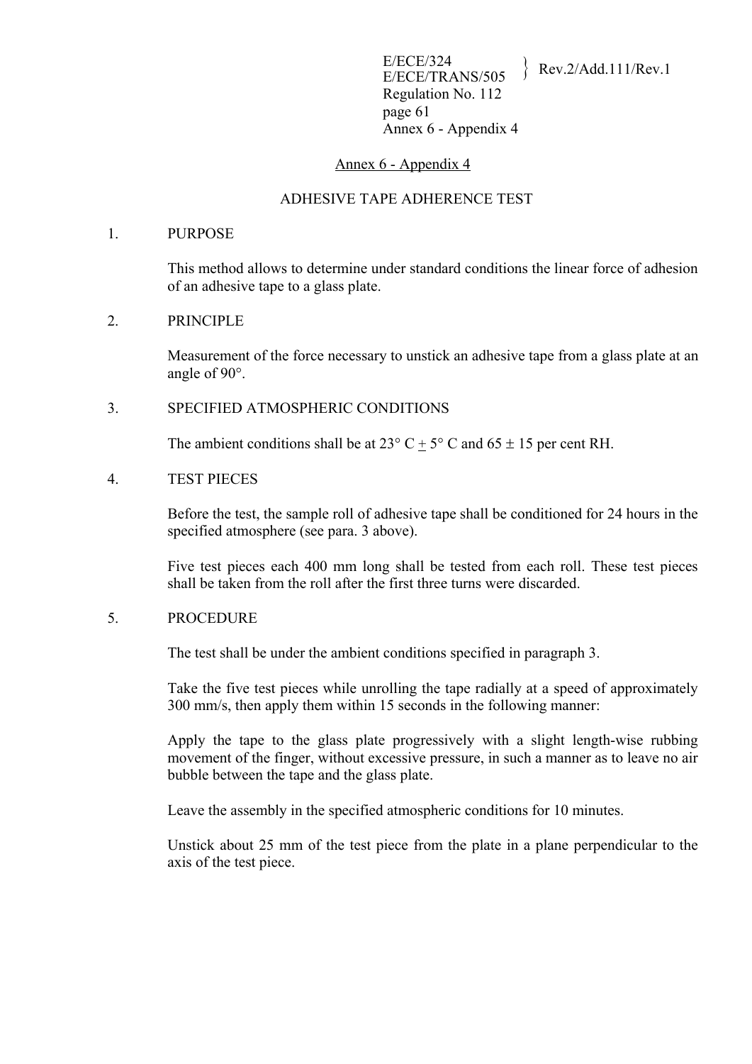## Annex 6 - Appendix 4

## ADHESIVE TAPE ADHERENCE TEST

1. PURPOSE

This method allows to determine under standard conditions the linear force of adhesion of an adhesive tape to a glass plate.

2. PRINCIPLE

Measurement of the force necessary to unstick an adhesive tape from a glass plate at an angle of 90°.

3. SPECIFIED ATMOSPHERIC CONDITIONS

The ambient conditions shall be at 23° C ± 5° C and 65 ± 15 per cent RH.

4. TEST PIECES

Before the test, the sample roll of adhesive tape shall be conditioned for 24 hours in the specified atmosphere (see para. 3 above).

Five test pieces each 400 mm long shall be tested from each roll. These test pieces shall be taken from the roll after the first three turns were discarded.

5. PROCEDURE

The test shall be under the ambient conditions specified in paragraph 3.

Take the five test pieces while unrolling the tape radially at a speed of approximately 300 mm/s, then apply them within 15 seconds in the following manner:

Apply the tape to the glass plate progressively with a slight length-wise rubbing movement of the finger, without excessive pressure, in such a manner as to leave no air bubble between the tape and the glass plate.

Leave the assembly in the specified atmospheric conditions for 10 minutes.

Unstick about 25 mm of the test piece from the plate in a plane perpendicular to the axis of the test piece.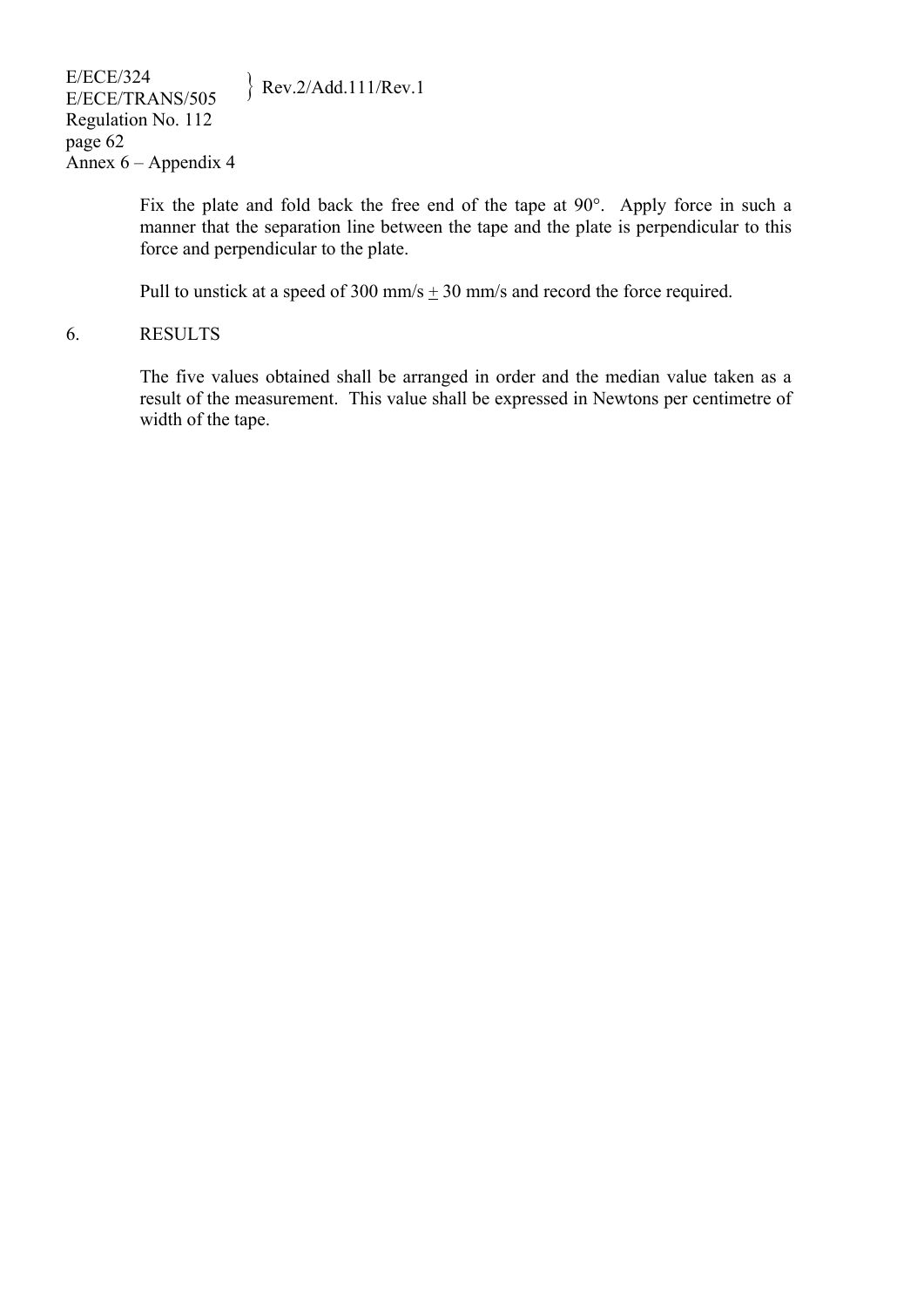Fix the plate and fold back the free end of the tape at 90°. Apply force in such a manner that the separation line between the tape and the plate is perpendicular to this force and perpendicular to the plate.

Pull to unstick at a speed of 300 mm/s ± 30 mm/s and record the force required.

6. RESULTS

The five values obtained shall be arranged in order and the median value taken as a result of the measurement. This value shall be expressed in Newtons per centimetre of width of the tape.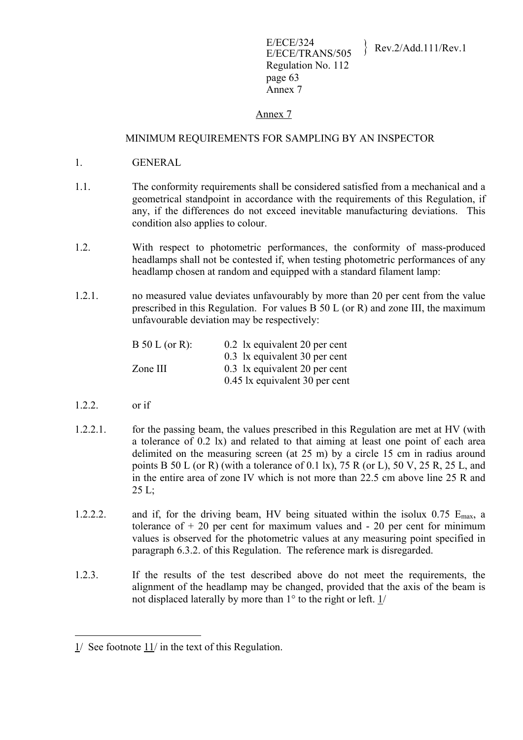## Annex 7

### MINIMUM REQUIREMENTS FOR SAMPLING BY AN INSPECTOR

1. GENERAL

1.1. The conformity requirements shall be considered satisfied from a mechanical and a geometrical standpoint in accordance with the requirements of this Regulation, if any, if the differences do not exceed inevitable manufacturing deviations. This condition also applies to colour.

1.2. With respect to photometric performances, the conformity of mass-produced headlamps shall not be contested if, when testing photometric performances of any headlamp chosen at random and equipped with a standard filament lamp:

1.2.1. no measured value deviates unfavourably by more than 20 per cent from the value prescribed in this Regulation. For values B 50 L (or R) and zone III, the maximum unfavourable deviation may be respectively:

| | |
|---|---|
| B 50 L (or R): | 0.2 lx equivalent 20 per cent |
| | 0.3 lx equivalent 30 per cent |
| Zone III | 0.3 lx equivalent 20 per cent |
| | 0.45 lx equivalent 30 per cent |

1.2.2. or if

1.2.2.1. for the passing beam, the values prescribed in this Regulation are met at HV (with a tolerance of 0.2 lx) and related to that aiming at least one point of each area delimited on the measuring screen (at 25 m) by a circle 15 cm in radius around points B 50 L (or R) (with a tolerance of 0.1 lx), 75 R (or L), 50 V, 25 R, 25 L, and in the entire area of zone IV which is not more than 22.5 cm above line 25 R and 25 L;

1.2.2.2. and if, for the driving beam, HV being situated within the isolux 0.75 $E_{max}$, a tolerance of + 20 per cent for maximum values and - 20 per cent for minimum values is observed for the photometric values at any measuring point specified in paragraph 6.3.2. of this Regulation. The reference mark is disregarded.

1.2.3. If the results of the test described above do not meet the requirements, the alignment of the headlamp may be changed, provided that the axis of the beam is not displaced laterally by more than 1° to the right or left. 1/

---

1/ See footnote 11/ in the text of this Regulation.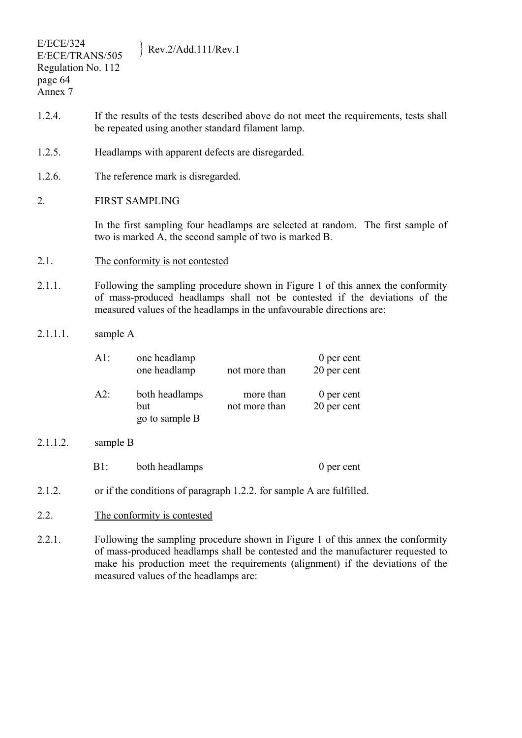1.2.4. If the results of the tests described above do not meet the requirements, tests shall be repeated using another standard filament lamp.

1.2.5. Headlamps with apparent defects are disregarded.

1.2.6. The reference mark is disregarded.

2. FIRST SAMPLING

In the first sampling four headlamps are selected at random. The first sample of two is marked A, the second sample of two is marked B.

2.1. <u>The conformity is not contested</u>

2.1.1. Following the sampling procedure shown in Figure 1 of this annex the conformity of mass-produced headlamps shall not be contested if the deviations of the measured values of the headlamps in the unfavourable directions are:

2.1.1.1. sample A

| | | | |
|---|---|---|---|
| A1: | one headlamp | | 0 per cent |
| | one headlamp | not more than | 20 per cent |
| A2: | both headlamps | more than | 0 per cent |
| | but | not more than | 20 per cent |
| | go to sample B | | |

2.1.1.2. sample B

| | | | |
|---|---|---|---|
| B1: | both headlamps | | 0 per cent |

2.1.2. or if the conditions of paragraph 1.2.2. for sample A are fulfilled.

2.2. <u>The conformity is contested</u>

2.2.1. Following the sampling procedure shown in Figure 1 of this annex the conformity of mass-produced headlamps shall be contested and the manufacturer requested to make his production meet the requirements (alignment) if the deviations of the measured values of the headlamps are: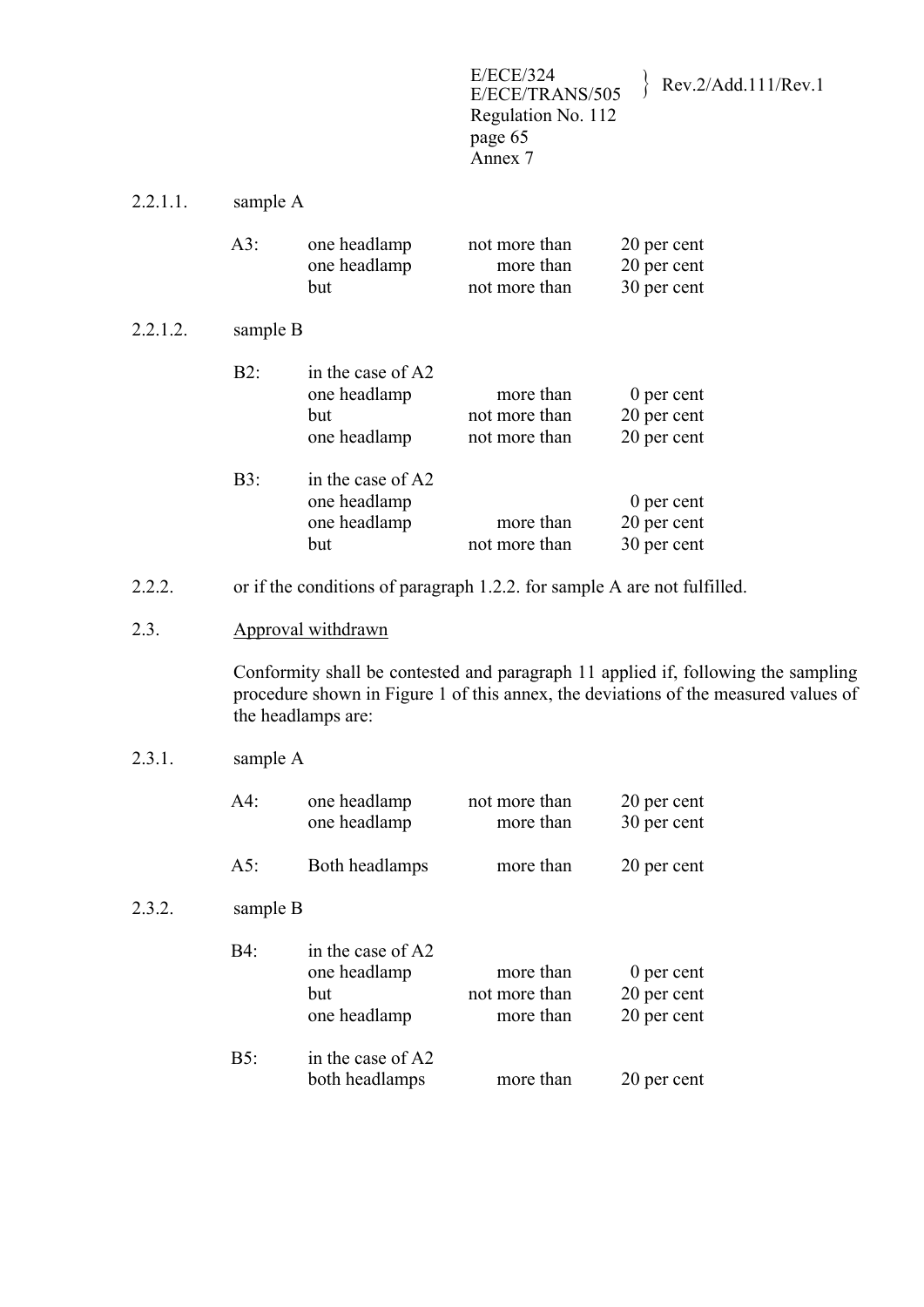2.2.1.1. sample A

| | | | |
|---|---|---|---|
| A3: | one headlamp | not more than | 20 per cent |
| | one headlamp | more than | 20 per cent |
| | but | not more than | 30 per cent |

2.2.1.2. sample B

| | | | |
|---|---|---|---|
| B2: | in the case of A2 | | |
| | one headlamp | more than | 0 per cent |
| | but | not more than | 20 per cent |
| | one headlamp | not more than | 20 per cent |
| | | | |
| B3: | in the case of A2 | | |
| | one headlamp | | 0 per cent |
| | one headlamp | more than | 20 per cent |
| | but | not more than | 30 per cent |

2.2.2. or if the conditions of paragraph 1.2.2. for sample A are not fulfilled.

2.3. Approval withdrawn

Conformity shall be contested and paragraph 11 applied if, following the sampling procedure shown in Figure 1 of this annex, the deviations of the measured values of the headlamps are:

2.3.1. sample A

| | | | |
|---|---|---|---|
| A4: | one headlamp | not more than | 20 per cent |
| | one headlamp | more than | 30 per cent |
| | | | |
| A5: | Both headlamps | more than | 20 per cent |

2.3.2. sample B

| | | | |
|---|---|---|---|
| B4: | in the case of A2 | | |
| | one headlamp | more than | 0 per cent |
| | but | not more than | 20 per cent |
| | one headlamp | more than | 20 per cent |
| | | | |
| B5: | in the case of A2 | | |
| | both headlamps | more than | 20 per cent |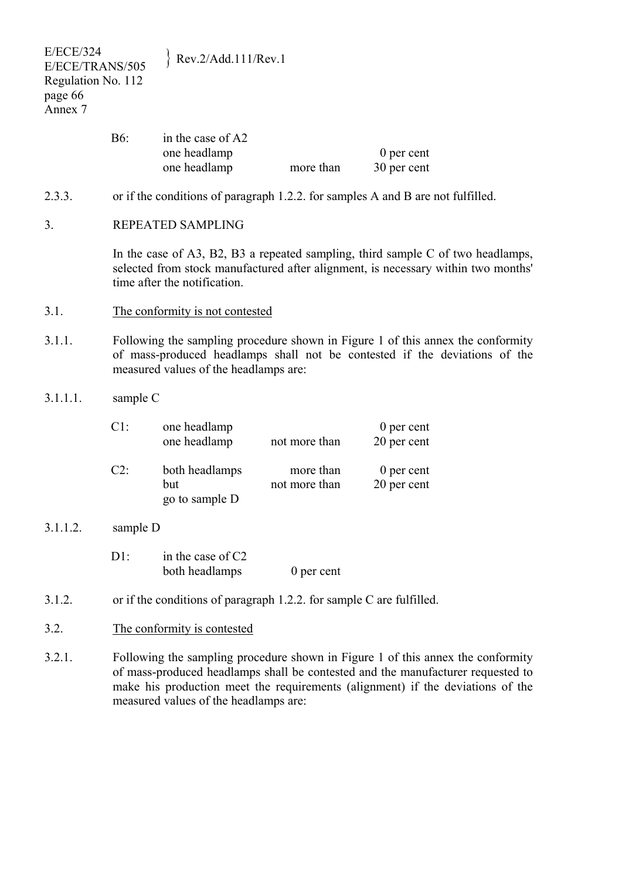| | | | |
|---|---|---|---|
| B6: | in the case of A2 | | |
| | one headlamp | | 0 per cent |
| | one headlamp | more than | 30 per cent |

2.3.3. or if the conditions of paragraph 1.2.2. for samples A and B are not fulfilled.

3. REPEATED SAMPLING

In the case of A3, B2, B3 a repeated sampling, third sample C of two headlamps, selected from stock manufactured after alignment, is necessary within two months' time after the notification.

3.1. The conformity is not contested

3.1.1. Following the sampling procedure shown in Figure 1 of this annex the conformity of mass-produced headlamps shall not be contested if the deviations of the measured values of the headlamps are:

3.1.1.1. sample C

| | | | |
|---|---|---|---|
| C1: | one headlamp | | 0 per cent |
| | one headlamp | not more than | 20 per cent |
| C2: | both headlamps | more than | 0 per cent |
| | but | not more than | 20 per cent |
| | go to sample D | | |

3.1.1.2. sample D

| | | |
|---|---|---|
| D1: | in the case of C2 | |
| | both headlamps | 0 per cent |

3.1.2. or if the conditions of paragraph 1.2.2. for sample C are fulfilled.

3.2. The conformity is contested

3.2.1. Following the sampling procedure shown in Figure 1 of this annex the conformity of mass-produced headlamps shall be contested and the manufacturer requested to make his production meet the requirements (alignment) if the deviations of the measured values of the headlamps are: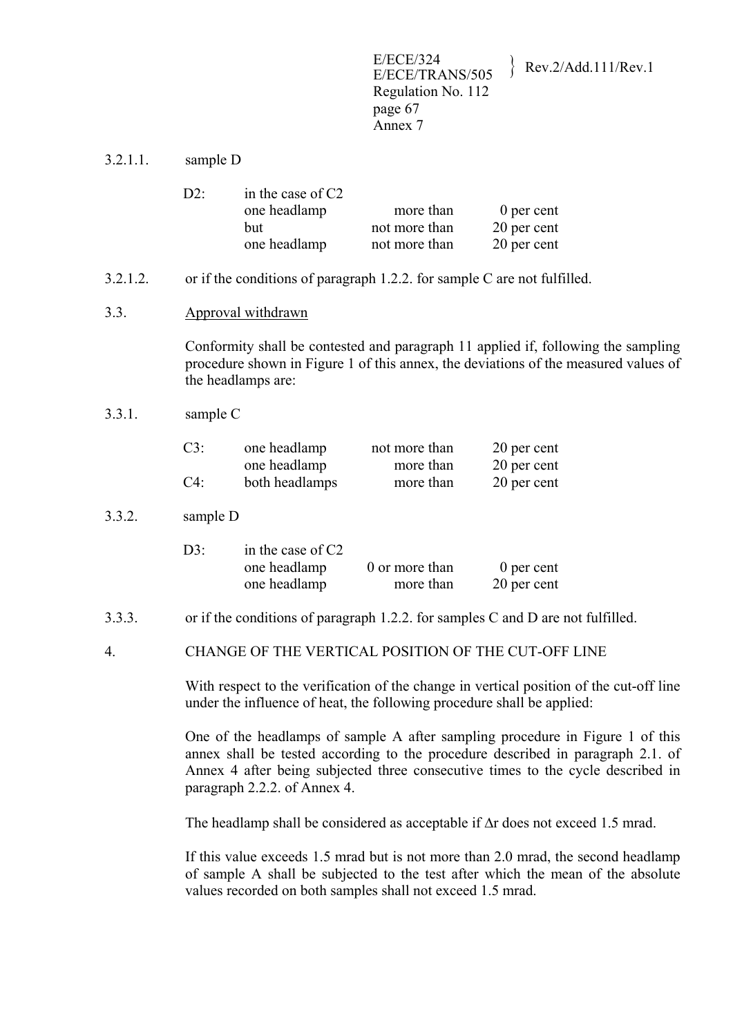3.2.1.1. sample D

| | | | |
|---|---|---|---|
| D2: | in the case of C2 | | |
| | one headlamp | more than | 0 per cent |
| | but | not more than | 20 per cent |
| | one headlamp | not more than | 20 per cent |

3.2.1.2. or if the conditions of paragraph 1.2.2. for sample C are not fulfilled.

3.3. Approval withdrawn

Conformity shall be contested and paragraph 11 applied if, following the sampling procedure shown in Figure 1 of this annex, the deviations of the measured values of the headlamps are:

3.3.1. sample C

| | | | |
|---|---|---|---|
| C3: | one headlamp | not more than | 20 per cent |
| | one headlamp | more than | 20 per cent |
| C4: | both headlamps | more than | 20 per cent |

3.3.2. sample D

| | | | |
|---|---|---|---|
| D3: | in the case of C2 | | |
| | one headlamp | 0 or more than | 0 per cent |
| | one headlamp | more than | 20 per cent |

3.3.3. or if the conditions of paragraph 1.2.2. for samples C and D are not fulfilled.

4. CHANGE OF THE VERTICAL POSITION OF THE CUT-OFF LINE

With respect to the verification of the change in vertical position of the cut-off line under the influence of heat, the following procedure shall be applied:

One of the headlamps of sample A after sampling procedure in Figure 1 of this annex shall be tested according to the procedure described in paragraph 2.1. of Annex 4 after being subjected three consecutive times to the cycle described in paragraph 2.2.2. of Annex 4.

The headlamp shall be considered as acceptable if $\Delta r$ does not exceed 1.5 mrad.

If this value exceeds 1.5 mrad but is not more than 2.0 mrad, the second headlamp of sample A shall be subjected to the test after which the mean of the absolute values recorded on both samples shall not exceed 1.5 mrad.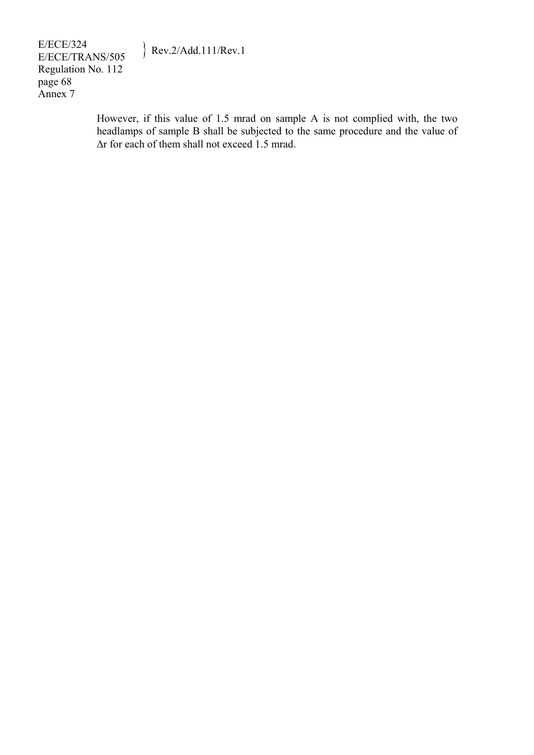However, if this value of 1.5 mrad on sample A is not complied with, the two headlamps of sample B shall be subjected to the same procedure and the value of $\Delta r$ for each of them shall not exceed 1.5 mrad.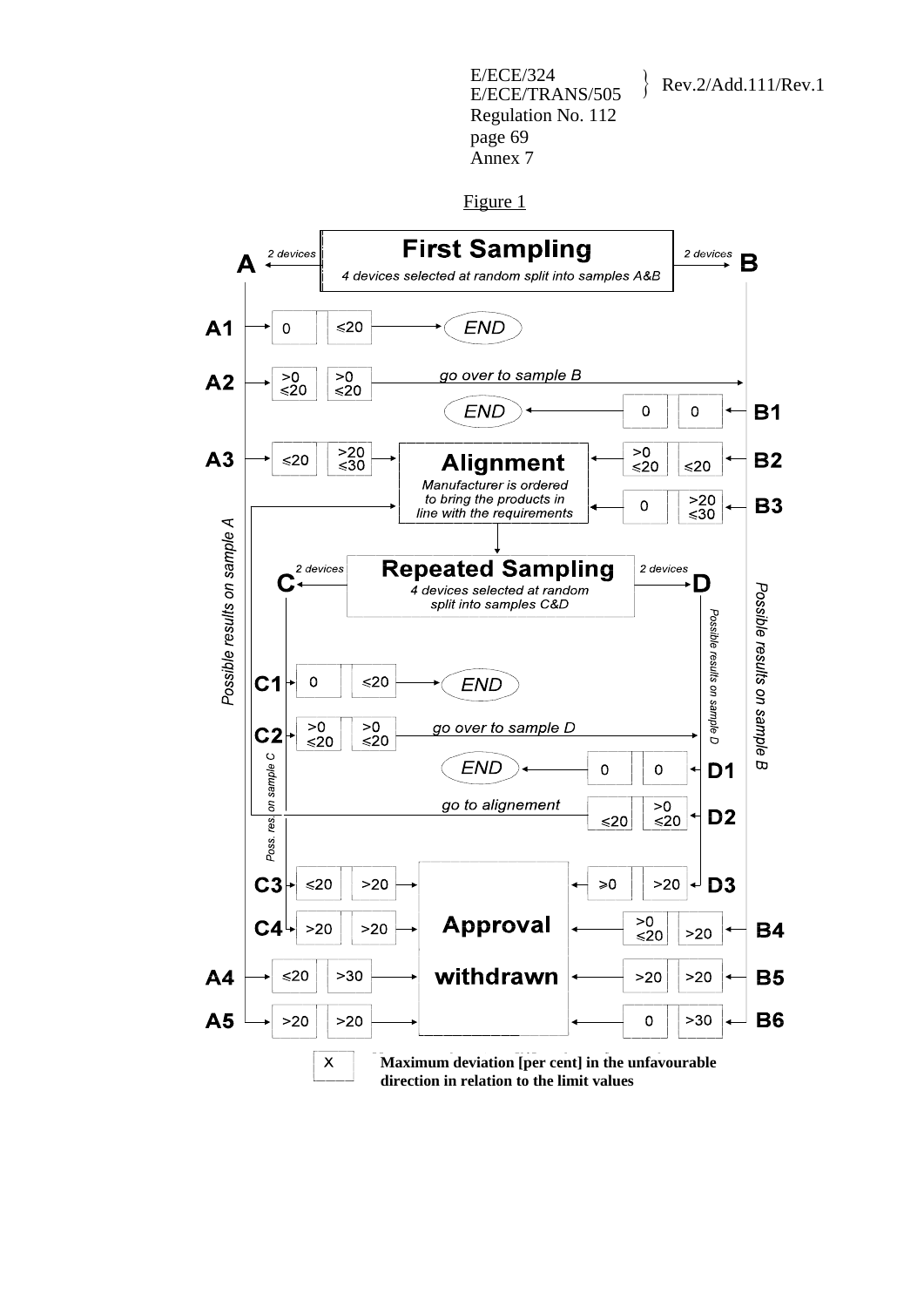Figure 1

First Sampling

4 devices selected at random split into samples A&B

A ← 2 devices | 2 devices → B

| Possible results on sample A | | | Outcome |
|---|---|---|---|
| A1 | 0 | ≤20 | END |
| A2 | >0 ≤20 | >0 ≤20 | go over to sample B |
| A3 | ≤20 | >20 ≤30 | Alignment |
| A4 | ≤20 | >30 | Approval withdrawn |
| A5 | >20 | >20 | Approval withdrawn |

| Possible results on sample B | | | Outcome |
|---|---|---|---|
| B1 | 0 | 0 | END |
| B2 | >0 ≤20 | ≤20 | Alignment |
| B3 | 0 | >20 ≤30 | Alignment |
| B4 | >0 ≤20 | >20 | Approval withdrawn |
| B5 | >20 | >20 | Approval withdrawn |
| B6 | 0 | >30 | Approval withdrawn |

Alignment

*Manufacturer is ordered to bring the products in line with the requirements*

Repeated Sampling

4 devices selected at random split into samples C&D

C ← 2 devices | 2 devices → D

| Possible results on sample C | | | Outcome |
|---|---|---|---|
| C1 | 0 | ≤20 | END |
| C2 | >0 ≤20 | >0 ≤20 | go over to sample D |
| C3 | ≤20 | >20 | Approval withdrawn |
| C4 | >20 | >20 | Approval withdrawn |

| Possible results on sample D | | | Outcome |
|---|---|---|---|
| D1 | 0 | 0 | END |
| D2 | ≤20 | >0 ≤20 | go to alignement |
| D3 | ≥0 | >20 | Approval withdrawn |

X = **Maximum deviation [per cent] in the unfavourable direction in relation to the limit values**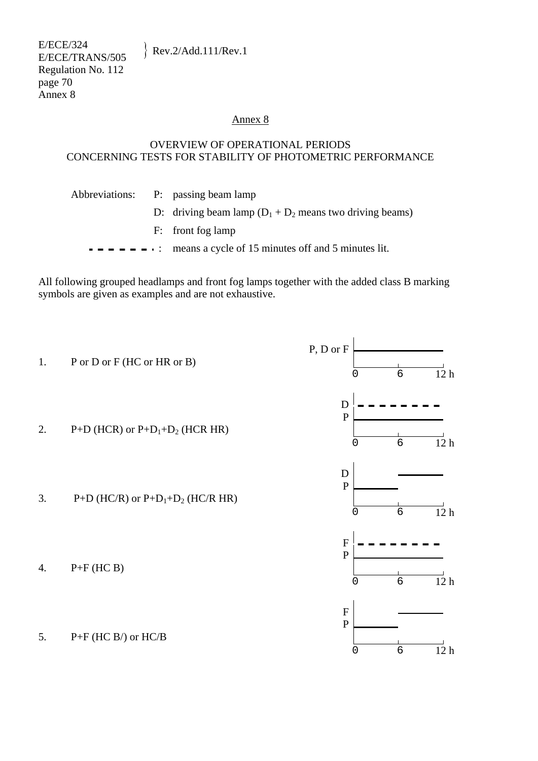## Annex 8

### OVERVIEW OF OPERATIONAL PERIODS CONCERNING TESTS FOR STABILITY OF PHOTOMETRIC PERFORMANCE

Abbreviations:

- P: passing beam lamp
- D: driving beam lamp ($D_1 + D_2$ means two driving beams)
- F: front fog lamp
- - - - - - - - : means a cycle of 15 minutes off and 5 minutes lit.

All following grouped headlamps and front fog lamps together with the added class B marking symbols are given as examples and are not exhaustive.

1. P or D or F (HC or HR or B)

   P, D or F: lit continuously from 0 to 12 h

2. P+D (HCR) or P+$D_1$+$D_2$ (HCR HR)

   D: - - - - - - - - (0 to 12 h)
   P: lit continuously from 0 to 12 h

3. P+D (HC/R) or P+$D_1$+$D_2$ (HC/R HR)

   D: lit from 6 to 12 h
   P: lit from 0 to 6 h

4. P+F (HC B)

   F: - - - - - - - - (0 to 12 h)
   P: lit continuously from 0 to 12 h

5. P+F (HC B/) or HC/B

   F: lit from 6 to 12 h
   P: lit from 0 to 6 h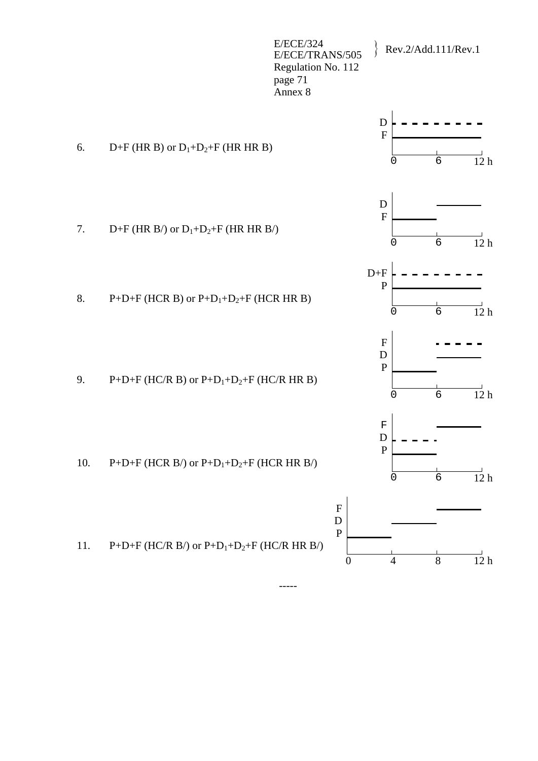6. D+F (HR B) or $D_1$+$D_2$+F (HR HR B)

D
F
0 6 12 h

7. D+F (HR B/) or $D_1$+$D_2$+F (HR HR B/)

D
F
0 6 12 h

8. P+D+F (HCR B) or P+$D_1$+$D_2$+F (HCR HR B)

D+F
P
0 6 12 h

9. P+D+F (HC/R B) or P+$D_1$+$D_2$+F (HC/R HR B)

F
D
P
0 6 12 h

10. P+D+F (HCR B/) or P+$D_1$+$D_2$+F (HCR HR B/)

F
D
P
0 6 12 h

11. P+D+F (HC/R B/) or P+$D_1$+$D_2$+F (HC/R HR B/)

F
D
P
0 4 8 12 h

-----